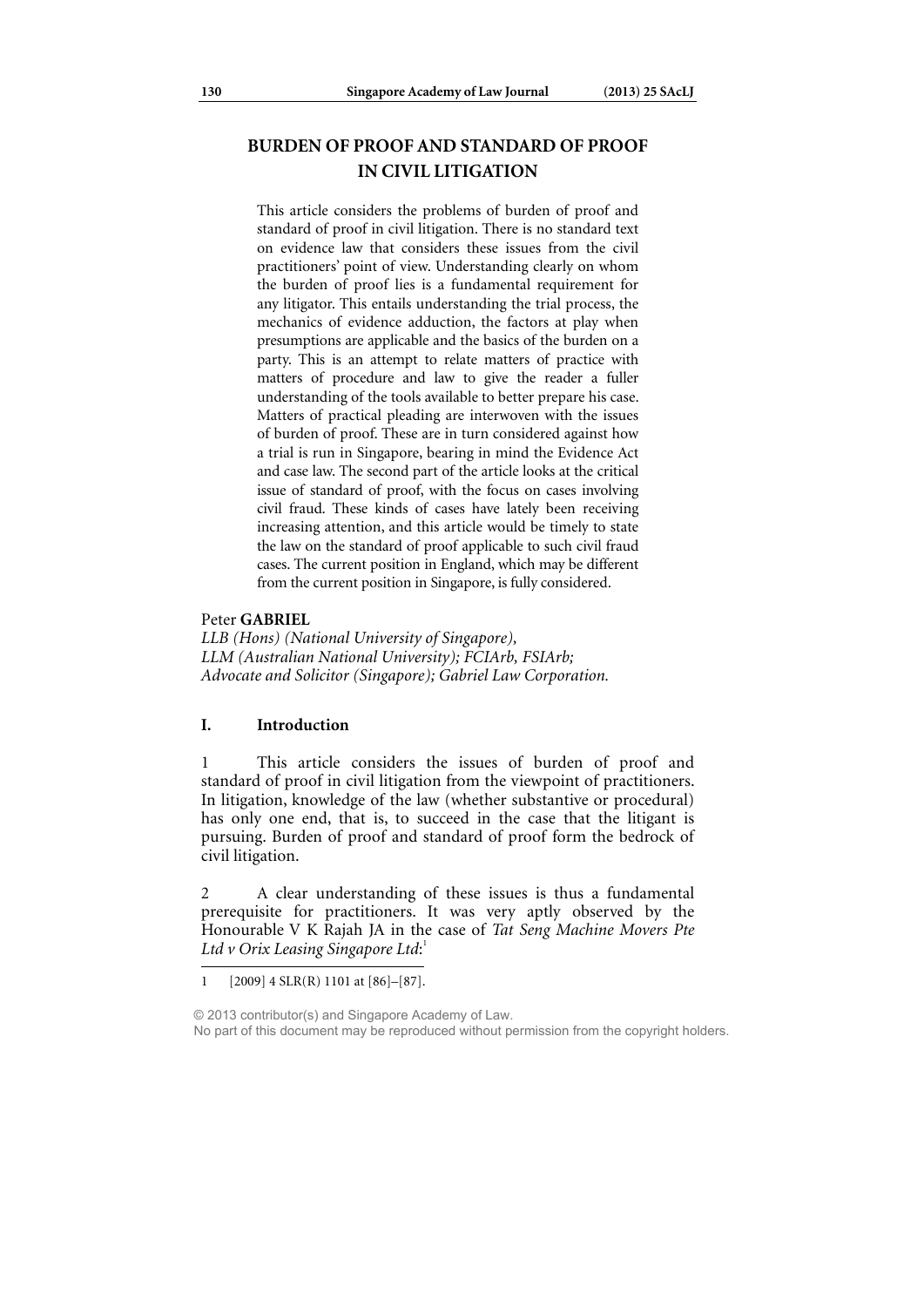# BURDEN OF PROOF AND STANDARD OF PROOF IN CIVIL LITIGATION

This article considers the problems of burden of proof and standard of proof in civil litigation. There is no standard text on evidence law that considers these issues from the civil practitioners' point of view. Understanding clearly on whom the burden of proof lies is a fundamental requirement for any litigator. This entails understanding the trial process, the mechanics of evidence adduction, the factors at play when presumptions are applicable and the basics of the burden on a party. This is an attempt to relate matters of practice with matters of procedure and law to give the reader a fuller understanding of the tools available to better prepare his case. Matters of practical pleading are interwoven with the issues of burden of proof. These are in turn considered against how a trial is run in Singapore, bearing in mind the Evidence Act and case law. The second part of the article looks at the critical issue of standard of proof, with the focus on cases involving civil fraud. These kinds of cases have lately been receiving increasing attention, and this article would be timely to state the law on the standard of proof applicable to such civil fraud cases. The current position in England, which may be different from the current position in Singapore, is fully considered.

Peter **GABRIEL**
*LLB (Hons) (National University of Singapore),*
*LLM (Australian National University); FCIArb, FSIArb;*
*Advocate and Solicitor (Singapore); Gabriel Law Corporation.*

## I. Introduction

1 This article considers the issues of burden of proof and standard of proof in civil litigation from the viewpoint of practitioners. In litigation, knowledge of the law (whether substantive or procedural) has only one end, that is, to succeed in the case that the litigant is pursuing. Burden of proof and standard of proof form the bedrock of civil litigation.

2 A clear understanding of these issues is thus a fundamental prerequisite for practitioners. It was very aptly observed by the Honourable V K Rajah JA in the case of *Tat Seng Machine Movers Pte Ltd v Orix Leasing Singapore Ltd*:[1]

1 [2009] 4 SLR(R) 1101 at [86]–[87].

© 2013 contributor(s) and Singapore Academy of Law.
No part of this document may be reproduced without permission from the copyright holders.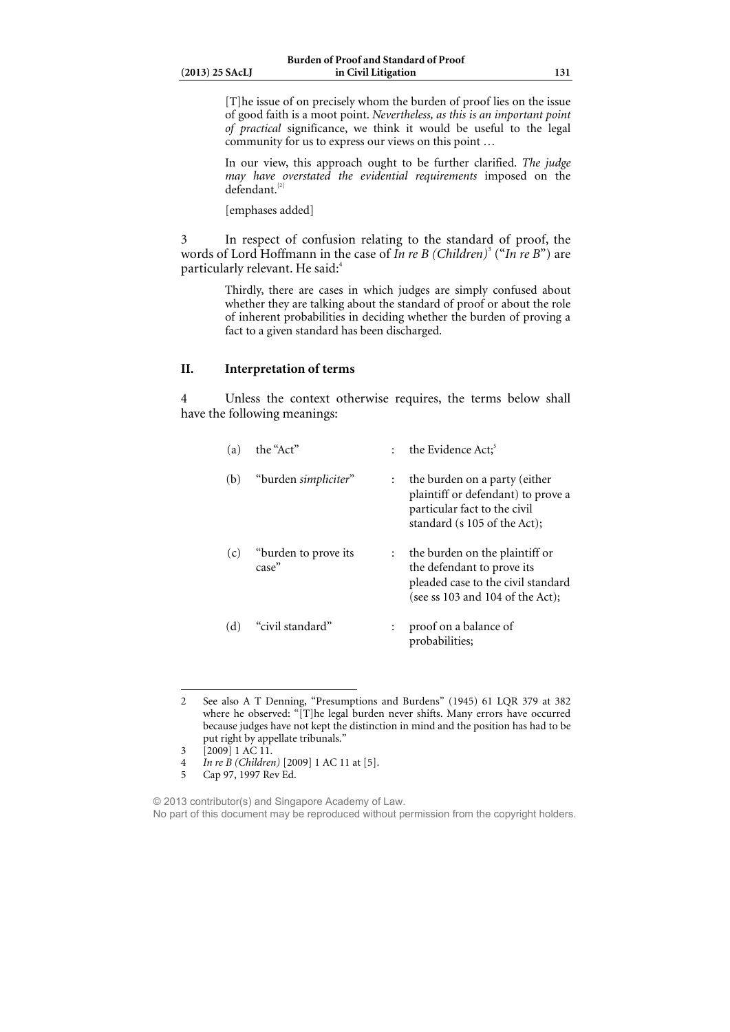> [T]he issue of on precisely whom the burden of proof lies on the issue of good faith is a moot point. *Nevertheless, as this is an important point of practical* significance, we think it would be useful to the legal community for us to express our views on this point …
>
> In our view, this approach ought to be further clarified. *The judge may have overstated the evidential requirements* imposed on the defendant.[2]
>
> [emphases added]

3 In respect of confusion relating to the standard of proof, the words of Lord Hoffmann in the case of *In re B (Children)*[3] ("*In re B*") are particularly relevant. He said:[4]

> Thirdly, there are cases in which judges are simply confused about whether they are talking about the standard of proof or about the role of inherent probabilities in deciding whether the burden of proving a fact to a given standard has been discharged.

## II. Interpretation of terms

4 Unless the context otherwise requires, the terms below shall have the following meanings:

| | | | |
|---|---|---|---|
| (a) | the "Act" | : | the Evidence Act;[5] |
| (b) | "burden *simpliciter*" | : | the burden on a party (either plaintiff or defendant) to prove a particular fact to the civil standard (s 105 of the Act); |
| (c) | "burden to prove its case" | : | the burden on the plaintiff or the defendant to prove its pleaded case to the civil standard (see ss 103 and 104 of the Act); |
| (d) | "civil standard" | : | proof on a balance of probabilities; |

---

2 See also A T Denning, "Presumptions and Burdens" (1945) 61 LQR 379 at 382 where he observed: "[T]he legal burden never shifts. Many errors have occurred because judges have not kept the distinction in mind and the position has had to be put right by appellate tribunals."

3 [2009] 1 AC 11.

4 *In re B (Children)* [2009] 1 AC 11 at [5].

5 Cap 97, 1997 Rev Ed.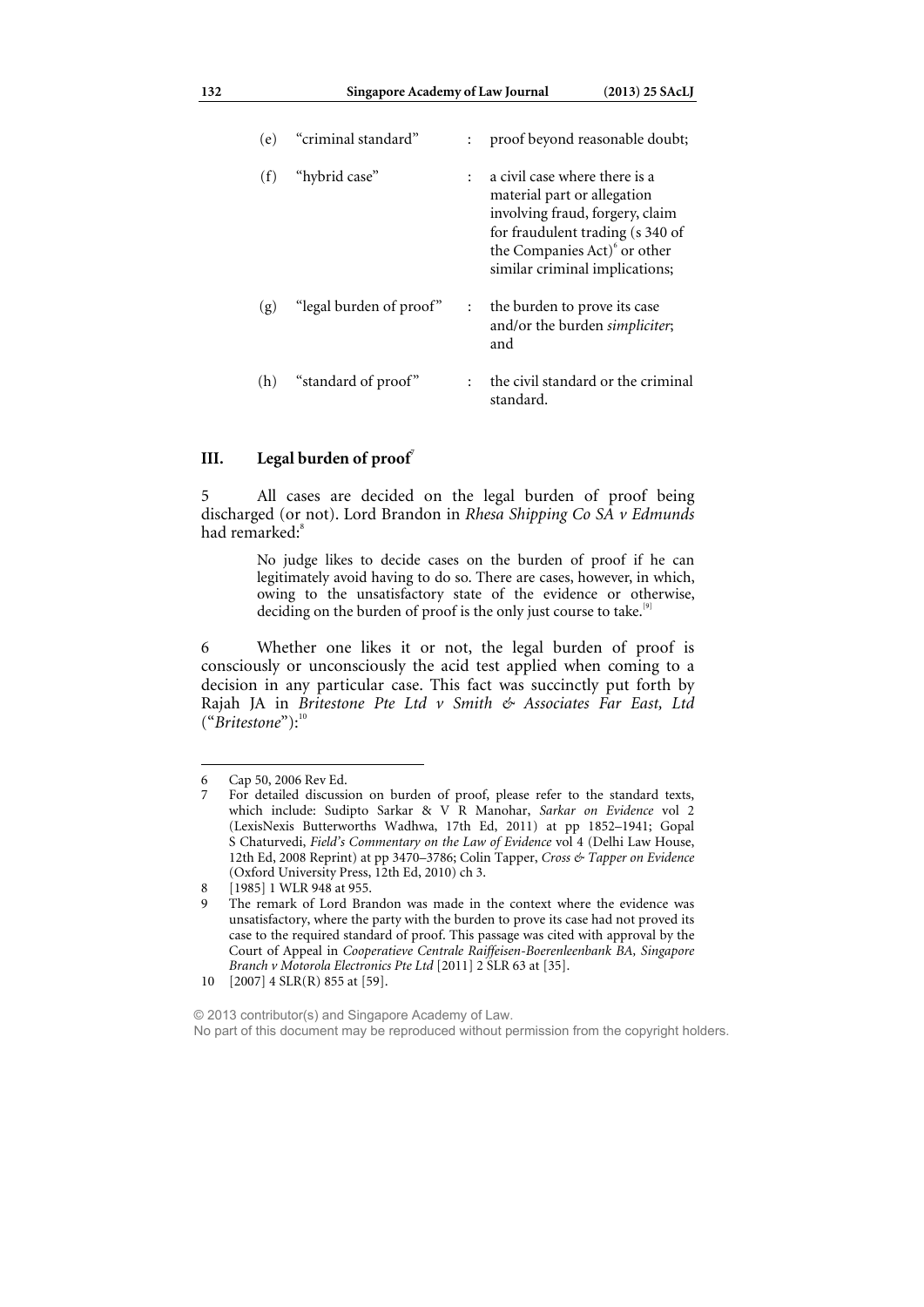(e) "criminal standard" : proof beyond reasonable doubt;

(f) "hybrid case" : a civil case where there is a material part or allegation involving fraud, forgery, claim for fraudulent trading (s 340 of the Companies Act)[6] or other similar criminal implications;

(g) "legal burden of proof" : the burden to prove its case and/or the burden *simpliciter*; and

(h) "standard of proof" : the civil standard or the criminal standard.

## III. Legal burden of proof[7]

5 All cases are decided on the legal burden of proof being discharged (or not). Lord Brandon in *Rhesa Shipping Co SA v Edmunds* had remarked:[8]

> No judge likes to decide cases on the burden of proof if he can legitimately avoid having to do so. There are cases, however, in which, owing to the unsatisfactory state of the evidence or otherwise, deciding on the burden of proof is the only just course to take.[9]

6 Whether one likes it or not, the legal burden of proof is consciously or unconsciously the acid test applied when coming to a decision in any particular case. This fact was succinctly put forth by Rajah JA in *Britestone Pte Ltd v Smith & Associates Far East, Ltd* ("*Britestone*"):[10]

---

6 Cap 50, 2006 Rev Ed.

7 For detailed discussion on burden of proof, please refer to the standard texts, which include: Sudipto Sarkar & V R Manohar, *Sarkar on Evidence* vol 2 (LexisNexis Butterworths Wadhwa, 17th Ed, 2011) at pp 1852–1941; Gopal S Chaturvedi, *Field's Commentary on the Law of Evidence* vol 4 (Delhi Law House, 12th Ed, 2008 Reprint) at pp 3470–3786; Colin Tapper, *Cross & Tapper on Evidence* (Oxford University Press, 12th Ed, 2010) ch 3.

8 [1985] 1 WLR 948 at 955.

9 The remark of Lord Brandon was made in the context where the evidence was unsatisfactory, where the party with the burden to prove its case had not proved its case to the required standard of proof. This passage was cited with approval by the Court of Appeal in *Cooperatieve Centrale Raiffeisen-Boerenleenbank BA, Singapore Branch v Motorola Electronics Pte Ltd* [2011] 2 SLR 63 at [35].

10 [2007] 4 SLR(R) 855 at [59].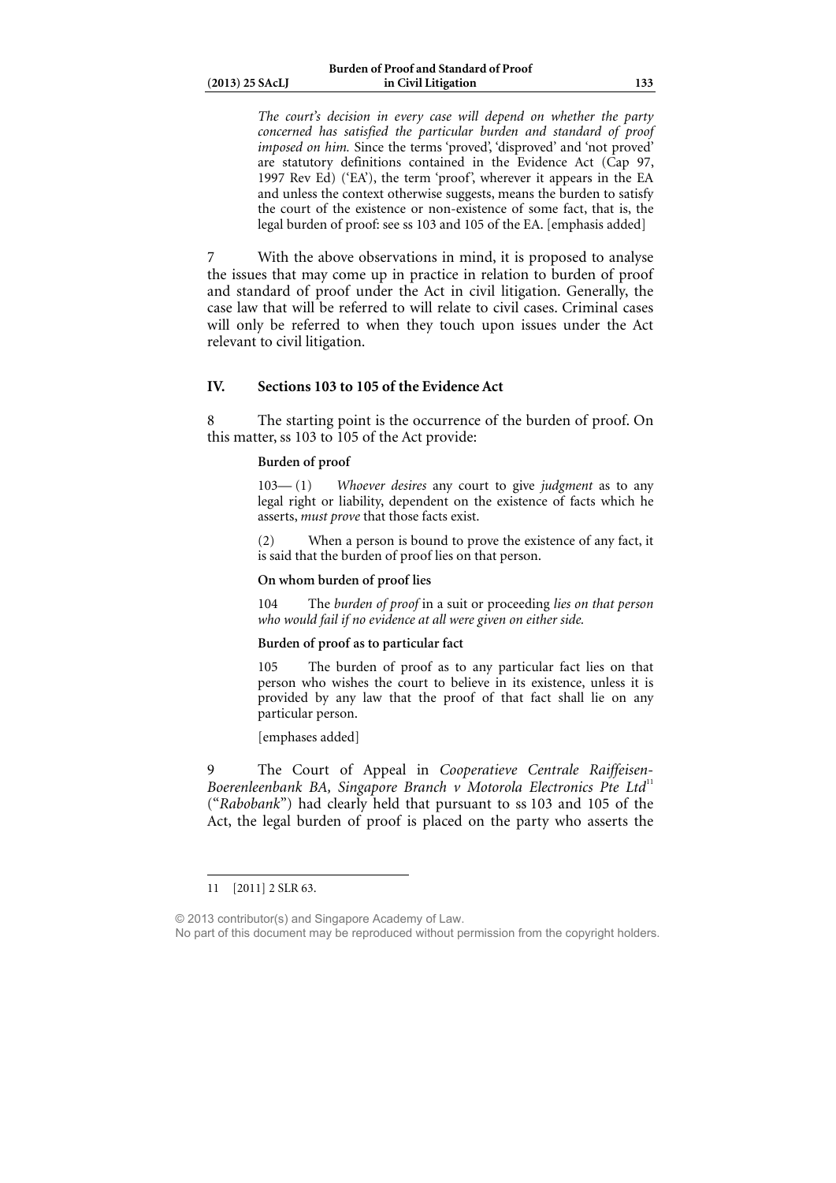> *The court's decision in every case will depend on whether the party concerned has satisfied the particular burden and standard of proof imposed on him.* Since the terms 'proved', 'disproved' and 'not proved' are statutory definitions contained in the Evidence Act (Cap 97, 1997 Rev Ed) ('EA'), the term 'proof', wherever it appears in the EA and unless the context otherwise suggests, means the burden to satisfy the court of the existence or non-existence of some fact, that is, the legal burden of proof: see ss 103 and 105 of the EA. [emphasis added]

7 With the above observations in mind, it is proposed to analyse the issues that may come up in practice in relation to burden of proof and standard of proof under the Act in civil litigation. Generally, the case law that will be referred to will relate to civil cases. Criminal cases will only be referred to when they touch upon issues under the Act relevant to civil litigation.

## IV. Sections 103 to 105 of the Evidence Act

8 The starting point is the occurrence of the burden of proof. On this matter, ss 103 to 105 of the Act provide:

> **Burden of proof**
>
> 103— (1) *Whoever desires* any court to give *judgment* as to any legal right or liability, dependent on the existence of facts which he asserts, *must prove* that those facts exist.
>
> (2) When a person is bound to prove the existence of any fact, it is said that the burden of proof lies on that person.
>
> **On whom burden of proof lies**
>
> 104 The *burden of proof* in a suit or proceeding *lies on that person who would fail if no evidence at all were given on either side.*
>
> **Burden of proof as to particular fact**
>
> 105 The burden of proof as to any particular fact lies on that person who wishes the court to believe in its existence, unless it is provided by any law that the proof of that fact shall lie on any particular person.
>
> [emphases added]

9 The Court of Appeal in *Cooperatieve Centrale Raiffeisen-Boerenleenbank BA, Singapore Branch v Motorola Electronics Pte Ltd*[11] ("*Rabobank*") had clearly held that pursuant to ss 103 and 105 of the Act, the legal burden of proof is placed on the party who asserts the

---

11 [2011] 2 SLR 63.

© 2013 contributor(s) and Singapore Academy of Law.
No part of this document may be reproduced without permission from the copyright holders.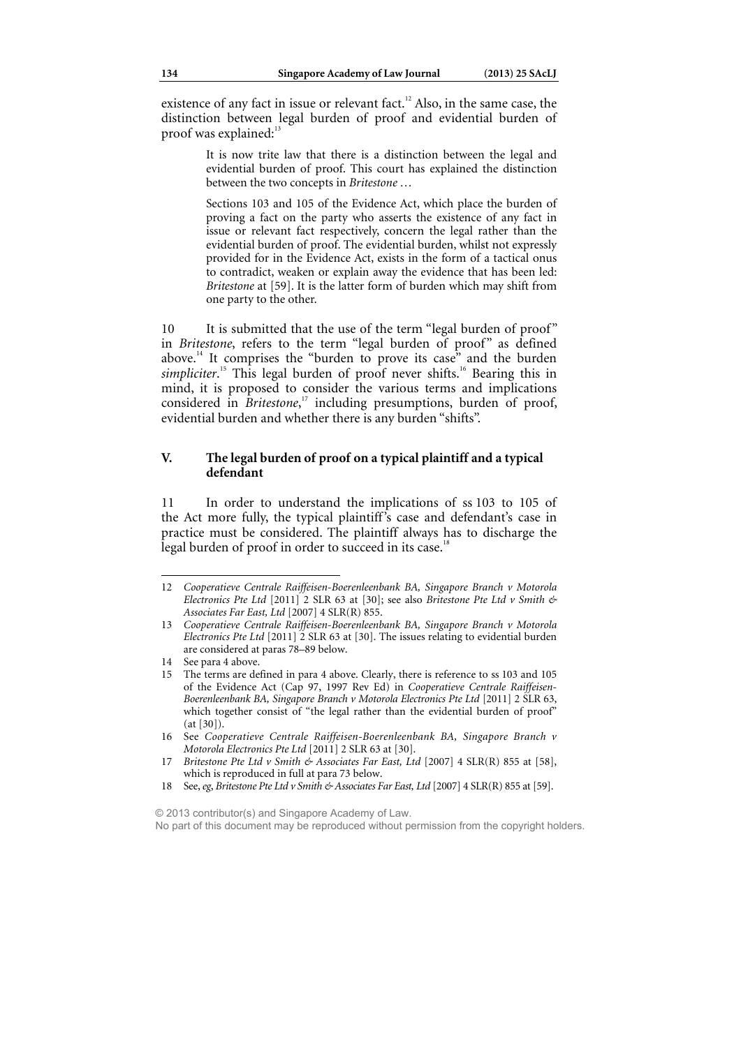existence of any fact in issue or relevant fact.[12] Also, in the same case, the distinction between legal burden of proof and evidential burden of proof was explained:[13]

> It is now trite law that there is a distinction between the legal and evidential burden of proof. This court has explained the distinction between the two concepts in *Britestone* …
>
> Sections 103 and 105 of the Evidence Act, which place the burden of proving a fact on the party who asserts the existence of any fact in issue or relevant fact respectively, concern the legal rather than the evidential burden of proof. The evidential burden, whilst not expressly provided for in the Evidence Act, exists in the form of a tactical onus to contradict, weaken or explain away the evidence that has been led: *Britestone* at [59]. It is the latter form of burden which may shift from one party to the other.

10 It is submitted that the use of the term "legal burden of proof" in *Britestone*, refers to the term "legal burden of proof" as defined above.[14] It comprises the "burden to prove its case" and the burden *simpliciter*.[15] This legal burden of proof never shifts.[16] Bearing this in mind, it is proposed to consider the various terms and implications considered in *Britestone*,[17] including presumptions, burden of proof, evidential burden and whether there is any burden "shifts".

## V. The legal burden of proof on a typical plaintiff and a typical defendant

11 In order to understand the implications of ss 103 to 105 of the Act more fully, the typical plaintiff's case and defendant's case in practice must be considered. The plaintiff always has to discharge the legal burden of proof in order to succeed in its case.[18]

---

12 *Cooperatieve Centrale Raiffeisen-Boerenleenbank BA, Singapore Branch v Motorola Electronics Pte Ltd* [2011] 2 SLR 63 at [30]; see also *Britestone Pte Ltd v Smith & Associates Far East, Ltd* [2007] 4 SLR(R) 855.

13 *Cooperatieve Centrale Raiffeisen-Boerenleenbank BA, Singapore Branch v Motorola Electronics Pte Ltd* [2011] 2 SLR 63 at [30]. The issues relating to evidential burden are considered at paras 78–89 below.

14 See para 4 above.

15 The terms are defined in para 4 above. Clearly, there is reference to ss 103 and 105 of the Evidence Act (Cap 97, 1997 Rev Ed) in *Cooperatieve Centrale Raiffeisen-Boerenleenbank BA, Singapore Branch v Motorola Electronics Pte Ltd* [2011] 2 SLR 63, which together consist of "the legal rather than the evidential burden of proof" (at [30]).

16 See *Cooperatieve Centrale Raiffeisen-Boerenleenbank BA, Singapore Branch v Motorola Electronics Pte Ltd* [2011] 2 SLR 63 at [30].

17 *Britestone Pte Ltd v Smith & Associates Far East, Ltd* [2007] 4 SLR(R) 855 at [58], which is reproduced in full at para 73 below.

18 See, *eg*, *Britestone Pte Ltd v Smith & Associates Far East, Ltd* [2007] 4 SLR(R) 855 at [59].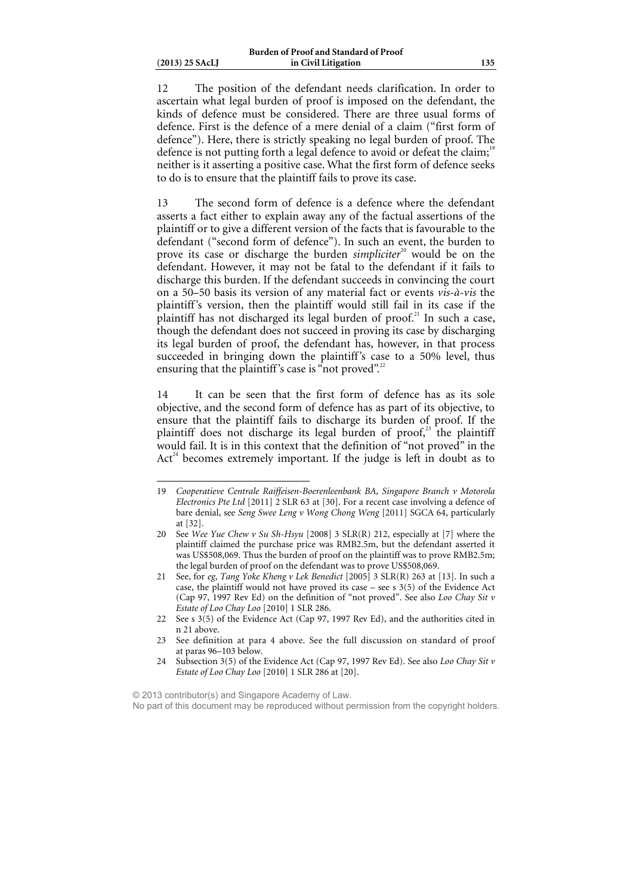12 The position of the defendant needs clarification. In order to ascertain what legal burden of proof is imposed on the defendant, the kinds of defence must be considered. There are three usual forms of defence. First is the defence of a mere denial of a claim ("first form of defence"). Here, there is strictly speaking no legal burden of proof. The defence is not putting forth a legal defence to avoid or defeat the claim;[19] neither is it asserting a positive case. What the first form of defence seeks to do is to ensure that the plaintiff fails to prove its case.

13 The second form of defence is a defence where the defendant asserts a fact either to explain away any of the factual assertions of the plaintiff or to give a different version of the facts that is favourable to the defendant ("second form of defence"). In such an event, the burden to prove its case or discharge the burden *simpliciter*[20] would be on the defendant. However, it may not be fatal to the defendant if it fails to discharge this burden. If the defendant succeeds in convincing the court on a 50–50 basis its version of any material fact or events *vis-à-vis* the plaintiff's version, then the plaintiff would still fail in its case if the plaintiff has not discharged its legal burden of proof.[21] In such a case, though the defendant does not succeed in proving its case by discharging its legal burden of proof, the defendant has, however, in that process succeeded in bringing down the plaintiff's case to a 50% level, thus ensuring that the plaintiff's case is "not proved".[22]

14 It can be seen that the first form of defence has as its sole objective, and the second form of defence has as part of its objective, to ensure that the plaintiff fails to discharge its burden of proof. If the plaintiff does not discharge its legal burden of proof,[23] the plaintiff would fail. It is in this context that the definition of "not proved" in the Act[24] becomes extremely important. If the judge is left in doubt as to

---

19 *Cooperatieve Centrale Raiffeisen-Boerenleenbank BA, Singapore Branch v Motorola Electronics Pte Ltd* [2011] 2 SLR 63 at [30]. For a recent case involving a defence of bare denial, see *Seng Swee Leng v Wong Chong Weng* [2011] SGCA 64, particularly at [32].

20 See *Wee Yue Chew v Su Sh-Hsyu* [2008] 3 SLR(R) 212, especially at [7] where the plaintiff claimed the purchase price was RMB2.5m, but the defendant asserted it was US$508,069. Thus the burden of proof on the plaintiff was to prove RMB2.5m; the legal burden of proof on the defendant was to prove US$508,069.

21 See, for *eg*, *Tang Yoke Kheng v Lek Benedict* [2005] 3 SLR(R) 263 at [13]. In such a case, the plaintiff would not have proved its case – see s 3(5) of the Evidence Act (Cap 97, 1997 Rev Ed) on the definition of "not proved". See also *Loo Chay Sit v Estate of Loo Chay Loo* [2010] 1 SLR 286.

22 See s 3(5) of the Evidence Act (Cap 97, 1997 Rev Ed), and the authorities cited in n 21 above.

23 See definition at para 4 above. See the full discussion on standard of proof at paras 96–103 below.

24 Subsection 3(5) of the Evidence Act (Cap 97, 1997 Rev Ed). See also *Loo Chay Sit v Estate of Loo Chay Loo* [2010] 1 SLR 286 at [20].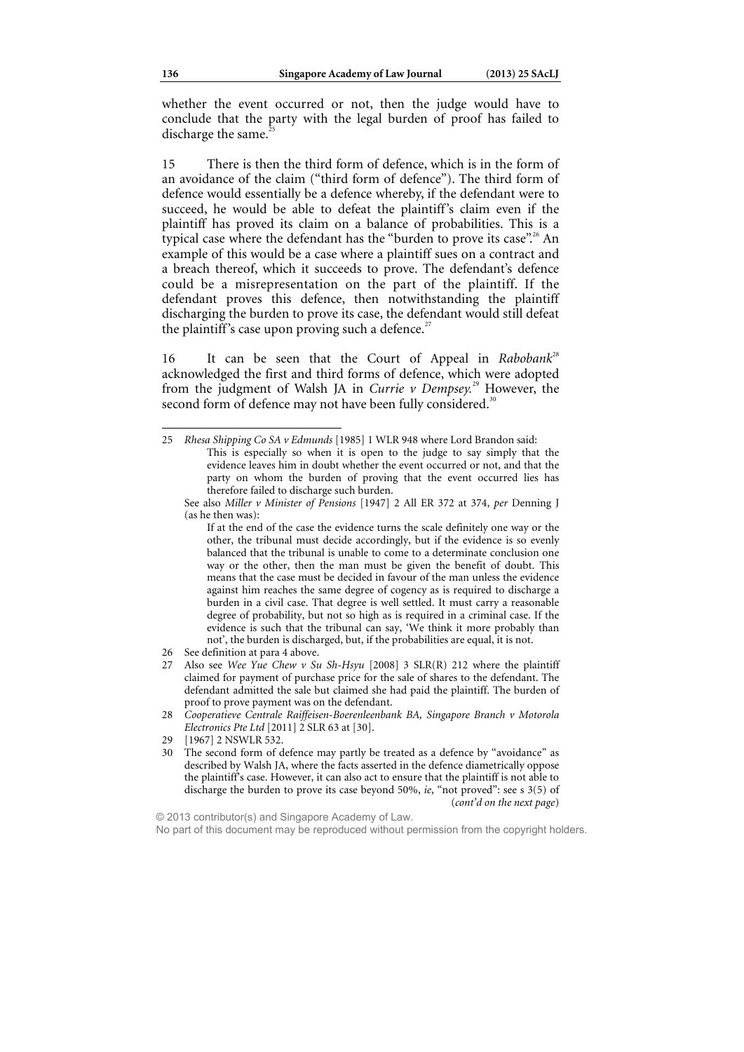whether the event occurred or not, then the judge would have to conclude that the party with the legal burden of proof has failed to discharge the same.[25]

15 There is then the third form of defence, which is in the form of an avoidance of the claim ("third form of defence"). The third form of defence would essentially be a defence whereby, if the defendant were to succeed, he would be able to defeat the plaintiff's claim even if the plaintiff has proved its claim on a balance of probabilities. This is a typical case where the defendant has the "burden to prove its case".[26] An example of this would be a case where a plaintiff sues on a contract and a breach thereof, which it succeeds to prove. The defendant's defence could be a misrepresentation on the part of the plaintiff. If the defendant proves this defence, then notwithstanding the plaintiff discharging the burden to prove its case, the defendant would still defeat the plaintiff's case upon proving such a defence.[27]

16 It can be seen that the Court of Appeal in *Rabobank*[28] acknowledged the first and third forms of defence, which were adopted from the judgment of Walsh JA in *Currie v Dempsey*.[29] However, the second form of defence may not have been fully considered.[30]

---

25 *Rhesa Shipping Co SA v Edmunds* [1985] 1 WLR 948 where Lord Brandon said:

> This is especially so when it is open to the judge to say simply that the evidence leaves him in doubt whether the event occurred or not, and that the party on whom the burden of proving that the event occurred lies has therefore failed to discharge such burden.

See also *Miller v Minister of Pensions* [1947] 2 All ER 372 at 374, *per* Denning J (as he then was):

> If at the end of the case the evidence turns the scale definitely one way or the other, the tribunal must decide accordingly, but if the evidence is so evenly balanced that the tribunal is unable to come to a determinate conclusion one way or the other, then the man must be given the benefit of doubt. This means that the case must be decided in favour of the man unless the evidence against him reaches the same degree of cogency as is required to discharge a burden in a civil case. That degree is well settled. It must carry a reasonable degree of probability, but not so high as is required in a criminal case. If the evidence is such that the tribunal can say, 'We think it more probably than not', the burden is discharged, but, if the probabilities are equal, it is not.

26 See definition at para 4 above.

27 Also see *Wee Yue Chew v Su Sh-Hsyu* [2008] 3 SLR(R) 212 where the plaintiff claimed for payment of purchase price for the sale of shares to the defendant. The defendant admitted the sale but claimed she had paid the plaintiff. The burden of proof to prove payment was on the defendant.

28 *Cooperatieve Centrale Raiffeisen-Boerenleenbank BA, Singapore Branch v Motorola Electronics Pte Ltd* [2011] 2 SLR 63 at [30].

29 [1967] 2 NSWLR 532.

30 The second form of defence may partly be treated as a defence by "avoidance" as described by Walsh JA, where the facts asserted in the defence diametrically oppose the plaintiff's case. However, it can also act to ensure that the plaintiff is not able to discharge the burden to prove its case beyond 50%, *ie*, "not proved": see s 3(5) of (*cont'd on the next page*)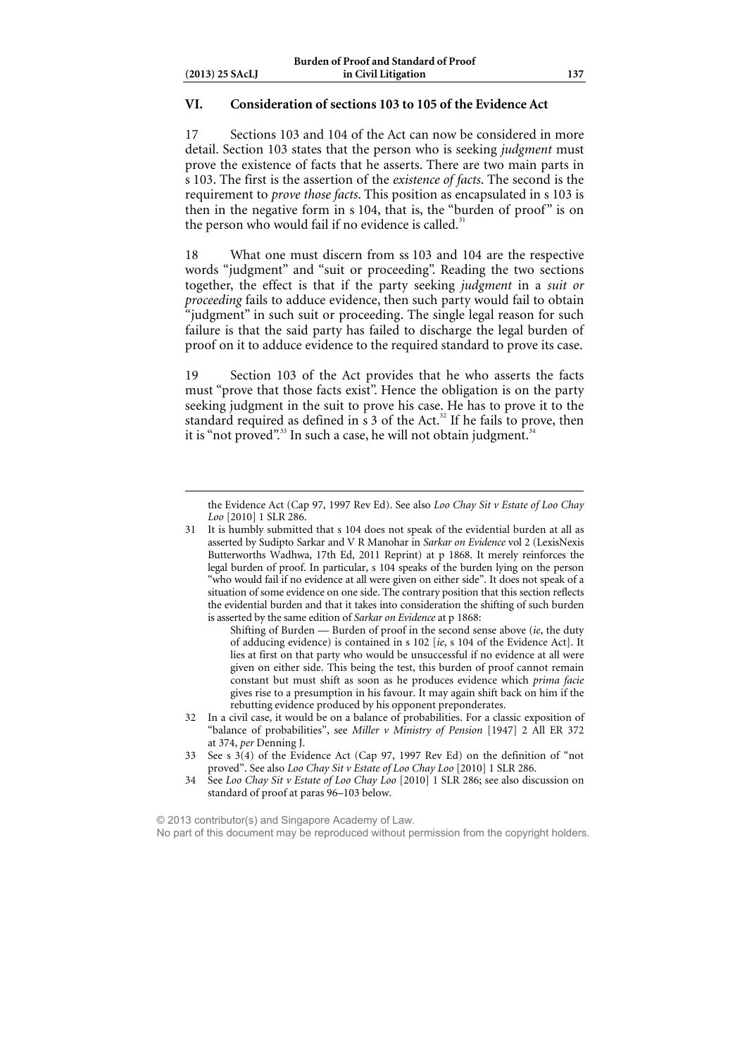## VI. Consideration of sections 103 to 105 of the Evidence Act

17 Sections 103 and 104 of the Act can now be considered in more detail. Section 103 states that the person who is seeking *judgment* must prove the existence of facts that he asserts. There are two main parts in s 103. The first is the assertion of the *existence of facts*. The second is the requirement to *prove those facts*. This position as encapsulated in s 103 is then in the negative form in s 104, that is, the "burden of proof" is on the person who would fail if no evidence is called.[31]

18 What one must discern from ss 103 and 104 are the respective words "judgment" and "suit or proceeding". Reading the two sections together, the effect is that if the party seeking *judgment* in a *suit or proceeding* fails to adduce evidence, then such party would fail to obtain "judgment" in such suit or proceeding. The single legal reason for such failure is that the said party has failed to discharge the legal burden of proof on it to adduce evidence to the required standard to prove its case.

19 Section 103 of the Act provides that he who asserts the facts must "prove that those facts exist". Hence the obligation is on the party seeking judgment in the suit to prove his case. He has to prove it to the standard required as defined in s 3 of the Act.[32] If he fails to prove, then it is "not proved".[33] In such a case, he will not obtain judgment.[34]

---

the Evidence Act (Cap 97, 1997 Rev Ed). See also *Loo Chay Sit v Estate of Loo Chay Loo* [2010] 1 SLR 286.

31 It is humbly submitted that s 104 does not speak of the evidential burden at all as asserted by Sudipto Sarkar and V R Manohar in *Sarkar on Evidence* vol 2 (LexisNexis Butterworths Wadhwa, 17th Ed, 2011 Reprint) at p 1868. It merely reinforces the legal burden of proof. In particular, s 104 speaks of the burden lying on the person "who would fail if no evidence at all were given on either side". It does not speak of a situation of some evidence on one side. The contrary position that this section reflects the evidential burden and that it takes into consideration the shifting of such burden is asserted by the same edition of *Sarkar on Evidence* at p 1868:

> Shifting of Burden — Burden of proof in the second sense above (*ie*, the duty of adducing evidence) is contained in s 102 [*ie*, s 104 of the Evidence Act]. It lies at first on that party who would be unsuccessful if no evidence at all were given on either side. This being the test, this burden of proof cannot remain constant but must shift as soon as he produces evidence which *prima facie* gives rise to a presumption in his favour. It may again shift back on him if the rebutting evidence produced by his opponent preponderates.

32 In a civil case, it would be on a balance of probabilities. For a classic exposition of "balance of probabilities", see *Miller v Ministry of Pension* [1947] 2 All ER 372 at 374, *per* Denning J.

33 See s 3(4) of the Evidence Act (Cap 97, 1997 Rev Ed) on the definition of "not proved". See also *Loo Chay Sit v Estate of Loo Chay Loo* [2010] 1 SLR 286.

34 See *Loo Chay Sit v Estate of Loo Chay Loo* [2010] 1 SLR 286; see also discussion on standard of proof at paras 96–103 below.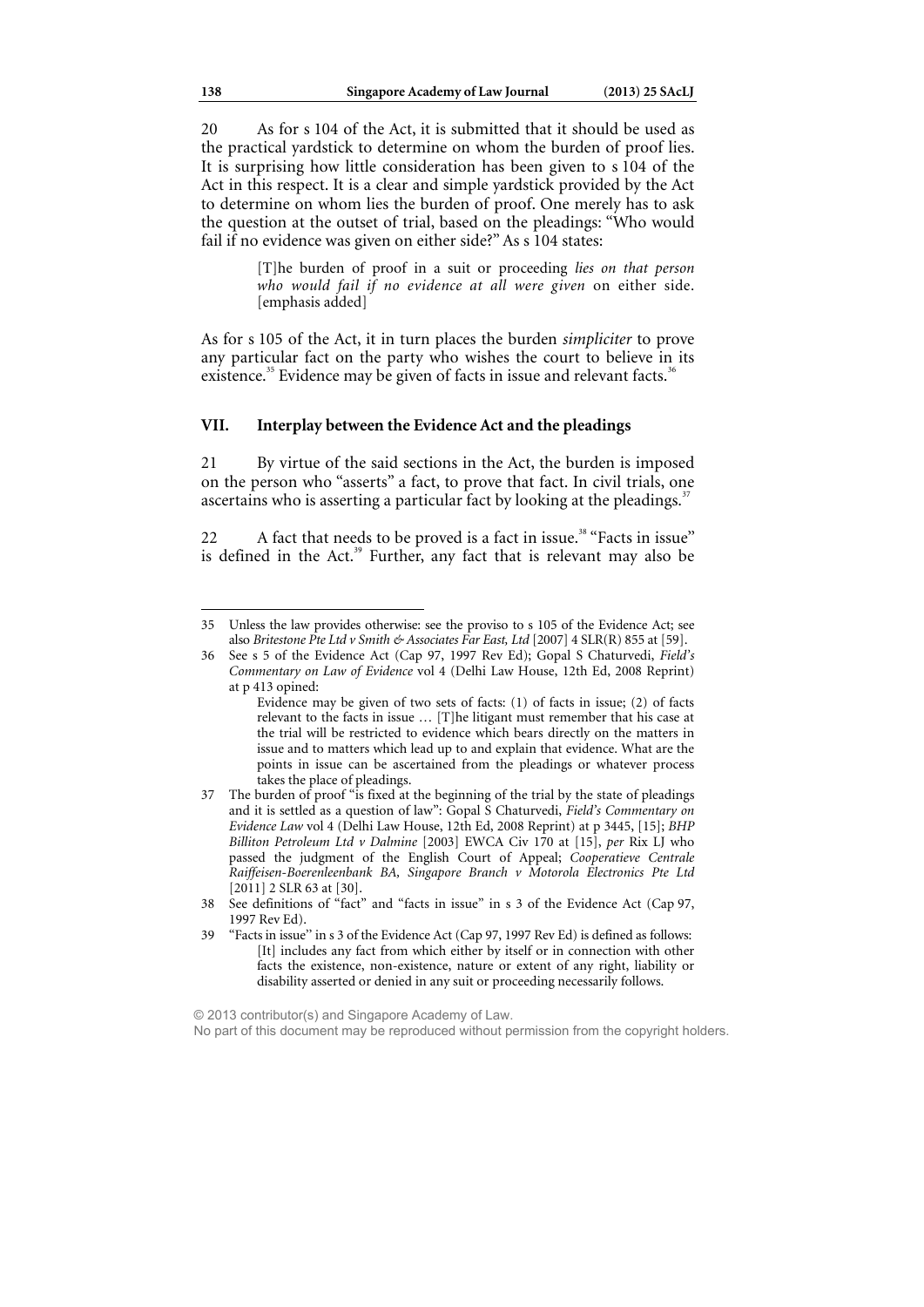20 As for s 104 of the Act, it is submitted that it should be used as the practical yardstick to determine on whom the burden of proof lies. It is surprising how little consideration has been given to s 104 of the Act in this respect. It is a clear and simple yardstick provided by the Act to determine on whom lies the burden of proof. One merely has to ask the question at the outset of trial, based on the pleadings: "Who would fail if no evidence was given on either side?" As s 104 states:

> [T]he burden of proof in a suit or proceeding *lies on that person who would fail if no evidence at all were given* on either side. [emphasis added]

As for s 105 of the Act, it in turn places the burden *simpliciter* to prove any particular fact on the party who wishes the court to believe in its existence.[35] Evidence may be given of facts in issue and relevant facts.[36]

## VII. Interplay between the Evidence Act and the pleadings

21 By virtue of the said sections in the Act, the burden is imposed on the person who "asserts" a fact, to prove that fact. In civil trials, one ascertains who is asserting a particular fact by looking at the pleadings.[37]

22 A fact that needs to be proved is a fact in issue.[38] "Facts in issue" is defined in the Act.[39] Further, any fact that is relevant may also be

---

35 Unless the law provides otherwise: see the proviso to s 105 of the Evidence Act; see also *Britestone Pte Ltd v Smith & Associates Far East, Ltd* [2007] 4 SLR(R) 855 at [59].

36 See s 5 of the Evidence Act (Cap 97, 1997 Rev Ed); Gopal S Chaturvedi, *Field's Commentary on Law of Evidence* vol 4 (Delhi Law House, 12th Ed, 2008 Reprint) at p 413 opined:

> Evidence may be given of two sets of facts: (1) of facts in issue; (2) of facts relevant to the facts in issue … [T]he litigant must remember that his case at the trial will be restricted to evidence which bears directly on the matters in issue and to matters which lead up to and explain that evidence. What are the points in issue can be ascertained from the pleadings or whatever process takes the place of pleadings.

37 The burden of proof "is fixed at the beginning of the trial by the state of pleadings and it is settled as a question of law": Gopal S Chaturvedi, *Field's Commentary on Evidence Law* vol 4 (Delhi Law House, 12th Ed, 2008 Reprint) at p 3445, [15]; *BHP Billiton Petroleum Ltd v Dalmine* [2003] EWCA Civ 170 at [15], *per* Rix LJ who passed the judgment of the English Court of Appeal; *Cooperatieve Centrale Raiffeisen-Boerenleenbank BA, Singapore Branch v Motorola Electronics Pte Ltd* [2011] 2 SLR 63 at [30].

38 See definitions of "fact" and "facts in issue" in s 3 of the Evidence Act (Cap 97, 1997 Rev Ed).

39 "Facts in issue" in s 3 of the Evidence Act (Cap 97, 1997 Rev Ed) is defined as follows:

> [It] includes any fact from which either by itself or in connection with other facts the existence, non-existence, nature or extent of any right, liability or disability asserted or denied in any suit or proceeding necessarily follows.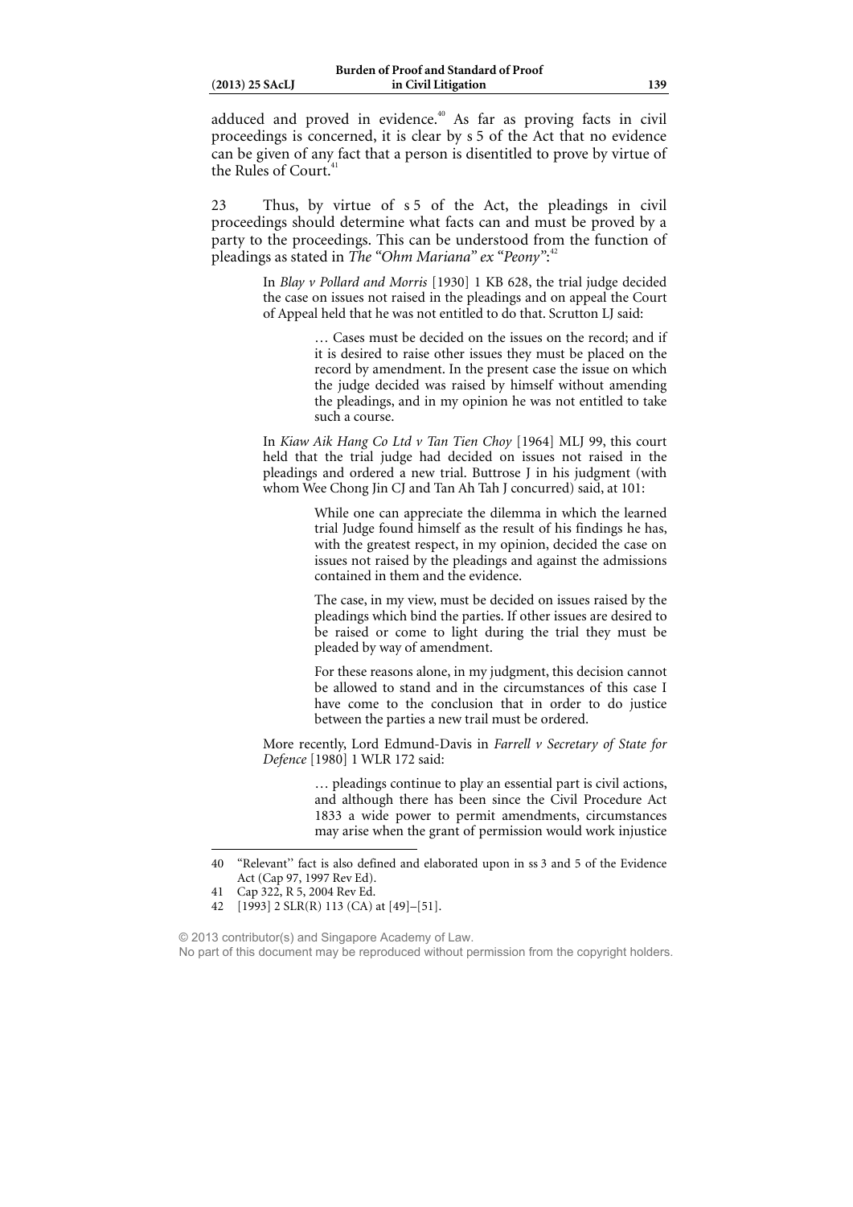adduced and proved in evidence.[40] As far as proving facts in civil proceedings is concerned, it is clear by s 5 of the Act that no evidence can be given of any fact that a person is disentitled to prove by virtue of the Rules of Court.[41]

23 Thus, by virtue of s 5 of the Act, the pleadings in civil proceedings should determine what facts can and must be proved by a party to the proceedings. This can be understood from the function of pleadings as stated in *The "Ohm Mariana" ex "Peony"*:[42]

> In *Blay v Pollard and Morris* [1930] 1 KB 628, the trial judge decided the case on issues not raised in the pleadings and on appeal the Court of Appeal held that he was not entitled to do that. Scrutton LJ said:
>
> > … Cases must be decided on the issues on the record; and if it is desired to raise other issues they must be placed on the record by amendment. In the present case the issue on which the judge decided was raised by himself without amending the pleadings, and in my opinion he was not entitled to take such a course.
>
> In *Kiaw Aik Hang Co Ltd v Tan Tien Choy* [1964] MLJ 99, this court held that the trial judge had decided on issues not raised in the pleadings and ordered a new trial. Buttrose J in his judgment (with whom Wee Chong Jin CJ and Tan Ah Tah J concurred) said, at 101:
>
> > While one can appreciate the dilemma in which the learned trial Judge found himself as the result of his findings he has, with the greatest respect, in my opinion, decided the case on issues not raised by the pleadings and against the admissions contained in them and the evidence.
> >
> > The case, in my view, must be decided on issues raised by the pleadings which bind the parties. If other issues are desired to be raised or come to light during the trial they must be pleaded by way of amendment.
> >
> > For these reasons alone, in my judgment, this decision cannot be allowed to stand and in the circumstances of this case I have come to the conclusion that in order to do justice between the parties a new trail must be ordered.
>
> More recently, Lord Edmund-Davis in *Farrell v Secretary of State for Defence* [1980] 1 WLR 172 said:
>
> > … pleadings continue to play an essential part is civil actions, and although there has been since the Civil Procedure Act 1833 a wide power to permit amendments, circumstances may arise when the grant of permission would work injustice

---

40 "Relevant" fact is also defined and elaborated upon in ss 3 and 5 of the Evidence Act (Cap 97, 1997 Rev Ed).

41 Cap 322, R 5, 2004 Rev Ed.

42 [1993] 2 SLR(R) 113 (CA) at [49]–[51].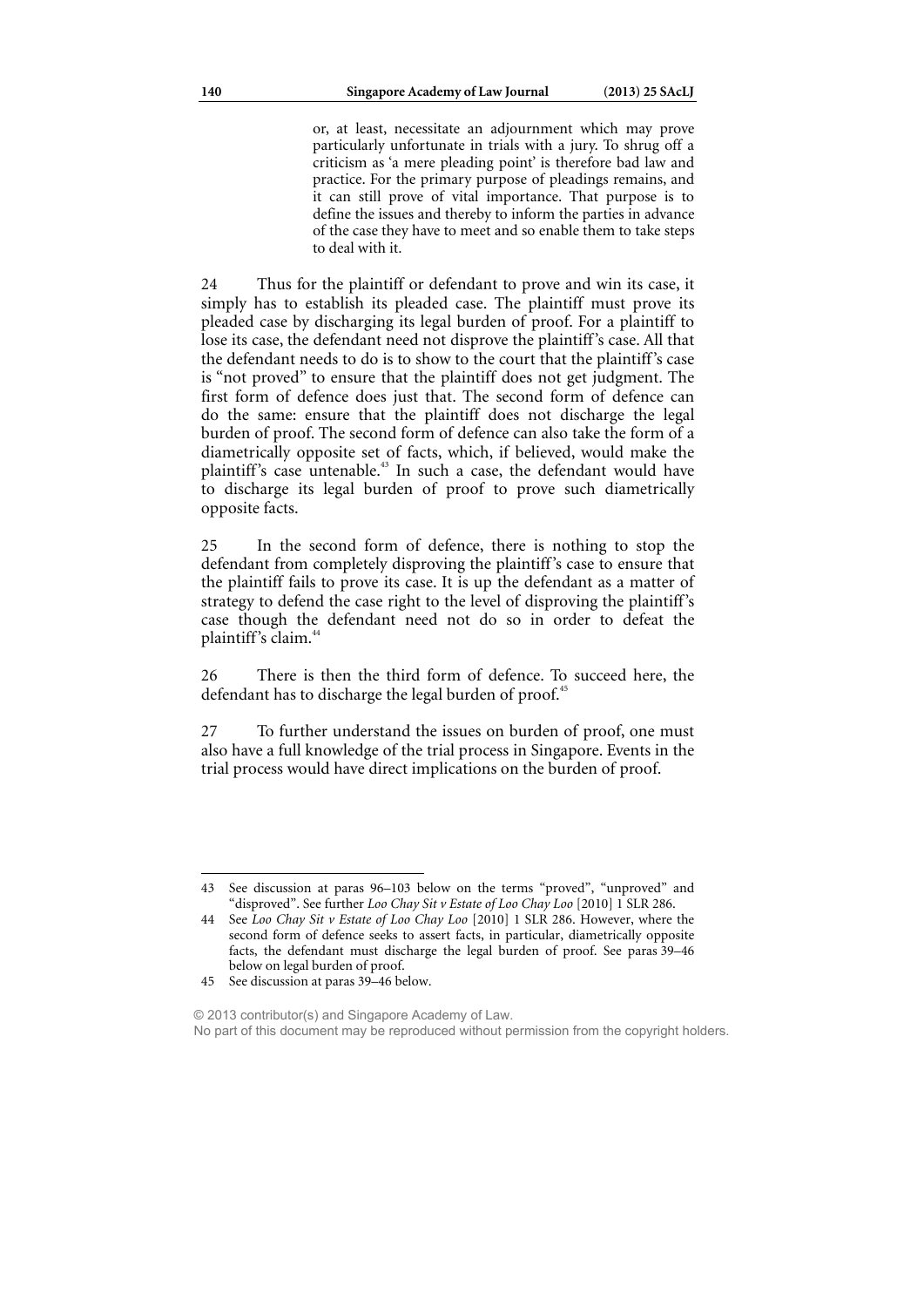> or, at least, necessitate an adjournment which may prove particularly unfortunate in trials with a jury. To shrug off a criticism as 'a mere pleading point' is therefore bad law and practice. For the primary purpose of pleadings remains, and it can still prove of vital importance. That purpose is to define the issues and thereby to inform the parties in advance of the case they have to meet and so enable them to take steps to deal with it.

24 Thus for the plaintiff or defendant to prove and win its case, it simply has to establish its pleaded case. The plaintiff must prove its pleaded case by discharging its legal burden of proof. For a plaintiff to lose its case, the defendant need not disprove the plaintiff's case. All that the defendant needs to do is to show to the court that the plaintiff's case is "not proved" to ensure that the plaintiff does not get judgment. The first form of defence does just that. The second form of defence can do the same: ensure that the plaintiff does not discharge the legal burden of proof. The second form of defence can also take the form of a diametrically opposite set of facts, which, if believed, would make the plaintiff's case untenable.[43] In such a case, the defendant would have to discharge its legal burden of proof to prove such diametrically opposite facts.

25 In the second form of defence, there is nothing to stop the defendant from completely disproving the plaintiff's case to ensure that the plaintiff fails to prove its case. It is up the defendant as a matter of strategy to defend the case right to the level of disproving the plaintiff's case though the defendant need not do so in order to defeat the plaintiff's claim.[44]

26 There is then the third form of defence. To succeed here, the defendant has to discharge the legal burden of proof.[45]

27 To further understand the issues on burden of proof, one must also have a full knowledge of the trial process in Singapore. Events in the trial process would have direct implications on the burden of proof.

---

43 See discussion at paras 96–103 below on the terms "proved", "unproved" and "disproved". See further *Loo Chay Sit v Estate of Loo Chay Loo* [2010] 1 SLR 286.

44 See *Loo Chay Sit v Estate of Loo Chay Loo* [2010] 1 SLR 286. However, where the second form of defence seeks to assert facts, in particular, diametrically opposite facts, the defendant must discharge the legal burden of proof. See paras 39–46 below on legal burden of proof.

45 See discussion at paras 39–46 below.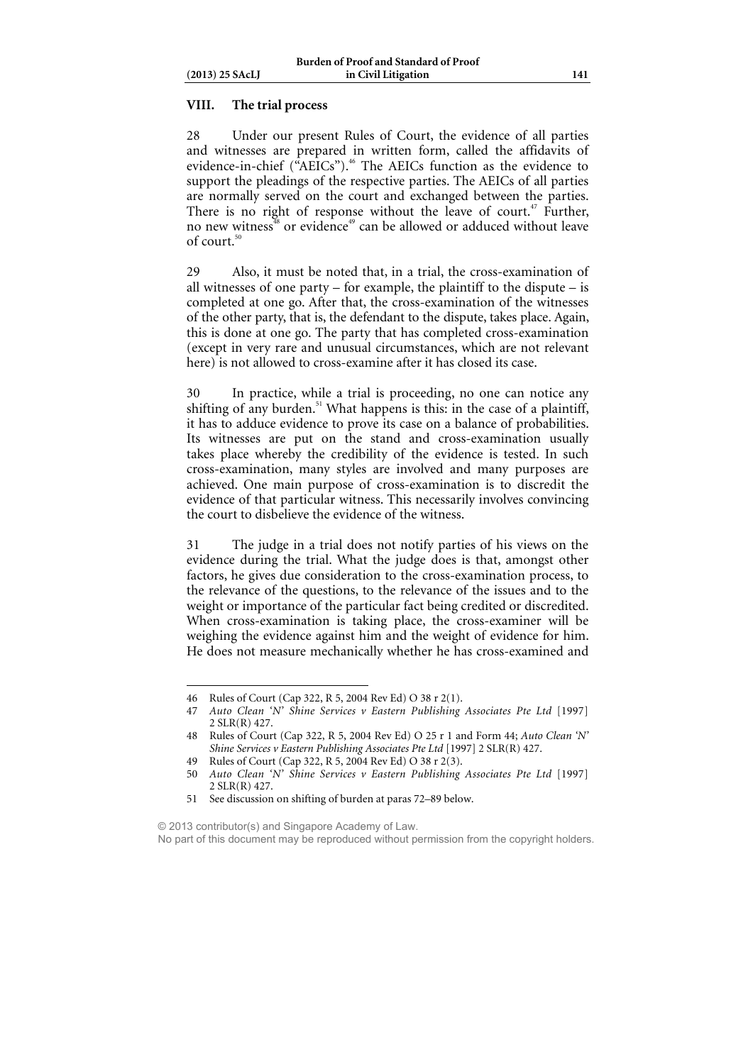## VIII. The trial process

28 Under our present Rules of Court, the evidence of all parties and witnesses are prepared in written form, called the affidavits of evidence-in-chief ("AEICs").[46] The AEICs function as the evidence to support the pleadings of the respective parties. The AEICs of all parties are normally served on the court and exchanged between the parties. There is no right of response without the leave of court.[47] Further, no new witness[48] or evidence[49] can be allowed or adduced without leave of court.[50]

29 Also, it must be noted that, in a trial, the cross-examination of all witnesses of one party – for example, the plaintiff to the dispute – is completed at one go. After that, the cross-examination of the witnesses of the other party, that is, the defendant to the dispute, takes place. Again, this is done at one go. The party that has completed cross-examination (except in very rare and unusual circumstances, which are not relevant here) is not allowed to cross-examine after it has closed its case.

30 In practice, while a trial is proceeding, no one can notice any shifting of any burden.[51] What happens is this: in the case of a plaintiff, it has to adduce evidence to prove its case on a balance of probabilities. Its witnesses are put on the stand and cross-examination usually takes place whereby the credibility of the evidence is tested. In such cross-examination, many styles are involved and many purposes are achieved. One main purpose of cross-examination is to discredit the evidence of that particular witness. This necessarily involves convincing the court to disbelieve the evidence of the witness.

31 The judge in a trial does not notify parties of his views on the evidence during the trial. What the judge does is that, amongst other factors, he gives due consideration to the cross-examination process, to the relevance of the questions, to the relevance of the issues and to the weight or importance of the particular fact being credited or discredited. When cross-examination is taking place, the cross-examiner will be weighing the evidence against him and the weight of evidence for him. He does not measure mechanically whether he has cross-examined and

---

46 Rules of Court (Cap 322, R 5, 2004 Rev Ed) O 38 r 2(1).

47 *Auto Clean 'N' Shine Services v Eastern Publishing Associates Pte Ltd* [1997] 2 SLR(R) 427.

48 Rules of Court (Cap 322, R 5, 2004 Rev Ed) O 25 r 1 and Form 44; *Auto Clean 'N' Shine Services v Eastern Publishing Associates Pte Ltd* [1997] 2 SLR(R) 427.

49 Rules of Court (Cap 322, R 5, 2004 Rev Ed) O 38 r 2(3).

50 *Auto Clean 'N' Shine Services v Eastern Publishing Associates Pte Ltd* [1997] 2 SLR(R) 427.

51 See discussion on shifting of burden at paras 72–89 below.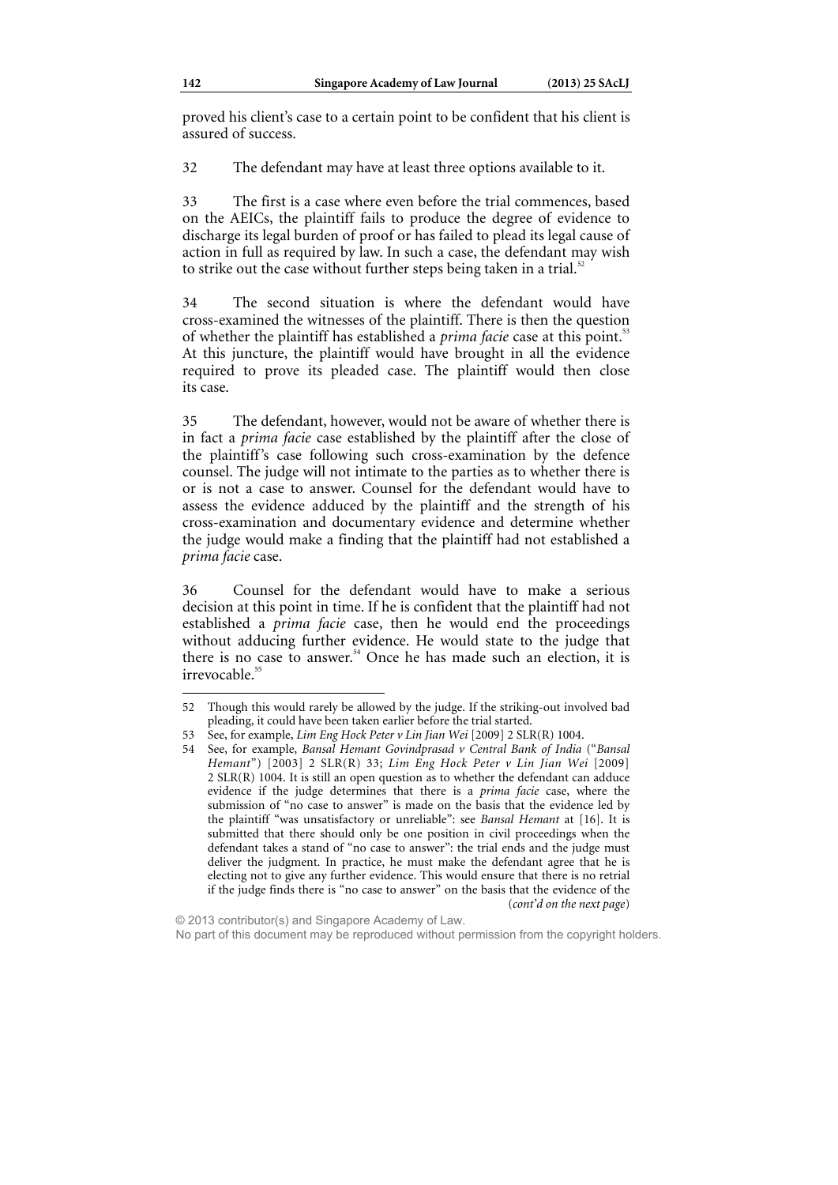proved his client's case to a certain point to be confident that his client is assured of success.

32 The defendant may have at least three options available to it.

33 The first is a case where even before the trial commences, based on the AEICs, the plaintiff fails to produce the degree of evidence to discharge its legal burden of proof or has failed to plead its legal cause of action in full as required by law. In such a case, the defendant may wish to strike out the case without further steps being taken in a trial.[52]

34 The second situation is where the defendant would have cross-examined the witnesses of the plaintiff. There is then the question of whether the plaintiff has established a *prima facie* case at this point.[53] At this juncture, the plaintiff would have brought in all the evidence required to prove its pleaded case. The plaintiff would then close its case.

35 The defendant, however, would not be aware of whether there is in fact a *prima facie* case established by the plaintiff after the close of the plaintiff's case following such cross-examination by the defence counsel. The judge will not intimate to the parties as to whether there is or is not a case to answer. Counsel for the defendant would have to assess the evidence adduced by the plaintiff and the strength of his cross-examination and documentary evidence and determine whether the judge would make a finding that the plaintiff had not established a *prima facie* case.

36 Counsel for the defendant would have to make a serious decision at this point in time. If he is confident that the plaintiff had not established a *prima facie* case, then he would end the proceedings without adducing further evidence. He would state to the judge that there is no case to answer.[54] Once he has made such an election, it is irrevocable.[55]

---

52 Though this would rarely be allowed by the judge. If the striking-out involved bad pleading, it could have been taken earlier before the trial started.

53 See, for example, *Lim Eng Hock Peter v Lin Jian Wei* [2009] 2 SLR(R) 1004.

54 See, for example, *Bansal Hemant Govindprasad v Central Bank of India* ("*Bansal Hemant*") [2003] 2 SLR(R) 33; *Lim Eng Hock Peter v Lin Jian Wei* [2009] 2 SLR(R) 1004. It is still an open question as to whether the defendant can adduce evidence if the judge determines that there is a *prima facie* case, where the submission of "no case to answer" is made on the basis that the evidence led by the plaintiff "was unsatisfactory or unreliable": see *Bansal Hemant* at [16]. It is submitted that there should only be one position in civil proceedings when the defendant takes a stand of "no case to answer": the trial ends and the judge must deliver the judgment. In practice, he must make the defendant agree that he is electing not to give any further evidence. This would ensure that there is no retrial if the judge finds there is "no case to answer" on the basis that the evidence of the (*cont'd on the next page*)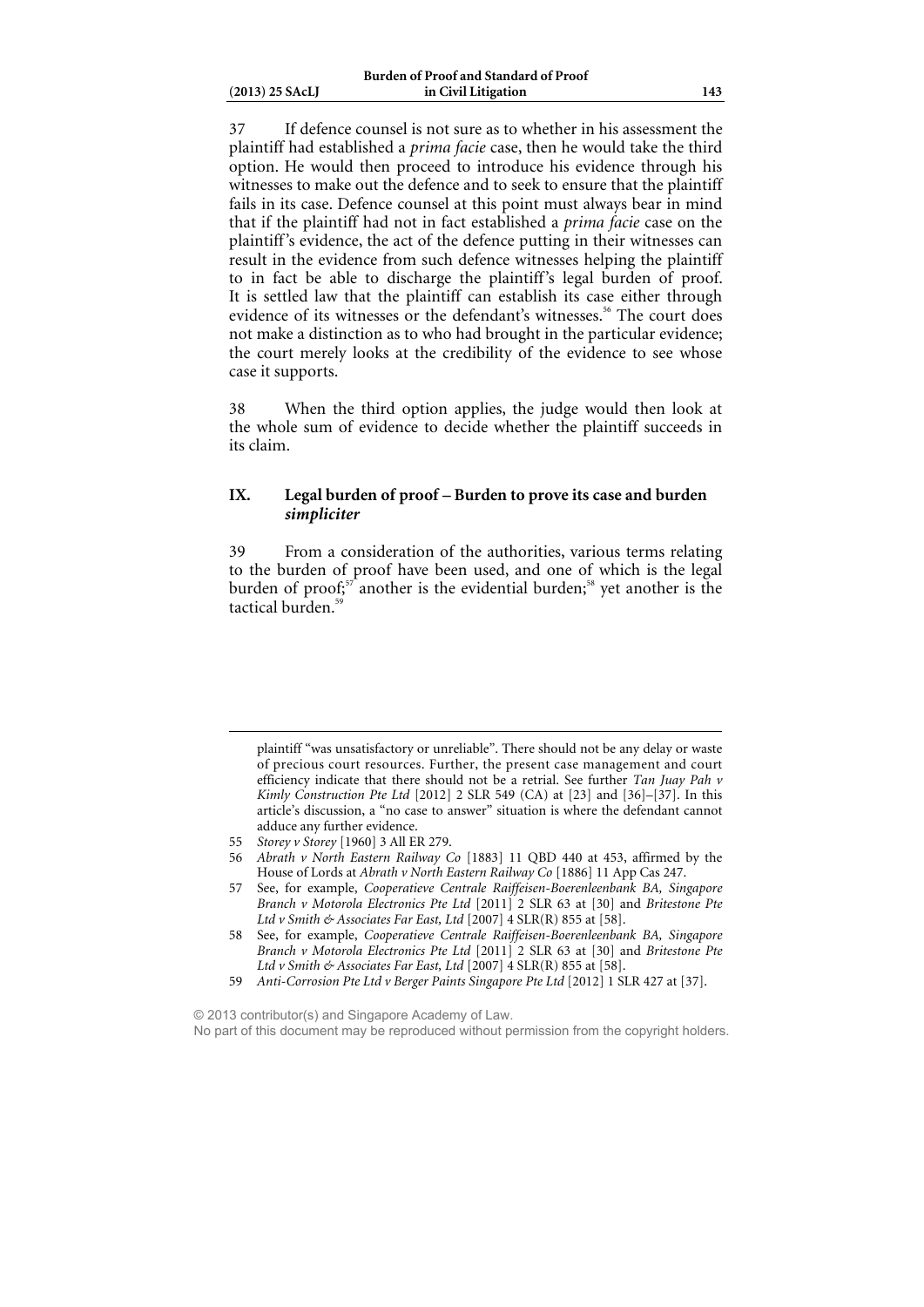37 If defence counsel is not sure as to whether in his assessment the plaintiff had established a *prima facie* case, then he would take the third option. He would then proceed to introduce his evidence through his witnesses to make out the defence and to seek to ensure that the plaintiff fails in its case. Defence counsel at this point must always bear in mind that if the plaintiff had not in fact established a *prima facie* case on the plaintiff's evidence, the act of the defence putting in their witnesses can result in the evidence from such defence witnesses helping the plaintiff to in fact be able to discharge the plaintiff's legal burden of proof. It is settled law that the plaintiff can establish its case either through evidence of its witnesses or the defendant's witnesses.[56] The court does not make a distinction as to who had brought in the particular evidence; the court merely looks at the credibility of the evidence to see whose case it supports.

38 When the third option applies, the judge would then look at the whole sum of evidence to decide whether the plaintiff succeeds in its claim.

## IX. Legal burden of proof – Burden to prove its case and burden *simpliciter*

39 From a consideration of the authorities, various terms relating to the burden of proof have been used, and one of which is the legal burden of proof;[57] another is the evidential burden;[58] yet another is the tactical burden.[59]

---

plaintiff "was unsatisfactory or unreliable". There should not be any delay or waste of precious court resources. Further, the present case management and court efficiency indicate that there should not be a retrial. See further *Tan Juay Pah v Kimly Construction Pte Ltd* [2012] 2 SLR 549 (CA) at [23] and [36]–[37]. In this article's discussion, a "no case to answer" situation is where the defendant cannot adduce any further evidence.

55 *Storey v Storey* [1960] 3 All ER 279.

56 *Abrath v North Eastern Railway Co* [1883] 11 QBD 440 at 453, affirmed by the House of Lords at *Abrath v North Eastern Railway Co* [1886] 11 App Cas 247.

57 See, for example, *Cooperatieve Centrale Raiffeisen-Boerenleenbank BA, Singapore Branch v Motorola Electronics Pte Ltd* [2011] 2 SLR 63 at [30] and *Britestone Pte Ltd v Smith & Associates Far East, Ltd* [2007] 4 SLR(R) 855 at [58].

58 See, for example, *Cooperatieve Centrale Raiffeisen-Boerenleenbank BA, Singapore Branch v Motorola Electronics Pte Ltd* [2011] 2 SLR 63 at [30] and *Britestone Pte Ltd v Smith & Associates Far East, Ltd* [2007] 4 SLR(R) 855 at [58].

59 *Anti-Corrosion Pte Ltd v Berger Paints Singapore Pte Ltd* [2012] 1 SLR 427 at [37].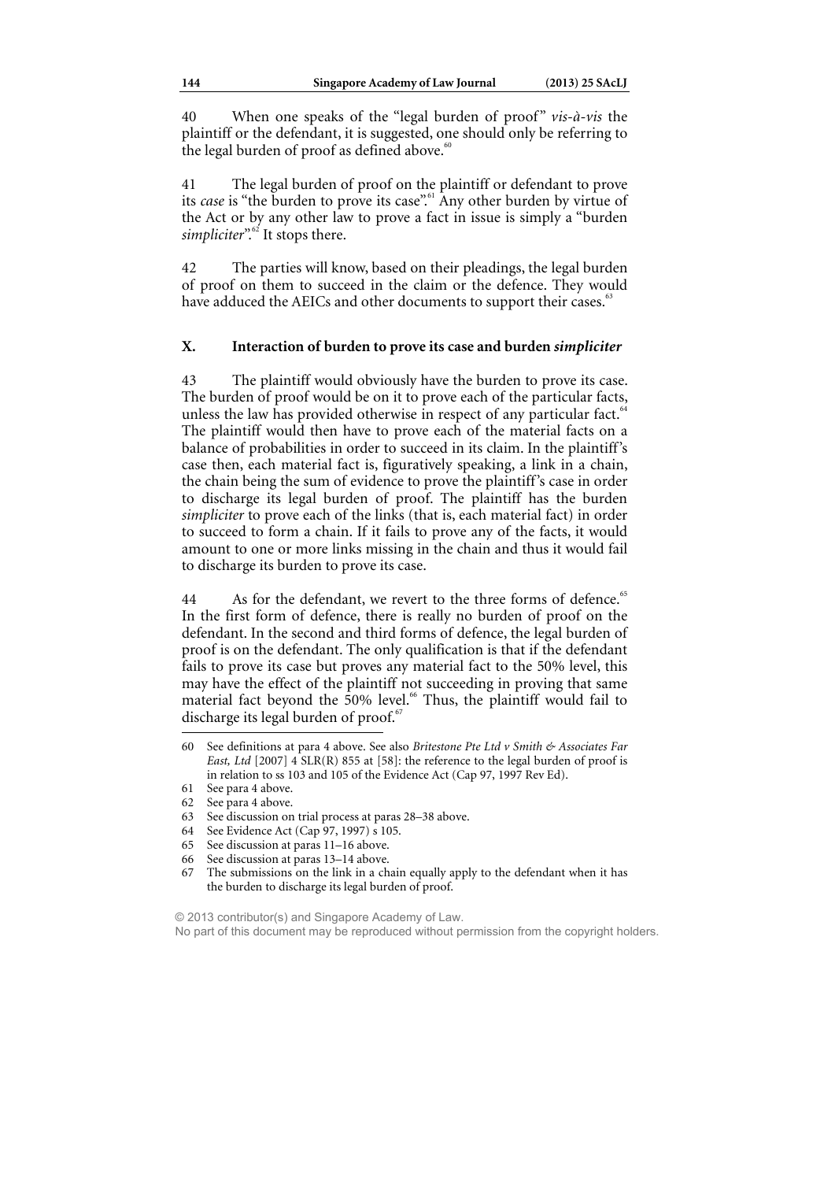40 When one speaks of the "legal burden of proof" *vis-à-vis* the plaintiff or the defendant, it is suggested, one should only be referring to the legal burden of proof as defined above.[60]

41 The legal burden of proof on the plaintiff or defendant to prove its *case* is "the burden to prove its case".[61] Any other burden by virtue of the Act or by any other law to prove a fact in issue is simply a "burden *simpliciter*".[62] It stops there.

42 The parties will know, based on their pleadings, the legal burden of proof on them to succeed in the claim or the defence. They would have adduced the AEICs and other documents to support their cases.[63]

## X. Interaction of burden to prove its case and burden *simpliciter*

43 The plaintiff would obviously have the burden to prove its case. The burden of proof would be on it to prove each of the particular facts, unless the law has provided otherwise in respect of any particular fact.[64] The plaintiff would then have to prove each of the material facts on a balance of probabilities in order to succeed in its claim. In the plaintiff's case then, each material fact is, figuratively speaking, a link in a chain, the chain being the sum of evidence to prove the plaintiff's case in order to discharge its legal burden of proof. The plaintiff has the burden *simpliciter* to prove each of the links (that is, each material fact) in order to succeed to form a chain. If it fails to prove any of the facts, it would amount to one or more links missing in the chain and thus it would fail to discharge its burden to prove its case.

44 As for the defendant, we revert to the three forms of defence.[65] In the first form of defence, there is really no burden of proof on the defendant. In the second and third forms of defence, the legal burden of proof is on the defendant. The only qualification is that if the defendant fails to prove its case but proves any material fact to the 50% level, this may have the effect of the plaintiff not succeeding in proving that same material fact beyond the 50% level.[66] Thus, the plaintiff would fail to discharge its legal burden of proof.[67]

---

60 See definitions at para 4 above. See also *Britestone Pte Ltd v Smith & Associates Far East, Ltd* [2007] 4 SLR(R) 855 at [58]: the reference to the legal burden of proof is in relation to ss 103 and 105 of the Evidence Act (Cap 97, 1997 Rev Ed).

61 See para 4 above.

62 See para 4 above.

63 See discussion on trial process at paras 28–38 above.

64 See Evidence Act (Cap 97, 1997) s 105.

65 See discussion at paras 11–16 above.

66 See discussion at paras 13–14 above.

67 The submissions on the link in a chain equally apply to the defendant when it has the burden to discharge its legal burden of proof.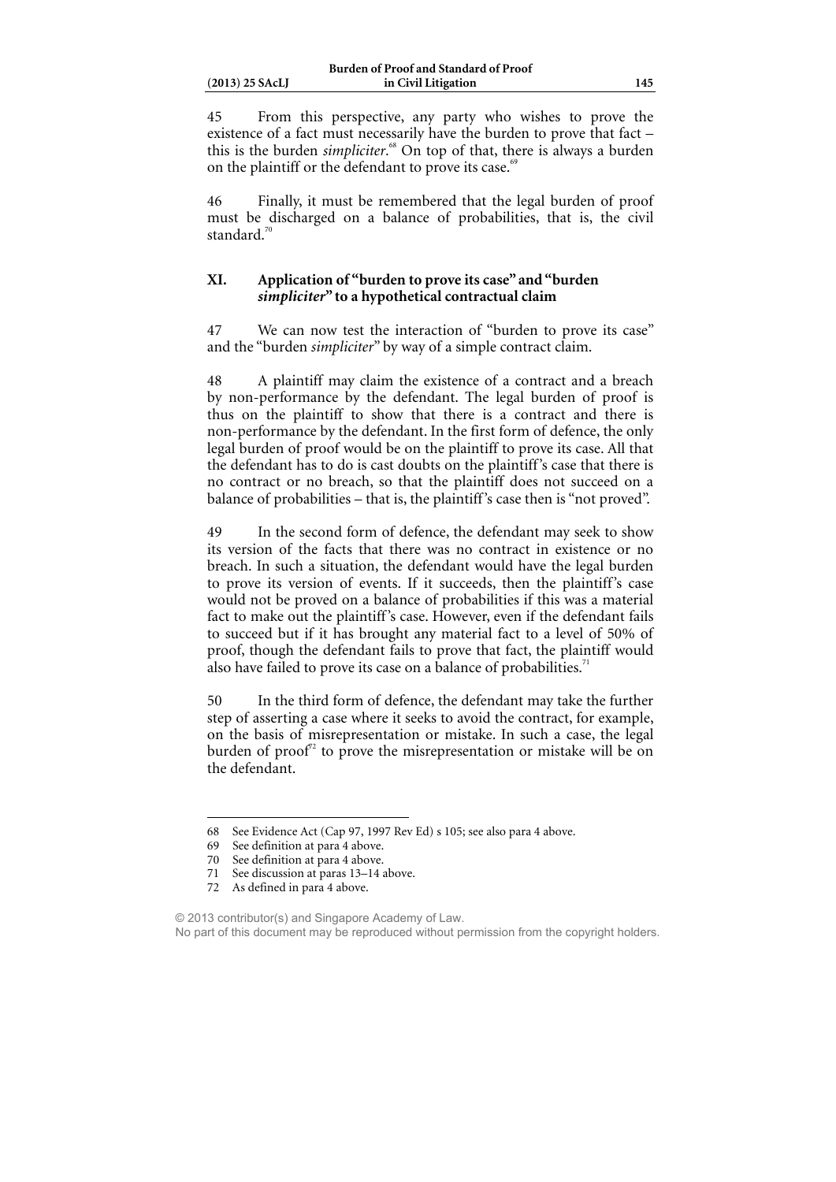45 From this perspective, any party who wishes to prove the existence of a fact must necessarily have the burden to prove that fact – this is the burden *simpliciter*.[68] On top of that, there is always a burden on the plaintiff or the defendant to prove its case.[69]

46 Finally, it must be remembered that the legal burden of proof must be discharged on a balance of probabilities, that is, the civil standard.[70]

## XI. Application of "burden to prove its case" and "burden *simpliciter*" to a hypothetical contractual claim

47 We can now test the interaction of "burden to prove its case" and the "burden *simpliciter*" by way of a simple contract claim.

48 A plaintiff may claim the existence of a contract and a breach by non-performance by the defendant. The legal burden of proof is thus on the plaintiff to show that there is a contract and there is non-performance by the defendant. In the first form of defence, the only legal burden of proof would be on the plaintiff to prove its case. All that the defendant has to do is cast doubts on the plaintiff's case that there is no contract or no breach, so that the plaintiff does not succeed on a balance of probabilities – that is, the plaintiff's case then is "not proved".

49 In the second form of defence, the defendant may seek to show its version of the facts that there was no contract in existence or no breach. In such a situation, the defendant would have the legal burden to prove its version of events. If it succeeds, then the plaintiff's case would not be proved on a balance of probabilities if this was a material fact to make out the plaintiff's case. However, even if the defendant fails to succeed but if it has brought any material fact to a level of 50% of proof, though the defendant fails to prove that fact, the plaintiff would also have failed to prove its case on a balance of probabilities.[71]

50 In the third form of defence, the defendant may take the further step of asserting a case where it seeks to avoid the contract, for example, on the basis of misrepresentation or mistake. In such a case, the legal burden of proof[72] to prove the misrepresentation or mistake will be on the defendant.

---

68 See Evidence Act (Cap 97, 1997 Rev Ed) s 105; see also para 4 above.

69 See definition at para 4 above.

70 See definition at para 4 above.

71 See discussion at paras 13–14 above.

72 As defined in para 4 above.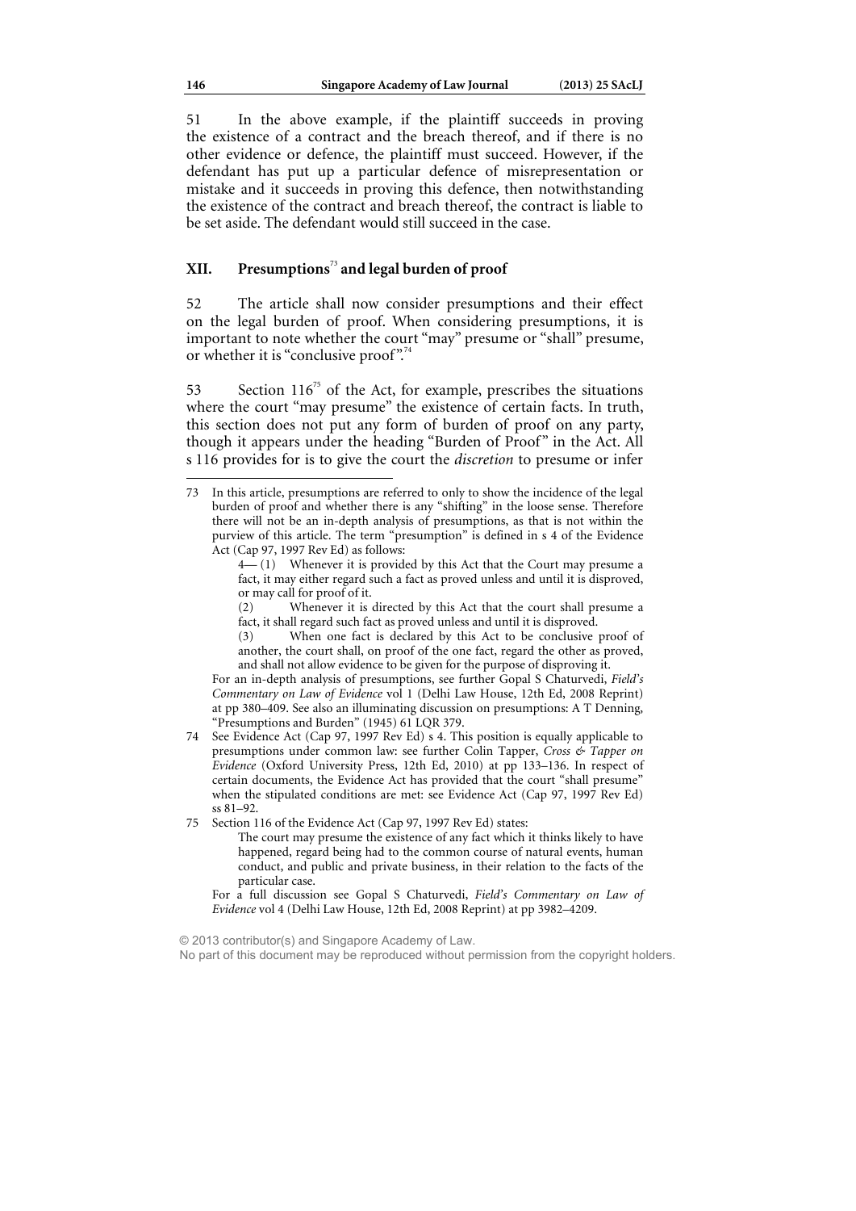51 In the above example, if the plaintiff succeeds in proving the existence of a contract and the breach thereof, and if there is no other evidence or defence, the plaintiff must succeed. However, if the defendant has put up a particular defence of misrepresentation or mistake and it succeeds in proving this defence, then notwithstanding the existence of the contract and breach thereof, the contract is liable to be set aside. The defendant would still succeed in the case.

## XII. Presumptions[73] and legal burden of proof

52 The article shall now consider presumptions and their effect on the legal burden of proof. When considering presumptions, it is important to note whether the court "may" presume or "shall" presume, or whether it is "conclusive proof".[74]

53 Section 116[75] of the Act, for example, prescribes the situations where the court "may presume" the existence of certain facts. In truth, this section does not put any form of burden of proof on any party, though it appears under the heading "Burden of Proof" in the Act. All s 116 provides for is to give the court the *discretion* to presume or infer

---

73 In this article, presumptions are referred to only to show the incidence of the legal burden of proof and whether there is any "shifting" in the loose sense. Therefore there will not be an in-depth analysis of presumptions, as that is not within the purview of this article. The term "presumption" is defined in s 4 of the Evidence Act (Cap 97, 1997 Rev Ed) as follows:

> 4— (1) Whenever it is provided by this Act that the Court may presume a fact, it may either regard such a fact as proved unless and until it is disproved, or may call for proof of it.
>
> (2) Whenever it is directed by this Act that the court shall presume a fact, it shall regard such fact as proved unless and until it is disproved.
>
> (3) When one fact is declared by this Act to be conclusive proof of another, the court shall, on proof of the one fact, regard the other as proved, and shall not allow evidence to be given for the purpose of disproving it.

For an in-depth analysis of presumptions, see further Gopal S Chaturvedi, *Field's Commentary on Law of Evidence* vol 1 (Delhi Law House, 12th Ed, 2008 Reprint) at pp 380–409. See also an illuminating discussion on presumptions: A T Denning, "Presumptions and Burden" (1945) 61 LQR 379.

74 See Evidence Act (Cap 97, 1997 Rev Ed) s 4. This position is equally applicable to presumptions under common law: see further Colin Tapper, *Cross & Tapper on Evidence* (Oxford University Press, 12th Ed, 2010) at pp 133–136. In respect of certain documents, the Evidence Act has provided that the court "shall presume" when the stipulated conditions are met: see Evidence Act (Cap 97, 1997 Rev Ed) ss 81–92.

75 Section 116 of the Evidence Act (Cap 97, 1997 Rev Ed) states:

> The court may presume the existence of any fact which it thinks likely to have happened, regard being had to the common course of natural events, human conduct, and public and private business, in their relation to the facts of the particular case.

For a full discussion see Gopal S Chaturvedi, *Field's Commentary on Law of Evidence* vol 4 (Delhi Law House, 12th Ed, 2008 Reprint) at pp 3982–4209.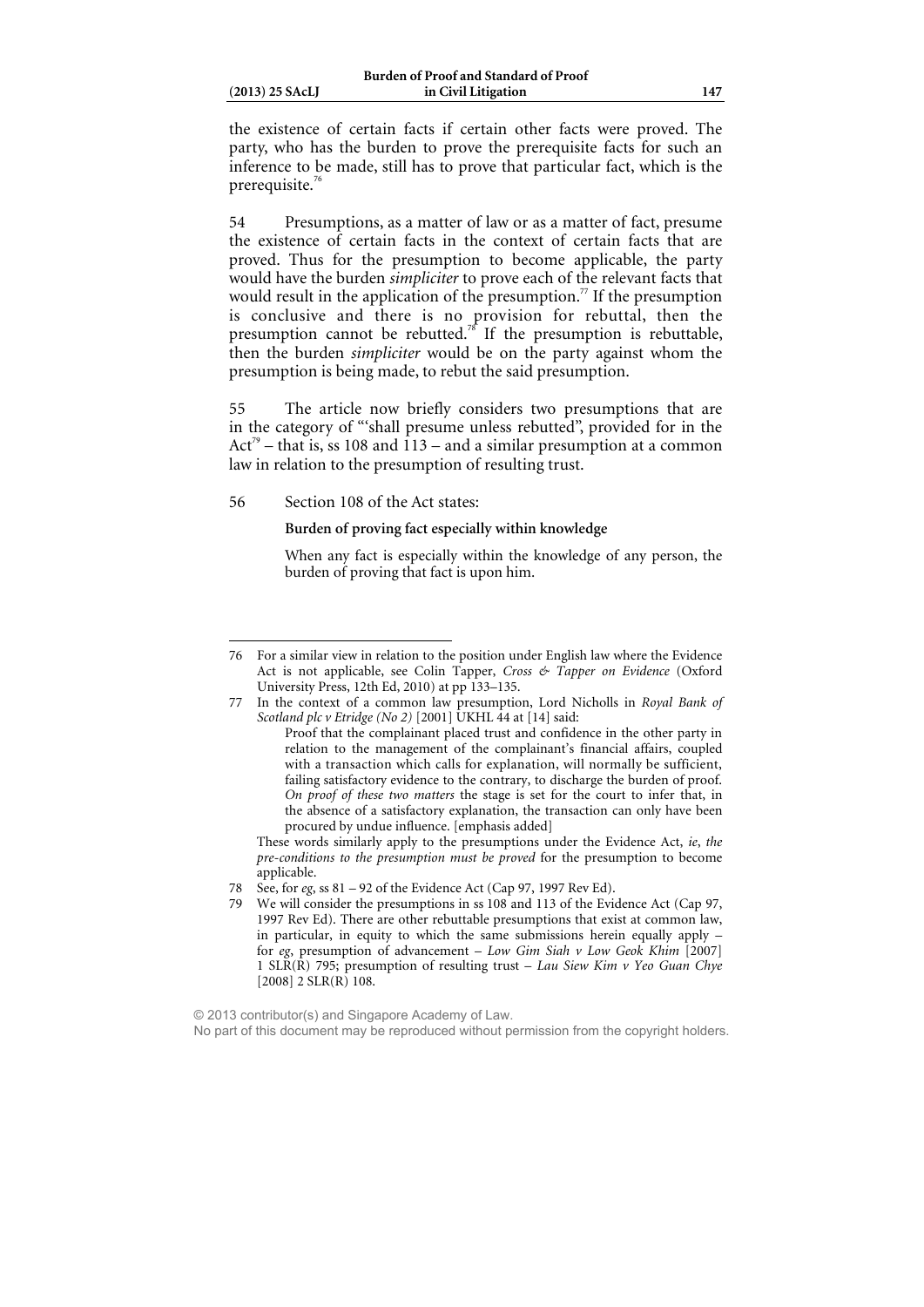the existence of certain facts if certain other facts were proved. The party, who has the burden to prove the prerequisite facts for such an inference to be made, still has to prove that particular fact, which is the prerequisite.[76]

54 Presumptions, as a matter of law or as a matter of fact, presume the existence of certain facts in the context of certain facts that are proved. Thus for the presumption to become applicable, the party would have the burden *simpliciter* to prove each of the relevant facts that would result in the application of the presumption.[77] If the presumption is conclusive and there is no provision for rebuttal, then the presumption cannot be rebutted.[78] If the presumption is rebuttable, then the burden *simpliciter* would be on the party against whom the presumption is being made, to rebut the said presumption.

55 The article now briefly considers two presumptions that are in the category of "'shall presume unless rebutted", provided for in the Act[79] – that is, ss 108 and 113 – and a similar presumption at a common law in relation to the presumption of resulting trust.

56 Section 108 of the Act states:

> **Burden of proving fact especially within knowledge**
>
> When any fact is especially within the knowledge of any person, the burden of proving that fact is upon him.

---

76 For a similar view in relation to the position under English law where the Evidence Act is not applicable, see Colin Tapper, *Cross & Tapper on Evidence* (Oxford University Press, 12th Ed, 2010) at pp 133–135.

77 In the context of a common law presumption, Lord Nicholls in *Royal Bank of Scotland plc v Etridge (No 2)* [2001] UKHL 44 at [14] said:

> Proof that the complainant placed trust and confidence in the other party in relation to the management of the complainant's financial affairs, coupled with a transaction which calls for explanation, will normally be sufficient, failing satisfactory evidence to the contrary, to discharge the burden of proof. *On proof of these two matters* the stage is set for the court to infer that, in the absence of a satisfactory explanation, the transaction can only have been procured by undue influence. [emphasis added]

These words similarly apply to the presumptions under the Evidence Act, *ie*, *the pre-conditions to the presumption must be proved* for the presumption to become applicable.

78 See, for *eg*, ss 81 – 92 of the Evidence Act (Cap 97, 1997 Rev Ed).

79 We will consider the presumptions in ss 108 and 113 of the Evidence Act (Cap 97, 1997 Rev Ed). There are other rebuttable presumptions that exist at common law, in particular, in equity to which the same submissions herein equally apply – for *eg*, presumption of advancement – *Low Gim Siah v Low Geok Khim* [2007] 1 SLR(R) 795; presumption of resulting trust – *Lau Siew Kim v Yeo Guan Chye* [2008] 2 SLR(R) 108.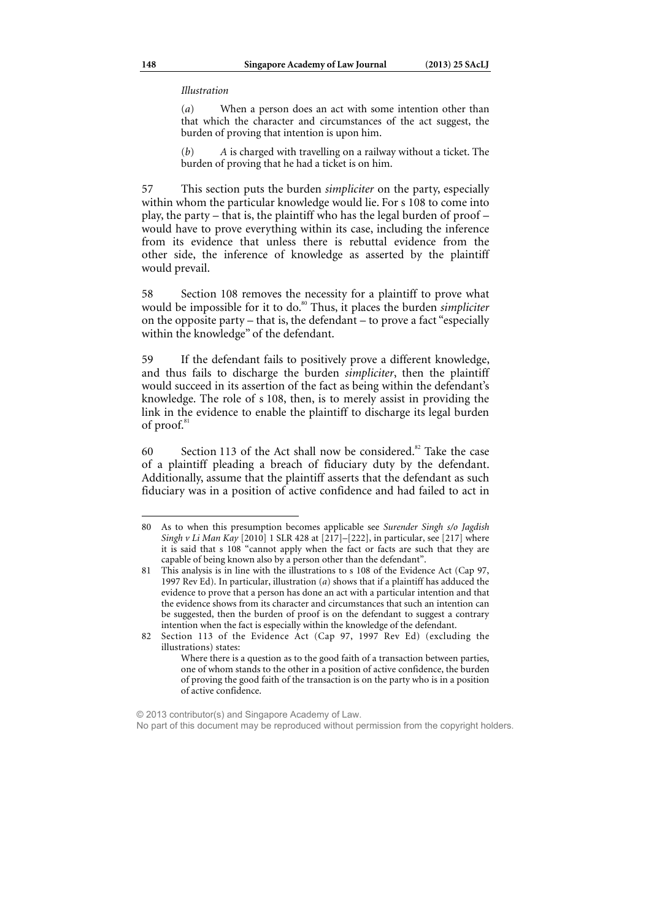*Illustration*

(*a*) When a person does an act with some intention other than that which the character and circumstances of the act suggest, the burden of proving that intention is upon him.

(*b*) *A* is charged with travelling on a railway without a ticket. The burden of proving that he had a ticket is on him.

57 This section puts the burden *simpliciter* on the party, especially within whom the particular knowledge would lie. For s 108 to come into play, the party – that is, the plaintiff who has the legal burden of proof – would have to prove everything within its case, including the inference from its evidence that unless there is rebuttal evidence from the other side, the inference of knowledge as asserted by the plaintiff would prevail.

58 Section 108 removes the necessity for a plaintiff to prove what would be impossible for it to do.[80] Thus, it places the burden *simpliciter* on the opposite party – that is, the defendant – to prove a fact "especially within the knowledge" of the defendant.

59 If the defendant fails to positively prove a different knowledge, and thus fails to discharge the burden *simpliciter*, then the plaintiff would succeed in its assertion of the fact as being within the defendant's knowledge. The role of s 108, then, is to merely assist in providing the link in the evidence to enable the plaintiff to discharge its legal burden of proof.[81]

60 Section 113 of the Act shall now be considered.[82] Take the case of a plaintiff pleading a breach of fiduciary duty by the defendant. Additionally, assume that the plaintiff asserts that the defendant as such fiduciary was in a position of active confidence and had failed to act in

---

80 As to when this presumption becomes applicable see *Surender Singh s/o Jagdish Singh v Li Man Kay* [2010] 1 SLR 428 at [217]–[222], in particular, see [217] where it is said that s 108 "cannot apply when the fact or facts are such that they are capable of being known also by a person other than the defendant".

81 This analysis is in line with the illustrations to s 108 of the Evidence Act (Cap 97, 1997 Rev Ed). In particular, illustration (*a*) shows that if a plaintiff has adduced the evidence to prove that a person has done an act with a particular intention and that the evidence shows from its character and circumstances that such an intention can be suggested, then the burden of proof is on the defendant to suggest a contrary intention when the fact is especially within the knowledge of the defendant.

82 Section 113 of the Evidence Act (Cap 97, 1997 Rev Ed) (excluding the illustrations) states:

> Where there is a question as to the good faith of a transaction between parties, one of whom stands to the other in a position of active confidence, the burden of proving the good faith of the transaction is on the party who is in a position of active confidence.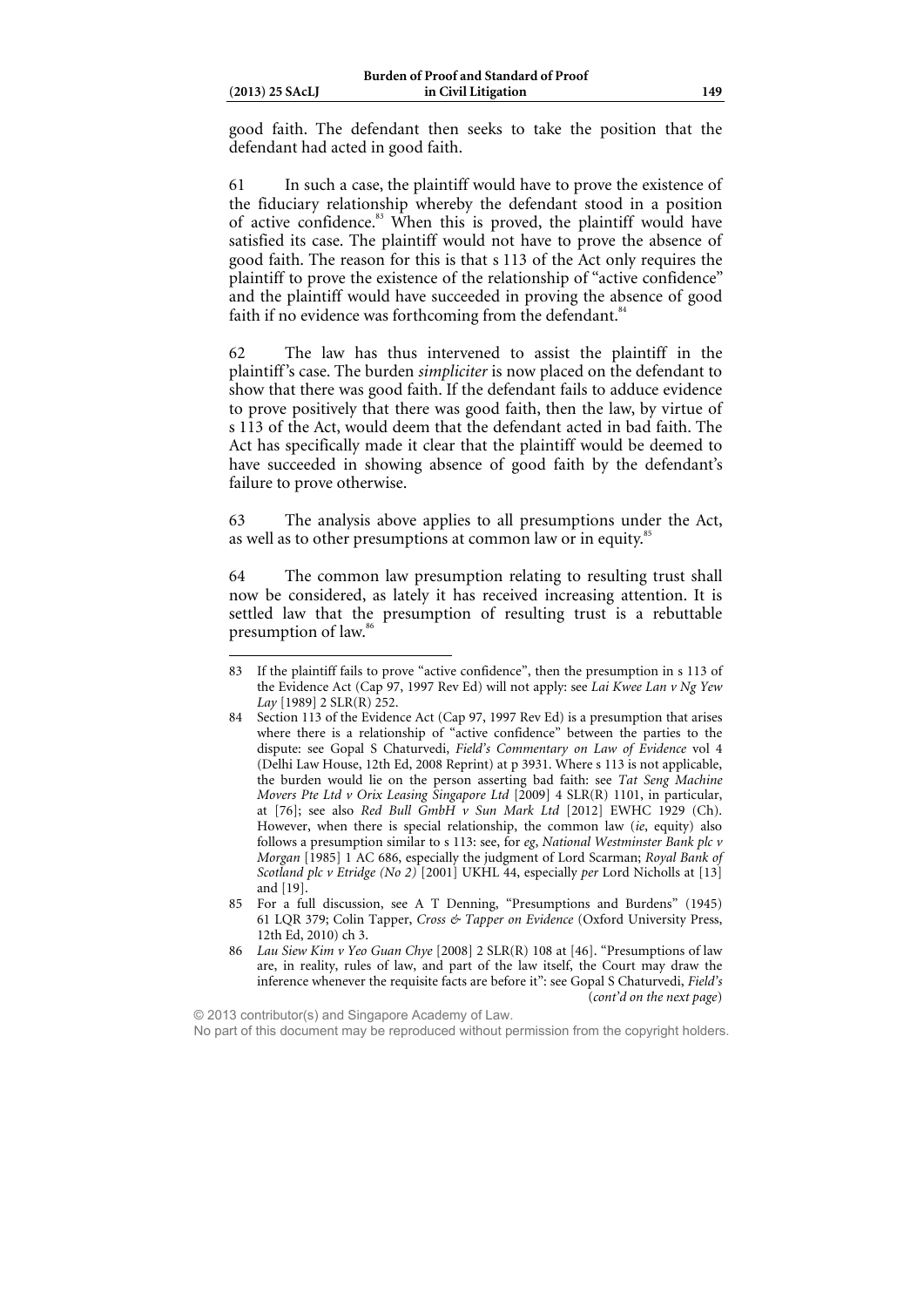good faith. The defendant then seeks to take the position that the defendant had acted in good faith.

61 In such a case, the plaintiff would have to prove the existence of the fiduciary relationship whereby the defendant stood in a position of active confidence.[83] When this is proved, the plaintiff would have satisfied its case. The plaintiff would not have to prove the absence of good faith. The reason for this is that s 113 of the Act only requires the plaintiff to prove the existence of the relationship of "active confidence" and the plaintiff would have succeeded in proving the absence of good faith if no evidence was forthcoming from the defendant.[84]

62 The law has thus intervened to assist the plaintiff in the plaintiff's case. The burden *simpliciter* is now placed on the defendant to show that there was good faith. If the defendant fails to adduce evidence to prove positively that there was good faith, then the law, by virtue of s 113 of the Act, would deem that the defendant acted in bad faith. The Act has specifically made it clear that the plaintiff would be deemed to have succeeded in showing absence of good faith by the defendant's failure to prove otherwise.

63 The analysis above applies to all presumptions under the Act, as well as to other presumptions at common law or in equity.[85]

64 The common law presumption relating to resulting trust shall now be considered, as lately it has received increasing attention. It is settled law that the presumption of resulting trust is a rebuttable presumption of law.[86]

---

83 If the plaintiff fails to prove "active confidence", then the presumption in s 113 of the Evidence Act (Cap 97, 1997 Rev Ed) will not apply: see *Lai Kwee Lan v Ng Yew Lay* [1989] 2 SLR(R) 252.

84 Section 113 of the Evidence Act (Cap 97, 1997 Rev Ed) is a presumption that arises where there is a relationship of "active confidence" between the parties to the dispute: see Gopal S Chaturvedi, *Field's Commentary on Law of Evidence* vol 4 (Delhi Law House, 12th Ed, 2008 Reprint) at p 3931. Where s 113 is not applicable, the burden would lie on the person asserting bad faith: see *Tat Seng Machine Movers Pte Ltd v Orix Leasing Singapore Ltd* [2009] 4 SLR(R) 1101, in particular, at [76]; see also *Red Bull GmbH v Sun Mark Ltd* [2012] EWHC 1929 (Ch). However, when there is special relationship, the common law (*ie*, equity) also follows a presumption similar to s 113: see, for *eg*, *National Westminster Bank plc v Morgan* [1985] 1 AC 686, especially the judgment of Lord Scarman; *Royal Bank of Scotland plc v Etridge (No 2)* [2001] UKHL 44, especially *per* Lord Nicholls at [13] and [19].

85 For a full discussion, see A T Denning, "Presumptions and Burdens" (1945) 61 LQR 379; Colin Tapper, *Cross & Tapper on Evidence* (Oxford University Press, 12th Ed, 2010) ch 3.

86 *Lau Siew Kim v Yeo Guan Chye* [2008] 2 SLR(R) 108 at [46]. "Presumptions of law are, in reality, rules of law, and part of the law itself, the Court may draw the inference whenever the requisite facts are before it": see Gopal S Chaturvedi, *Field's* (*cont'd on the next page*)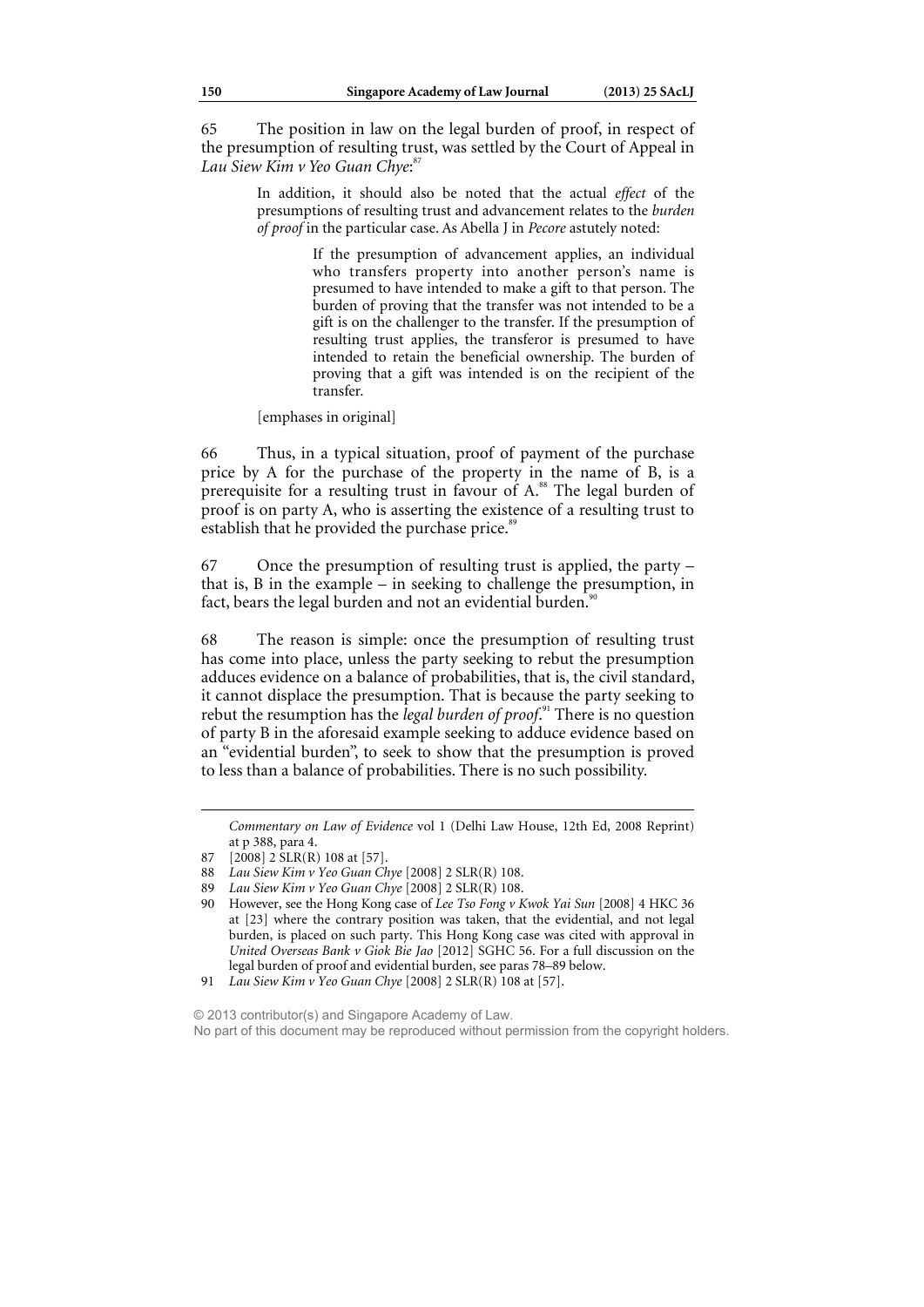65 The position in law on the legal burden of proof, in respect of the presumption of resulting trust, was settled by the Court of Appeal in *Lau Siew Kim v Yeo Guan Chye*:[87]

> In addition, it should also be noted that the actual *effect* of the presumptions of resulting trust and advancement relates to the *burden of proof* in the particular case. As Abella J in *Pecore* astutely noted:
>
> > If the presumption of advancement applies, an individual who transfers property into another person's name is presumed to have intended to make a gift to that person. The burden of proving that the transfer was not intended to be a gift is on the challenger to the transfer. If the presumption of resulting trust applies, the transferor is presumed to have intended to retain the beneficial ownership. The burden of proving that a gift was intended is on the recipient of the transfer.
>
> [emphases in original]

66 Thus, in a typical situation, proof of payment of the purchase price by A for the purchase of the property in the name of B, is a prerequisite for a resulting trust in favour of A.[88] The legal burden of proof is on party A, who is asserting the existence of a resulting trust to establish that he provided the purchase price.[89]

67 Once the presumption of resulting trust is applied, the party – that is, B in the example – in seeking to challenge the presumption, in fact, bears the legal burden and not an evidential burden.[90]

68 The reason is simple: once the presumption of resulting trust has come into place, unless the party seeking to rebut the presumption adduces evidence on a balance of probabilities, that is, the civil standard, it cannot displace the presumption. That is because the party seeking to rebut the resumption has the *legal burden of proof*.[91] There is no question of party B in the aforesaid example seeking to adduce evidence based on an "evidential burden", to seek to show that the presumption is proved to less than a balance of probabilities. There is no such possibility.

---

*Commentary on Law of Evidence* vol 1 (Delhi Law House, 12th Ed, 2008 Reprint) at p 388, para 4.

87 [2008] 2 SLR(R) 108 at [57].

88 *Lau Siew Kim v Yeo Guan Chye* [2008] 2 SLR(R) 108.

89 *Lau Siew Kim v Yeo Guan Chye* [2008] 2 SLR(R) 108.

90 However, see the Hong Kong case of *Lee Tso Fong v Kwok Yai Sun* [2008] 4 HKC 36 at [23] where the contrary position was taken, that the evidential, and not legal burden, is placed on such party. This Hong Kong case was cited with approval in *United Overseas Bank v Giok Bie Jao* [2012] SGHC 56. For a full discussion on the legal burden of proof and evidential burden, see paras 78–89 below.

91 *Lau Siew Kim v Yeo Guan Chye* [2008] 2 SLR(R) 108 at [57].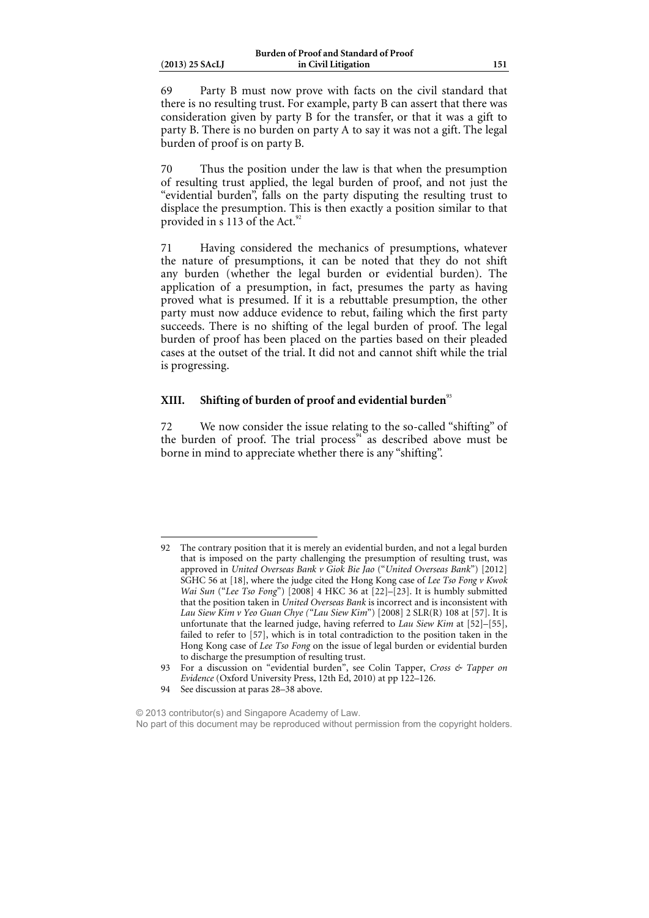69 Party B must now prove with facts on the civil standard that there is no resulting trust. For example, party B can assert that there was consideration given by party B for the transfer, or that it was a gift to party B. There is no burden on party A to say it was not a gift. The legal burden of proof is on party B.

70 Thus the position under the law is that when the presumption of resulting trust applied, the legal burden of proof, and not just the "evidential burden", falls on the party disputing the resulting trust to displace the presumption. This is then exactly a position similar to that provided in s 113 of the Act.[92]

71 Having considered the mechanics of presumptions, whatever the nature of presumptions, it can be noted that they do not shift any burden (whether the legal burden or evidential burden). The application of a presumption, in fact, presumes the party as having proved what is presumed. If it is a rebuttable presumption, the other party must now adduce evidence to rebut, failing which the first party succeeds. There is no shifting of the legal burden of proof. The legal burden of proof has been placed on the parties based on their pleaded cases at the outset of the trial. It did not and cannot shift while the trial is progressing.

## XIII. Shifting of burden of proof and evidential burden[93]

72 We now consider the issue relating to the so-called "shifting" of the burden of proof. The trial process[94] as described above must be borne in mind to appreciate whether there is any "shifting".

---

92 The contrary position that it is merely an evidential burden, and not a legal burden that is imposed on the party challenging the presumption of resulting trust, was approved in *United Overseas Bank v Giok Bie Jao* ("*United Overseas Bank*") [2012] SGHC 56 at [18], where the judge cited the Hong Kong case of *Lee Tso Fong v Kwok Wai Sun* ("*Lee Tso Fong*") [2008] 4 HKC 36 at [22]–[23]. It is humbly submitted that the position taken in *United Overseas Bank* is incorrect and is inconsistent with *Lau Siew Kim v Yeo Guan Chye* ("*Lau Siew Kim*") [2008] 2 SLR(R) 108 at [57]. It is unfortunate that the learned judge, having referred to *Lau Siew Kim* at [52]–[55], failed to refer to [57], which is in total contradiction to the position taken in the Hong Kong case of *Lee Tso Fong* on the issue of legal burden or evidential burden to discharge the presumption of resulting trust.

93 For a discussion on "evidential burden", see Colin Tapper, *Cross & Tapper on Evidence* (Oxford University Press, 12th Ed, 2010) at pp 122–126.

94 See discussion at paras 28–38 above.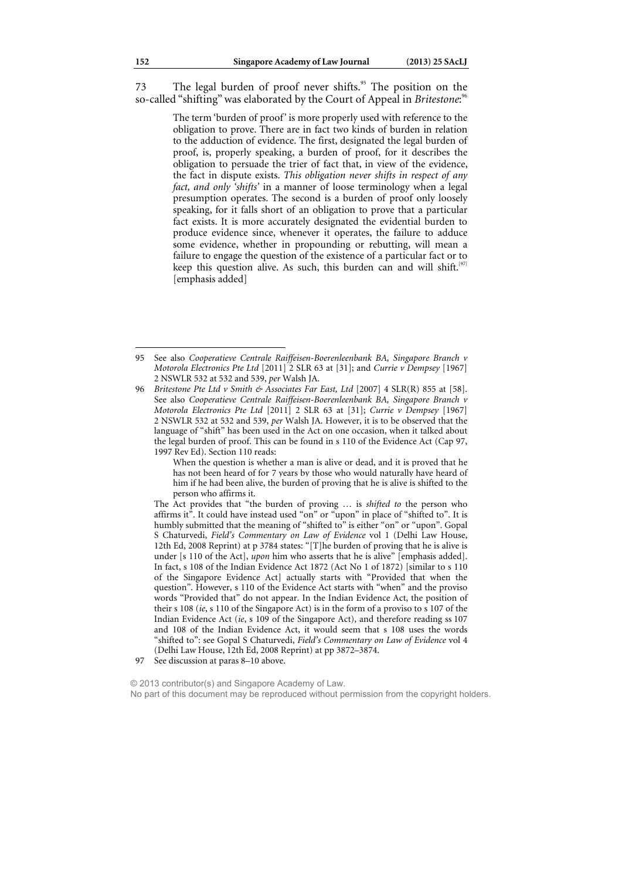73 The legal burden of proof never shifts.[95] The position on the so-called "shifting" was elaborated by the Court of Appeal in *Britestone*:[96]

> The term 'burden of proof' is more properly used with reference to the obligation to prove. There are in fact two kinds of burden in relation to the adduction of evidence. The first, designated the legal burden of proof, is, properly speaking, a burden of proof, for it describes the obligation to persuade the trier of fact that, in view of the evidence, the fact in dispute exists. *This obligation never shifts in respect of any fact, and only 'shifts'* in a manner of loose terminology when a legal presumption operates. The second is a burden of proof only loosely speaking, for it falls short of an obligation to prove that a particular fact exists. It is more accurately designated the evidential burden to produce evidence since, whenever it operates, the failure to adduce some evidence, whether in propounding or rebutting, will mean a failure to engage the question of the existence of a particular fact or to keep this question alive. As such, this burden can and will shift.[97] [emphasis added]

---

95 See also *Cooperatieve Centrale Raiffeisen-Boerenleenbank BA, Singapore Branch v Motorola Electronics Pte Ltd* [2011] 2 SLR 63 at [31]; and *Currie v Dempsey* [1967] 2 NSWLR 532 at 532 and 539, *per* Walsh JA.

96 *Britestone Pte Ltd v Smith & Associates Far East, Ltd* [2007] 4 SLR(R) 855 at [58]. See also *Cooperatieve Centrale Raiffeisen-Boerenleenbank BA, Singapore Branch v Motorola Electronics Pte Ltd* [2011] 2 SLR 63 at [31]; *Currie v Dempsey* [1967] 2 NSWLR 532 at 532 and 539, *per* Walsh JA. However, it is to be observed that the language of "shift" has been used in the Act on one occasion, when it talked about the legal burden of proof. This can be found in s 110 of the Evidence Act (Cap 97, 1997 Rev Ed). Section 110 reads:

> When the question is whether a man is alive or dead, and it is proved that he has not been heard of for 7 years by those who would naturally have heard of him if he had been alive, the burden of proving that he is alive is shifted to the person who affirms it.

The Act provides that "the burden of proving … is *shifted to* the person who affirms it". It could have instead used "on" or "upon" in place of "shifted to". It is humbly submitted that the meaning of "shifted to" is either "on" or "upon". Gopal S Chaturvedi, *Field's Commentary on Law of Evidence* vol 1 (Delhi Law House, 12th Ed, 2008 Reprint) at p 3784 states: "[T]he burden of proving that he is alive is under [s 110 of the Act], *upon* him who asserts that he is alive" [emphasis added]. In fact, s 108 of the Indian Evidence Act 1872 (Act No 1 of 1872) [similar to s 110 of the Singapore Evidence Act] actually starts with "Provided that when the question". However, s 110 of the Evidence Act starts with "when" and the proviso words "Provided that" do not appear. In the Indian Evidence Act, the position of their s 108 (*ie*, s 110 of the Singapore Act) is in the form of a proviso to s 107 of the Indian Evidence Act (*ie*, s 109 of the Singapore Act), and therefore reading ss 107 and 108 of the Indian Evidence Act, it would seem that s 108 uses the words "shifted to": see Gopal S Chaturvedi, *Field's Commentary on Law of Evidence* vol 4 (Delhi Law House, 12th Ed, 2008 Reprint) at pp 3872–3874.

97 See discussion at paras 8–10 above.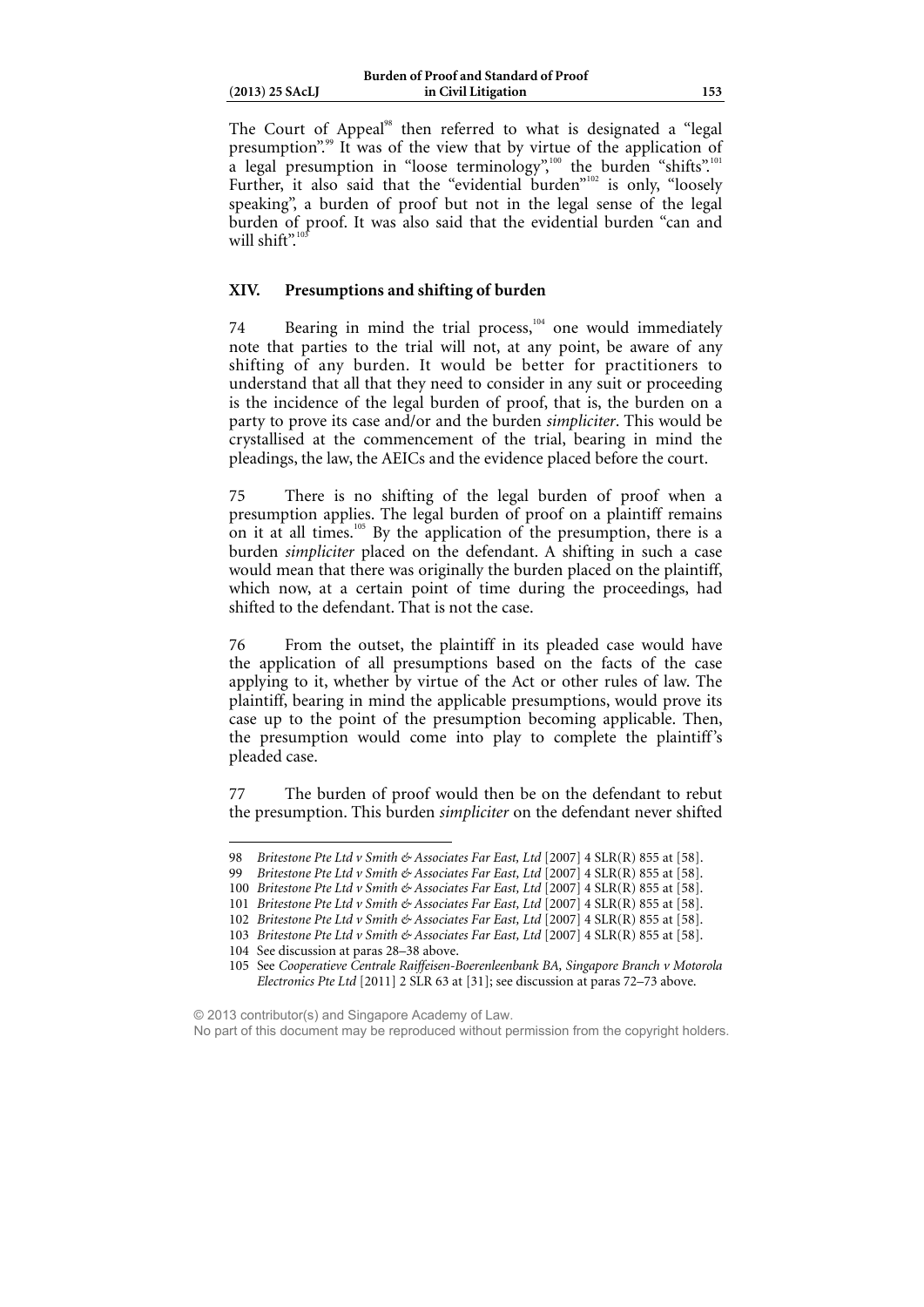The Court of Appeal[98] then referred to what is designated a "legal presumption".[99] It was of the view that by virtue of the application of a legal presumption in "loose terminology",[100] the burden "shifts".[101] Further, it also said that the "evidential burden"[102] is only, "loosely speaking", a burden of proof but not in the legal sense of the legal burden of proof. It was also said that the evidential burden "can and will shift".[103]

## XIV. Presumptions and shifting of burden

74 Bearing in mind the trial process,[104] one would immediately note that parties to the trial will not, at any point, be aware of any shifting of any burden. It would be better for practitioners to understand that all that they need to consider in any suit or proceeding is the incidence of the legal burden of proof, that is, the burden on a party to prove its case and/or and the burden *simpliciter*. This would be crystallised at the commencement of the trial, bearing in mind the pleadings, the law, the AEICs and the evidence placed before the court.

75 There is no shifting of the legal burden of proof when a presumption applies. The legal burden of proof on a plaintiff remains on it at all times.[105] By the application of the presumption, there is a burden *simpliciter* placed on the defendant. A shifting in such a case would mean that there was originally the burden placed on the plaintiff, which now, at a certain point of time during the proceedings, had shifted to the defendant. That is not the case.

76 From the outset, the plaintiff in its pleaded case would have the application of all presumptions based on the facts of the case applying to it, whether by virtue of the Act or other rules of law. The plaintiff, bearing in mind the applicable presumptions, would prove its case up to the point of the presumption becoming applicable. Then, the presumption would come into play to complete the plaintiff's pleaded case.

77 The burden of proof would then be on the defendant to rebut the presumption. This burden *simpliciter* on the defendant never shifted

---

98 *Britestone Pte Ltd v Smith & Associates Far East, Ltd* [2007] 4 SLR(R) 855 at [58].

99 *Britestone Pte Ltd v Smith & Associates Far East, Ltd* [2007] 4 SLR(R) 855 at [58].

100 *Britestone Pte Ltd v Smith & Associates Far East, Ltd* [2007] 4 SLR(R) 855 at [58].

101 *Britestone Pte Ltd v Smith & Associates Far East, Ltd* [2007] 4 SLR(R) 855 at [58].

102 *Britestone Pte Ltd v Smith & Associates Far East, Ltd* [2007] 4 SLR(R) 855 at [58].

103 *Britestone Pte Ltd v Smith & Associates Far East, Ltd* [2007] 4 SLR(R) 855 at [58].

104 See discussion at paras 28–38 above.

105 See *Cooperatieve Centrale Raiffeisen-Boerenleenbank BA, Singapore Branch v Motorola Electronics Pte Ltd* [2011] 2 SLR 63 at [31]; see discussion at paras 72–73 above.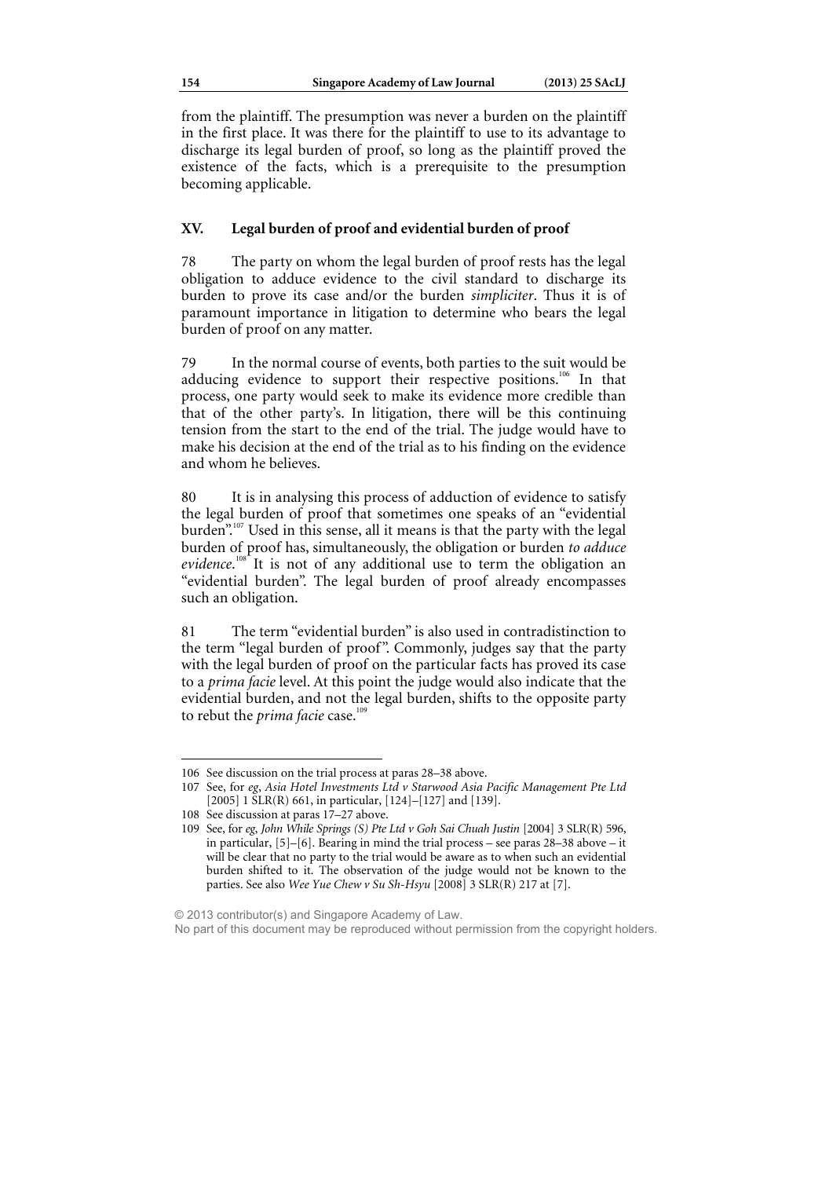from the plaintiff. The presumption was never a burden on the plaintiff in the first place. It was there for the plaintiff to use to its advantage to discharge its legal burden of proof, so long as the plaintiff proved the existence of the facts, which is a prerequisite to the presumption becoming applicable.

## XV. Legal burden of proof and evidential burden of proof

78 The party on whom the legal burden of proof rests has the legal obligation to adduce evidence to the civil standard to discharge its burden to prove its case and/or the burden *simpliciter*. Thus it is of paramount importance in litigation to determine who bears the legal burden of proof on any matter.

79 In the normal course of events, both parties to the suit would be adducing evidence to support their respective positions.[106] In that process, one party would seek to make its evidence more credible than that of the other party's. In litigation, there will be this continuing tension from the start to the end of the trial. The judge would have to make his decision at the end of the trial as to his finding on the evidence and whom he believes.

80 It is in analysing this process of adduction of evidence to satisfy the legal burden of proof that sometimes one speaks of an "evidential burden".[107] Used in this sense, all it means is that the party with the legal burden of proof has, simultaneously, the obligation or burden *to adduce evidence*.[108] It is not of any additional use to term the obligation an "evidential burden". The legal burden of proof already encompasses such an obligation.

81 The term "evidential burden" is also used in contradistinction to the term "legal burden of proof". Commonly, judges say that the party with the legal burden of proof on the particular facts has proved its case to a *prima facie* level. At this point the judge would also indicate that the evidential burden, and not the legal burden, shifts to the opposite party to rebut the *prima facie* case.[109]

---

106 See discussion on the trial process at paras 28–38 above.

107 See, for *eg*, *Asia Hotel Investments Ltd v Starwood Asia Pacific Management Pte Ltd* [2005] 1 SLR(R) 661, in particular, [124]–[127] and [139].

108 See discussion at paras 17–27 above.

109 See, for *eg*, *John While Springs (S) Pte Ltd v Goh Sai Chuah Justin* [2004] 3 SLR(R) 596, in particular, [5]–[6]. Bearing in mind the trial process – see paras 28–38 above – it will be clear that no party to the trial would be aware as to when such an evidential burden shifted to it. The observation of the judge would not be known to the parties. See also *Wee Yue Chew v Su Sh-Hsyu* [2008] 3 SLR(R) 217 at [7].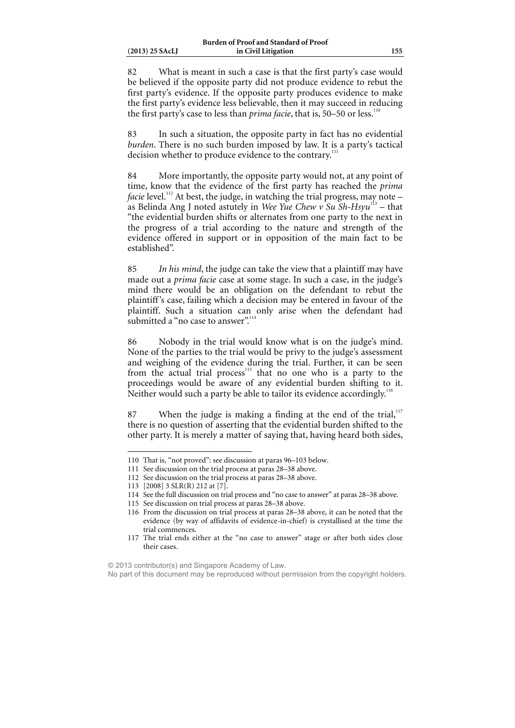82 What is meant in such a case is that the first party's case would be believed if the opposite party did not produce evidence to rebut the first party's evidence. If the opposite party produces evidence to make the first party's evidence less believable, then it may succeed in reducing the first party's case to less than *prima facie*, that is, 50–50 or less.[110]

83 In such a situation, the opposite party in fact has no evidential *burden*. There is no such burden imposed by law. It is a party's tactical decision whether to produce evidence to the contrary.[111]

84 More importantly, the opposite party would not, at any point of time, know that the evidence of the first party has reached the *prima facie* level.[112] At best, the judge, in watching the trial progress, may note – as Belinda Ang J noted astutely in *Wee Yue Chew v Su Sh-Hsyu*[113] – that "the evidential burden shifts or alternates from one party to the next in the progress of a trial according to the nature and strength of the evidence offered in support or in opposition of the main fact to be established".

85 *In his mind*, the judge can take the view that a plaintiff may have made out a *prima facie* case at some stage. In such a case, in the judge's mind there would be an obligation on the defendant to rebut the plaintiff's case, failing which a decision may be entered in favour of the plaintiff. Such a situation can only arise when the defendant had submitted a "no case to answer".[114]

86 Nobody in the trial would know what is on the judge's mind. None of the parties to the trial would be privy to the judge's assessment and weighing of the evidence during the trial. Further, it can be seen from the actual trial process[115] that no one who is a party to the proceedings would be aware of any evidential burden shifting to it. Neither would such a party be able to tailor its evidence accordingly.[116]

87 When the judge is making a finding at the end of the trial,[117] there is no question of asserting that the evidential burden shifted to the other party. It is merely a matter of saying that, having heard both sides,

---

110 That is, "not proved": see discussion at paras 96–103 below.

111 See discussion on the trial process at paras 28–38 above.

112 See discussion on the trial process at paras 28–38 above.

113 [2008] 3 SLR(R) 212 at [7].

114 See the full discussion on trial process and "no case to answer" at paras 28–38 above.

115 See discussion on trial process at paras 28–38 above.

116 From the discussion on trial process at paras 28–38 above, it can be noted that the evidence (by way of affidavits of evidence-in-chief) is crystallised at the time the trial commences.

117 The trial ends either at the "no case to answer" stage or after both sides close their cases.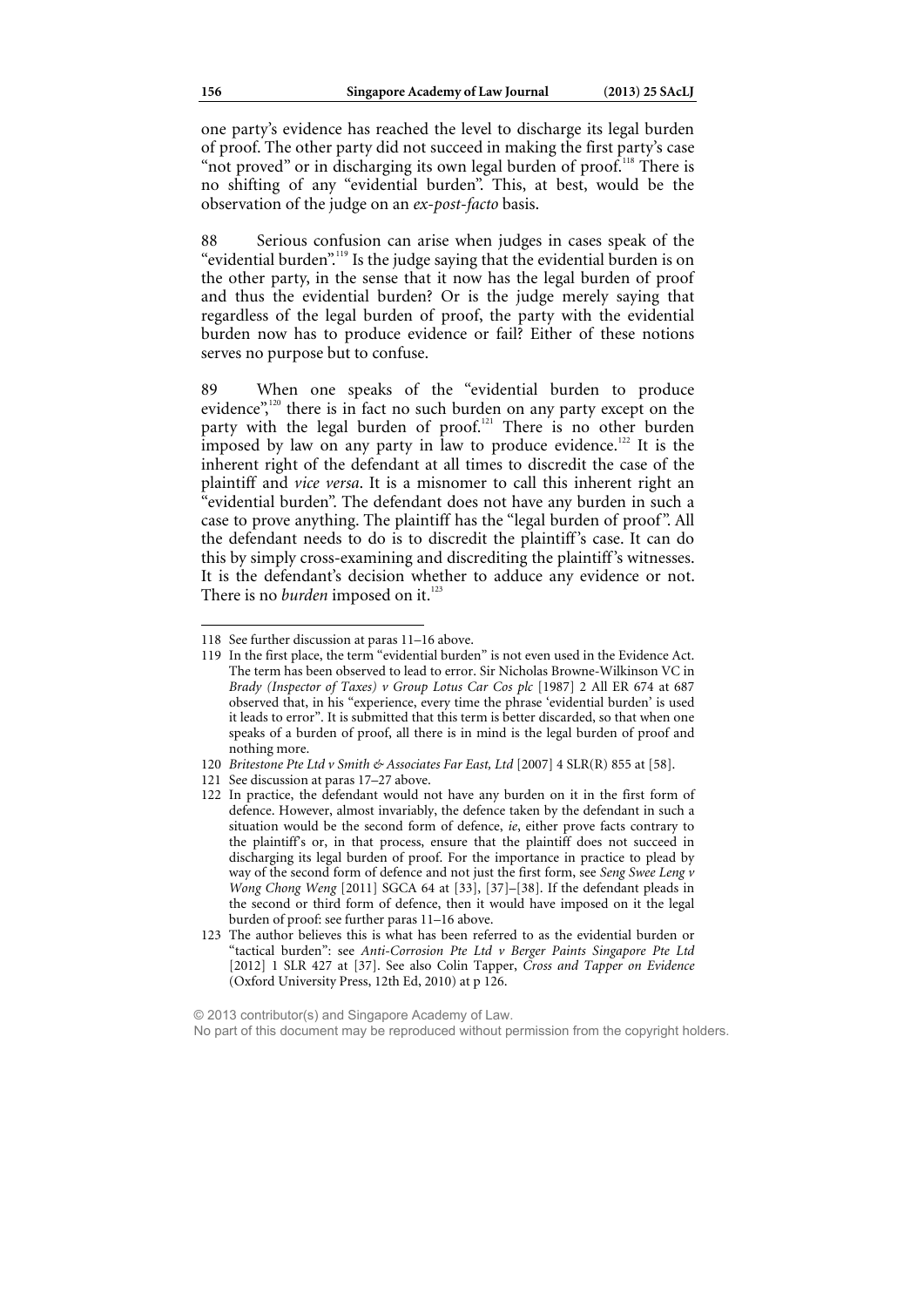one party's evidence has reached the level to discharge its legal burden of proof. The other party did not succeed in making the first party's case "not proved" or in discharging its own legal burden of proof.[118] There is no shifting of any "evidential burden". This, at best, would be the observation of the judge on an *ex-post-facto* basis.

88 Serious confusion can arise when judges in cases speak of the "evidential burden".[119] Is the judge saying that the evidential burden is on the other party, in the sense that it now has the legal burden of proof and thus the evidential burden? Or is the judge merely saying that regardless of the legal burden of proof, the party with the evidential burden now has to produce evidence or fail? Either of these notions serves no purpose but to confuse.

89 When one speaks of the "evidential burden to produce evidence",[120] there is in fact no such burden on any party except on the party with the legal burden of proof.[121] There is no other burden imposed by law on any party in law to produce evidence.[122] It is the inherent right of the defendant at all times to discredit the case of the plaintiff and *vice versa*. It is a misnomer to call this inherent right an "evidential burden". The defendant does not have any burden in such a case to prove anything. The plaintiff has the "legal burden of proof". All the defendant needs to do is to discredit the plaintiff's case. It can do this by simply cross-examining and discrediting the plaintiff's witnesses. It is the defendant's decision whether to adduce any evidence or not. There is no *burden* imposed on it.[123]

---

118 See further discussion at paras 11–16 above.

119 In the first place, the term "evidential burden" is not even used in the Evidence Act. The term has been observed to lead to error. Sir Nicholas Browne-Wilkinson VC in *Brady (Inspector of Taxes) v Group Lotus Car Cos plc* [1987] 2 All ER 674 at 687 observed that, in his "experience, every time the phrase 'evidential burden' is used it leads to error". It is submitted that this term is better discarded, so that when one speaks of a burden of proof, all there is in mind is the legal burden of proof and nothing more.

120 *Britestone Pte Ltd v Smith & Associates Far East, Ltd* [2007] 4 SLR(R) 855 at [58].

121 See discussion at paras 17–27 above.

122 In practice, the defendant would not have any burden on it in the first form of defence. However, almost invariably, the defence taken by the defendant in such a situation would be the second form of defence, *ie*, either prove facts contrary to the plaintiff's or, in that process, ensure that the plaintiff does not succeed in discharging its legal burden of proof. For the importance in practice to plead by way of the second form of defence and not just the first form, see *Seng Swee Leng v Wong Chong Weng* [2011] SGCA 64 at [33], [37]–[38]. If the defendant pleads in the second or third form of defence, then it would have imposed on it the legal burden of proof: see further paras 11–16 above.

123 The author believes this is what has been referred to as the evidential burden or "tactical burden": see *Anti-Corrosion Pte Ltd v Berger Paints Singapore Pte Ltd* [2012] 1 SLR 427 at [37]. See also Colin Tapper, *Cross and Tapper on Evidence* (Oxford University Press, 12th Ed, 2010) at p 126.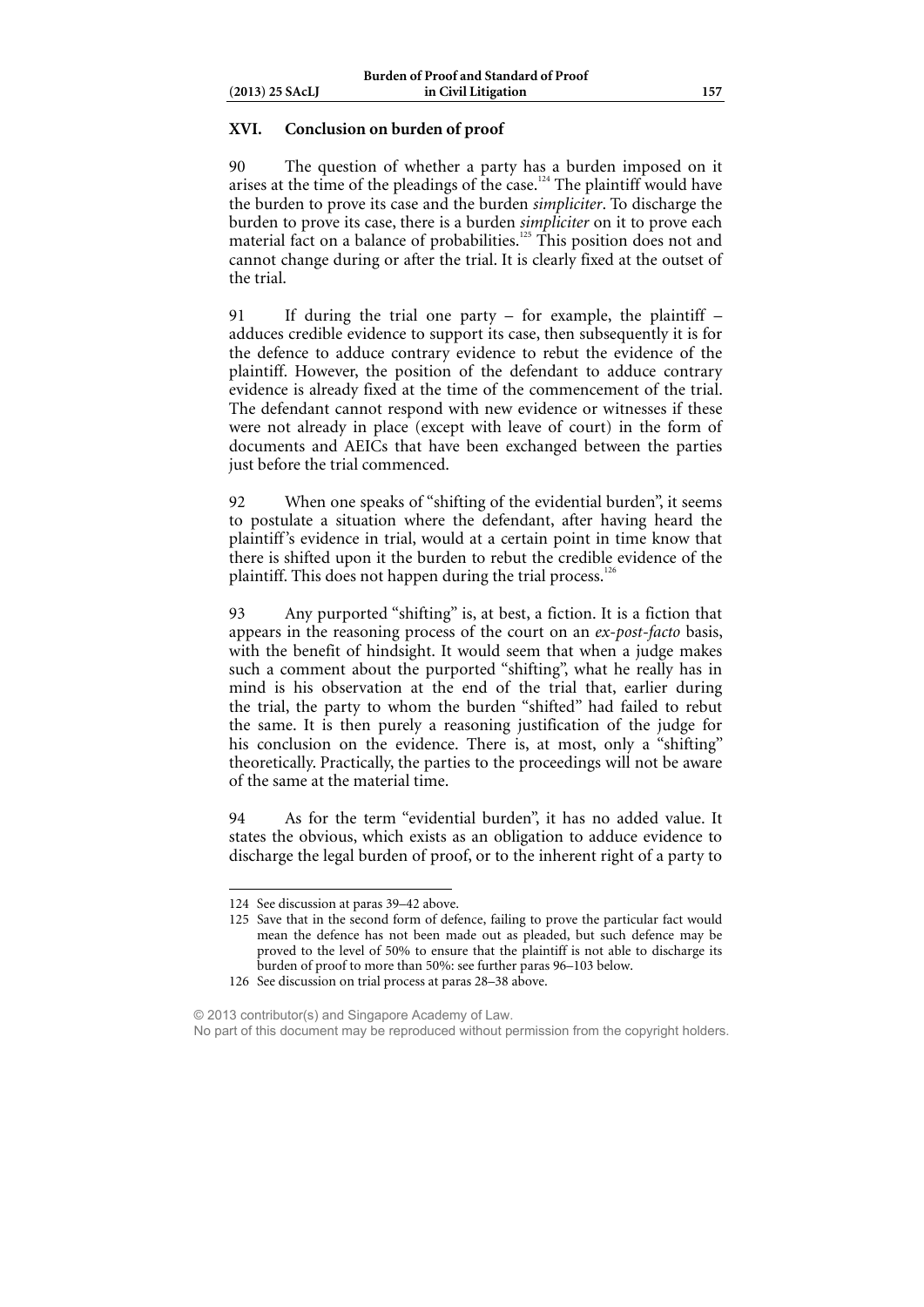## XVI. Conclusion on burden of proof

90 The question of whether a party has a burden imposed on it arises at the time of the pleadings of the case.[124] The plaintiff would have the burden to prove its case and the burden *simpliciter*. To discharge the burden to prove its case, there is a burden *simpliciter* on it to prove each material fact on a balance of probabilities.[125] This position does not and cannot change during or after the trial. It is clearly fixed at the outset of the trial.

91 If during the trial one party – for example, the plaintiff – adduces credible evidence to support its case, then subsequently it is for the defence to adduce contrary evidence to rebut the evidence of the plaintiff. However, the position of the defendant to adduce contrary evidence is already fixed at the time of the commencement of the trial. The defendant cannot respond with new evidence or witnesses if these were not already in place (except with leave of court) in the form of documents and AEICs that have been exchanged between the parties just before the trial commenced.

92 When one speaks of "shifting of the evidential burden", it seems to postulate a situation where the defendant, after having heard the plaintiff's evidence in trial, would at a certain point in time know that there is shifted upon it the burden to rebut the credible evidence of the plaintiff. This does not happen during the trial process.[126]

93 Any purported "shifting" is, at best, a fiction. It is a fiction that appears in the reasoning process of the court on an *ex-post-facto* basis, with the benefit of hindsight. It would seem that when a judge makes such a comment about the purported "shifting", what he really has in mind is his observation at the end of the trial that, earlier during the trial, the party to whom the burden "shifted" had failed to rebut the same. It is then purely a reasoning justification of the judge for his conclusion on the evidence. There is, at most, only a "shifting" theoretically. Practically, the parties to the proceedings will not be aware of the same at the material time.

94 As for the term "evidential burden", it has no added value. It states the obvious, which exists as an obligation to adduce evidence to discharge the legal burden of proof, or to the inherent right of a party to

---

124 See discussion at paras 39–42 above.

125 Save that in the second form of defence, failing to prove the particular fact would mean the defence has not been made out as pleaded, but such defence may be proved to the level of 50% to ensure that the plaintiff is not able to discharge its burden of proof to more than 50%: see further paras 96–103 below.

126 See discussion on trial process at paras 28–38 above.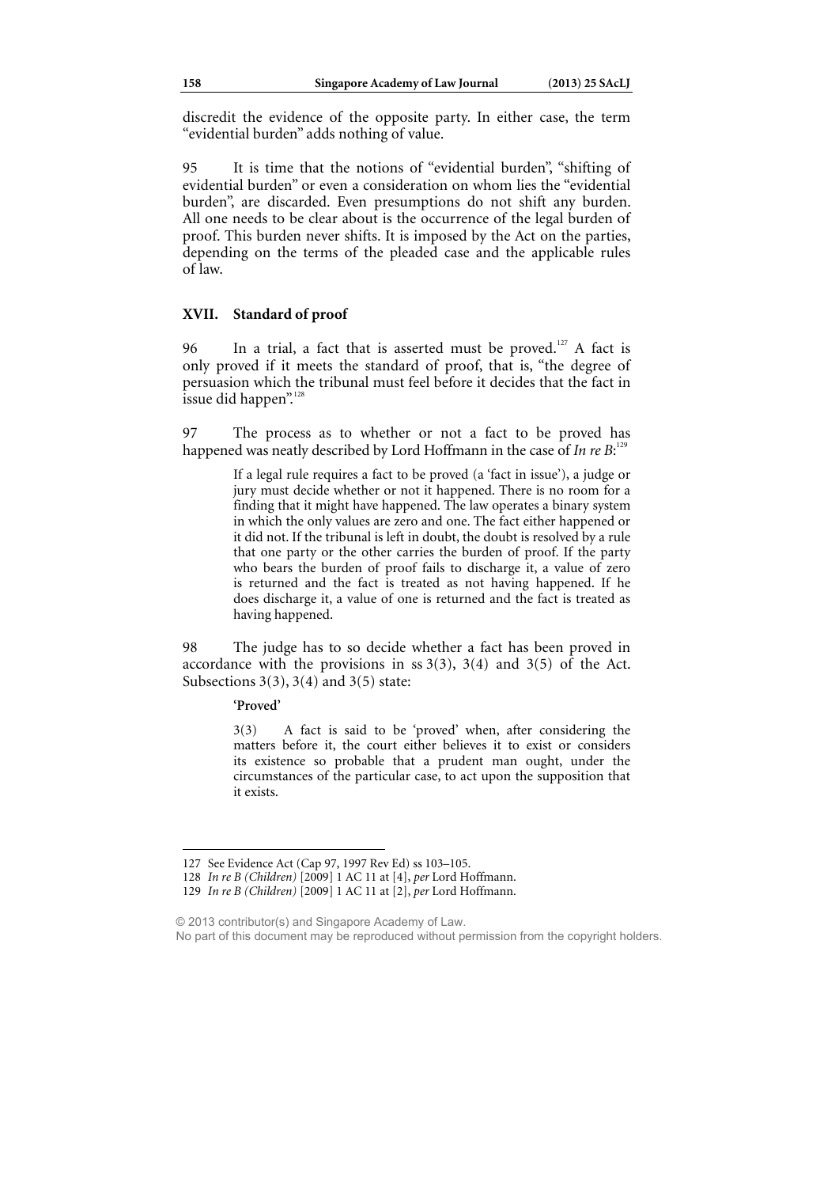discredit the evidence of the opposite party. In either case, the term "evidential burden" adds nothing of value.

95 It is time that the notions of "evidential burden", "shifting of evidential burden" or even a consideration on whom lies the "evidential burden", are discarded. Even presumptions do not shift any burden. All one needs to be clear about is the occurrence of the legal burden of proof. This burden never shifts. It is imposed by the Act on the parties, depending on the terms of the pleaded case and the applicable rules of law.

## XVII. Standard of proof

96 In a trial, a fact that is asserted must be proved.[127] A fact is only proved if it meets the standard of proof, that is, "the degree of persuasion which the tribunal must feel before it decides that the fact in issue did happen".[128]

97 The process as to whether or not a fact to be proved has happened was neatly described by Lord Hoffmann in the case of *In re B*:[129]

> If a legal rule requires a fact to be proved (a 'fact in issue'), a judge or jury must decide whether or not it happened. There is no room for a finding that it might have happened. The law operates a binary system in which the only values are zero and one. The fact either happened or it did not. If the tribunal is left in doubt, the doubt is resolved by a rule that one party or the other carries the burden of proof. If the party who bears the burden of proof fails to discharge it, a value of zero is returned and the fact is treated as not having happened. If he does discharge it, a value of one is returned and the fact is treated as having happened.

98 The judge has to so decide whether a fact has been proved in accordance with the provisions in ss 3(3), 3(4) and 3(5) of the Act. Subsections 3(3), 3(4) and 3(5) state:

> **'Proved'**
>
> 3(3) A fact is said to be 'proved' when, after considering the matters before it, the court either believes it to exist or considers its existence so probable that a prudent man ought, under the circumstances of the particular case, to act upon the supposition that it exists.

---

127 See Evidence Act (Cap 97, 1997 Rev Ed) ss 103–105.

128 *In re B (Children)* [2009] 1 AC 11 at [4], *per* Lord Hoffmann.

129 *In re B (Children)* [2009] 1 AC 11 at [2], *per* Lord Hoffmann.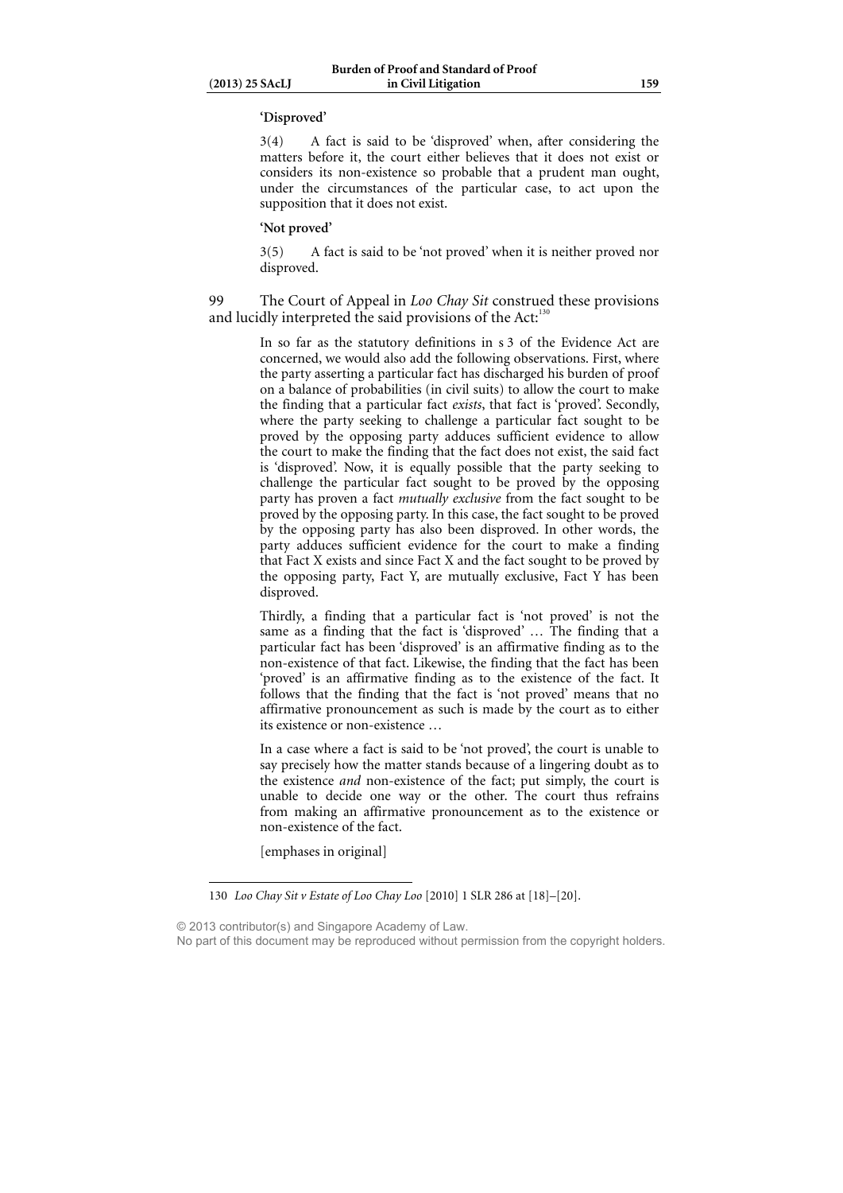**'Disproved'**

> 3(4) A fact is said to be 'disproved' when, after considering the matters before it, the court either believes that it does not exist or considers its non-existence so probable that a prudent man ought, under the circumstances of the particular case, to act upon the supposition that it does not exist.

**'Not proved'**

> 3(5) A fact is said to be 'not proved' when it is neither proved nor disproved.

99 The Court of Appeal in *Loo Chay Sit* construed these provisions and lucidly interpreted the said provisions of the Act:[130]

> In so far as the statutory definitions in s 3 of the Evidence Act are concerned, we would also add the following observations. First, where the party asserting a particular fact has discharged his burden of proof on a balance of probabilities (in civil suits) to allow the court to make the finding that a particular fact *exists*, that fact is 'proved'. Secondly, where the party seeking to challenge a particular fact sought to be proved by the opposing party adduces sufficient evidence to allow the court to make the finding that the fact does not exist, the said fact is 'disproved'. Now, it is equally possible that the party seeking to challenge the particular fact sought to be proved by the opposing party has proven a fact *mutually exclusive* from the fact sought to be proved by the opposing party. In this case, the fact sought to be proved by the opposing party has also been disproved. In other words, the party adduces sufficient evidence for the court to make a finding that Fact X exists and since Fact X and the fact sought to be proved by the opposing party, Fact Y, are mutually exclusive, Fact Y has been disproved.
>
> Thirdly, a finding that a particular fact is 'not proved' is not the same as a finding that the fact is 'disproved' … The finding that a particular fact has been 'disproved' is an affirmative finding as to the non-existence of that fact. Likewise, the finding that the fact has been 'proved' is an affirmative finding as to the existence of the fact. It follows that the finding that the fact is 'not proved' means that no affirmative pronouncement as such is made by the court as to either its existence or non-existence …
>
> In a case where a fact is said to be 'not proved', the court is unable to say precisely how the matter stands because of a lingering doubt as to the existence *and* non-existence of the fact; put simply, the court is unable to decide one way or the other. The court thus refrains from making an affirmative pronouncement as to the existence or non-existence of the fact.
>
> [emphases in original]

---

130 *Loo Chay Sit v Estate of Loo Chay Loo* [2010] 1 SLR 286 at [18]–[20].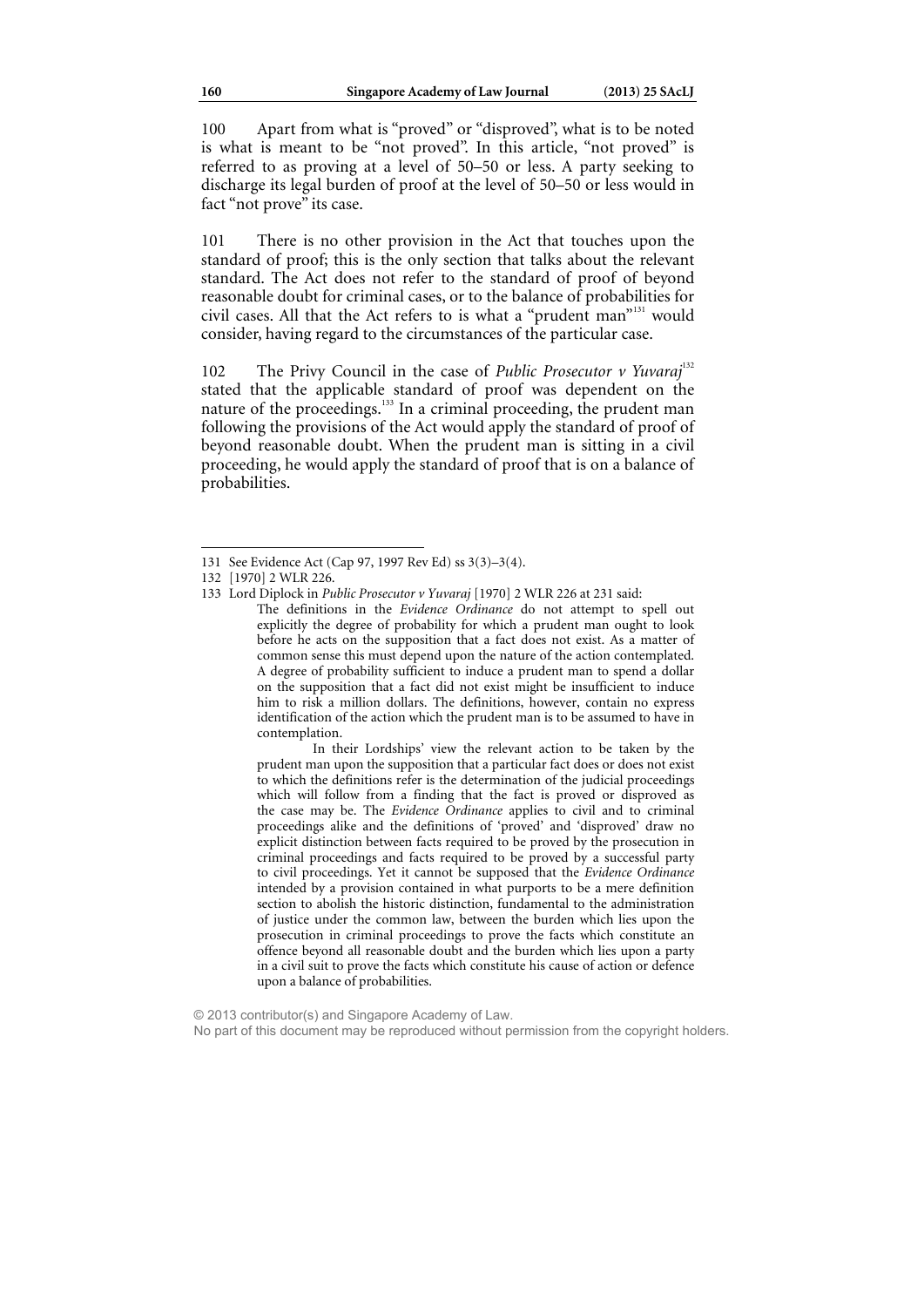100 Apart from what is "proved" or "disproved", what is to be noted is what is meant to be "not proved". In this article, "not proved" is referred to as proving at a level of 50–50 or less. A party seeking to discharge its legal burden of proof at the level of 50–50 or less would in fact "not prove" its case.

101 There is no other provision in the Act that touches upon the standard of proof; this is the only section that talks about the relevant standard. The Act does not refer to the standard of proof of beyond reasonable doubt for criminal cases, or to the balance of probabilities for civil cases. All that the Act refers to is what a "prudent man"[131] would consider, having regard to the circumstances of the particular case.

102 The Privy Council in the case of *Public Prosecutor v Yuvaraj*[132] stated that the applicable standard of proof was dependent on the nature of the proceedings.[133] In a criminal proceeding, the prudent man following the provisions of the Act would apply the standard of proof of beyond reasonable doubt. When the prudent man is sitting in a civil proceeding, he would apply the standard of proof that is on a balance of probabilities.

---

131 See Evidence Act (Cap 97, 1997 Rev Ed) ss 3(3)–3(4).

132 [1970] 2 WLR 226.

133 Lord Diplock in *Public Prosecutor v Yuvaraj* [1970] 2 WLR 226 at 231 said:

> The definitions in the *Evidence Ordinance* do not attempt to spell out explicitly the degree of probability for which a prudent man ought to look before he acts on the supposition that a fact does not exist. As a matter of common sense this must depend upon the nature of the action contemplated. A degree of probability sufficient to induce a prudent man to spend a dollar on the supposition that a fact did not exist might be insufficient to induce him to risk a million dollars. The definitions, however, contain no express identification of the action which the prudent man is to be assumed to have in contemplation.
>
> In their Lordships' view the relevant action to be taken by the prudent man upon the supposition that a particular fact does or does not exist to which the definitions refer is the determination of the judicial proceedings which will follow from a finding that the fact is proved or disproved as the case may be. The *Evidence Ordinance* applies to civil and to criminal proceedings alike and the definitions of 'proved' and 'disproved' draw no explicit distinction between facts required to be proved by the prosecution in criminal proceedings and facts required to be proved by a successful party to civil proceedings. Yet it cannot be supposed that the *Evidence Ordinance* intended by a provision contained in what purports to be a mere definition section to abolish the historic distinction, fundamental to the administration of justice under the common law, between the burden which lies upon the prosecution in criminal proceedings to prove the facts which constitute an offence beyond all reasonable doubt and the burden which lies upon a party in a civil suit to prove the facts which constitute his cause of action or defence upon a balance of probabilities.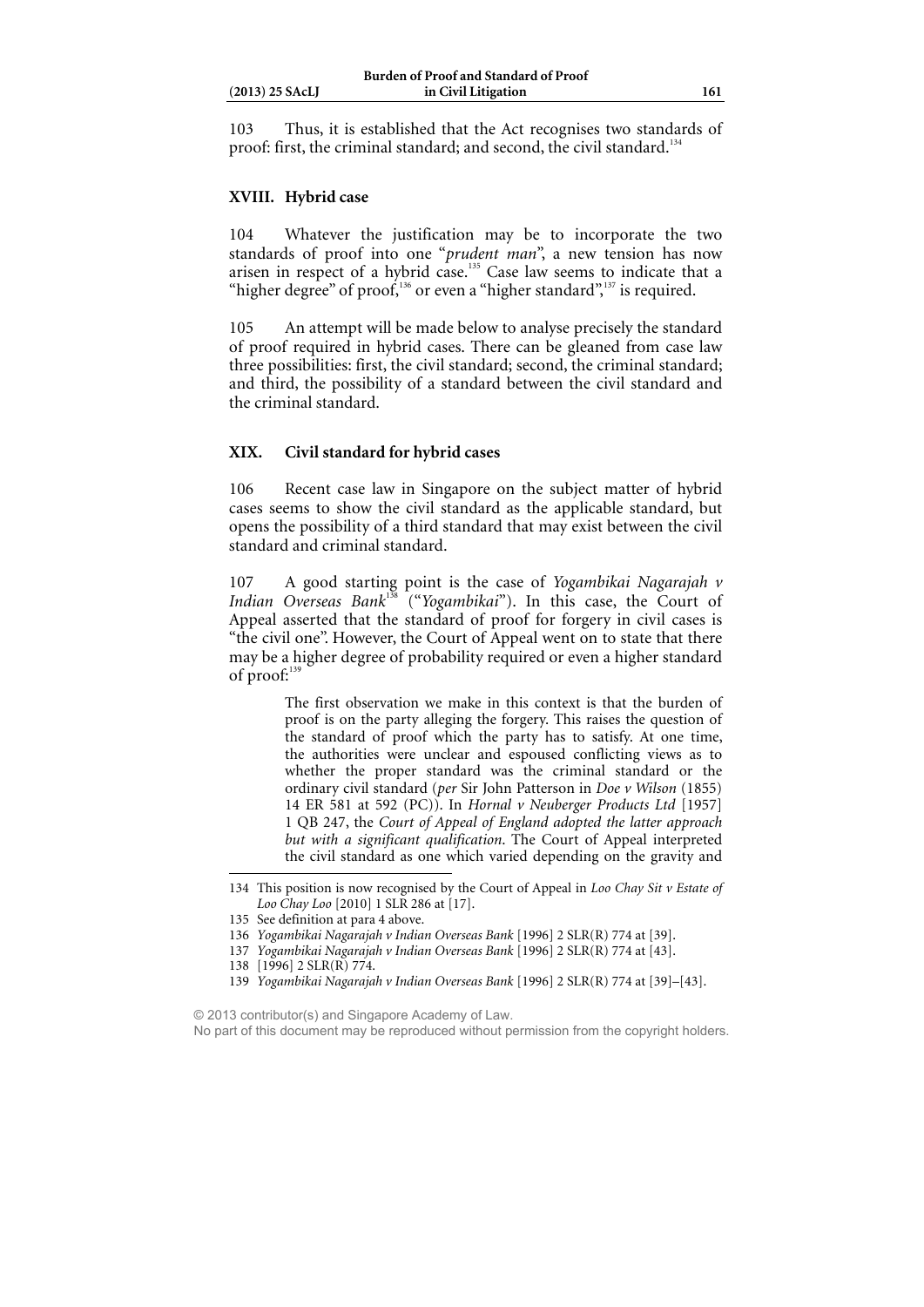103 Thus, it is established that the Act recognises two standards of proof: first, the criminal standard; and second, the civil standard.[134]

## XVIII. Hybrid case

104 Whatever the justification may be to incorporate the two standards of proof into one "*prudent man*", a new tension has now arisen in respect of a hybrid case.[135] Case law seems to indicate that a "higher degree" of proof,[136] or even a "higher standard",[137] is required.

105 An attempt will be made below to analyse precisely the standard of proof required in hybrid cases. There can be gleaned from case law three possibilities: first, the civil standard; second, the criminal standard; and third, the possibility of a standard between the civil standard and the criminal standard.

## XIX. Civil standard for hybrid cases

106 Recent case law in Singapore on the subject matter of hybrid cases seems to show the civil standard as the applicable standard, but opens the possibility of a third standard that may exist between the civil standard and criminal standard.

107 A good starting point is the case of *Yogambikai Nagarajah v Indian Overseas Bank*[138] ("*Yogambikai*"). In this case, the Court of Appeal asserted that the standard of proof for forgery in civil cases is "the civil one". However, the Court of Appeal went on to state that there may be a higher degree of probability required or even a higher standard of proof:[139]

> The first observation we make in this context is that the burden of proof is on the party alleging the forgery. This raises the question of the standard of proof which the party has to satisfy. At one time, the authorities were unclear and espoused conflicting views as to whether the proper standard was the criminal standard or the ordinary civil standard (*per* Sir John Patterson in *Doe v Wilson* (1855) 14 ER 581 at 592 (PC)). In *Hornal v Neuberger Products Ltd* [1957] 1 QB 247, the *Court of Appeal of England adopted the latter approach but with a significant qualification*. The Court of Appeal interpreted the civil standard as one which varied depending on the gravity and

---

134 This position is now recognised by the Court of Appeal in *Loo Chay Sit v Estate of Loo Chay Loo* [2010] 1 SLR 286 at [17].

135 See definition at para 4 above.

136 *Yogambikai Nagarajah v Indian Overseas Bank* [1996] 2 SLR(R) 774 at [39].

137 *Yogambikai Nagarajah v Indian Overseas Bank* [1996] 2 SLR(R) 774 at [43].

138 [1996] 2 SLR(R) 774.

139 *Yogambikai Nagarajah v Indian Overseas Bank* [1996] 2 SLR(R) 774 at [39]–[43].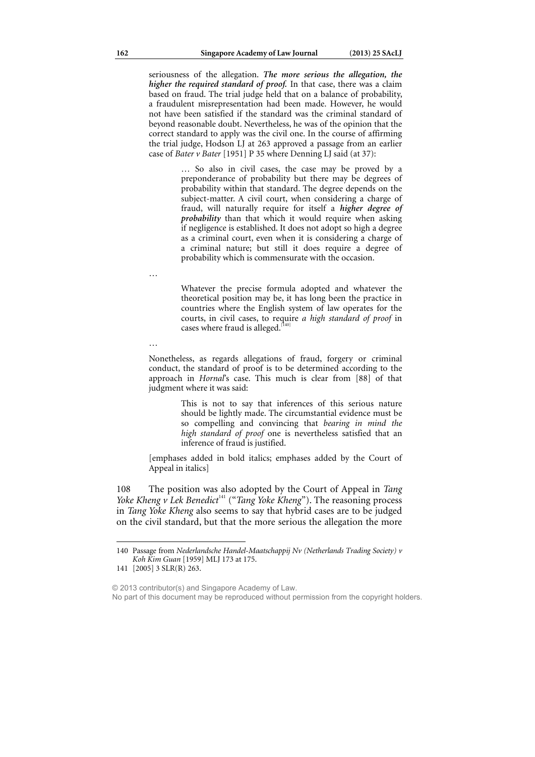seriousness of the allegation. ***The more serious the allegation, the higher the required standard of proof.*** In that case, there was a claim based on fraud. The trial judge held that on a balance of probability, a fraudulent misrepresentation had been made. However, he would not have been satisfied if the standard was the criminal standard of beyond reasonable doubt. Nevertheless, he was of the opinion that the correct standard to apply was the civil one. In the course of affirming the trial judge, Hodson LJ at 263 approved a passage from an earlier case of *Bater v Bater* [1951] P 35 where Denning LJ said (at 37):

> … So also in civil cases, the case may be proved by a preponderance of probability but there may be degrees of probability within that standard. The degree depends on the subject-matter. A civil court, when considering a charge of fraud, will naturally require for itself a ***higher degree of probability*** than that which it would require when asking if negligence is established. It does not adopt so high a degree as a criminal court, even when it is considering a charge of a criminal nature; but still it does require a degree of probability which is commensurate with the occasion.

…

> Whatever the precise formula adopted and whatever the theoretical position may be, it has long been the practice in countries where the English system of law operates for the courts, in civil cases, to require *a high standard of proof* in cases where fraud is alleged.[140]

…

Nonetheless, as regards allegations of fraud, forgery or criminal conduct, the standard of proof is to be determined according to the approach in *Hornal*'s case. This much is clear from [88] of that judgment where it was said:

> This is not to say that inferences of this serious nature should be lightly made. The circumstantial evidence must be so compelling and convincing that *bearing in mind the high standard of proof* one is nevertheless satisfied that an inference of fraud is justified.

[emphases added in bold italics; emphases added by the Court of Appeal in italics]

108 The position was also adopted by the Court of Appeal in *Tang Yoke Kheng v Lek Benedict*[141] ("*Tang Yoke Kheng*"). The reasoning process in *Tang Yoke Kheng* also seems to say that hybrid cases are to be judged on the civil standard, but that the more serious the allegation the more

---

140 Passage from *Nederlandsche Handel-Maatschappij Nv (Netherlands Trading Society) v Koh Kim Guan* [1959] MLJ 173 at 175.

141 [2005] 3 SLR(R) 263.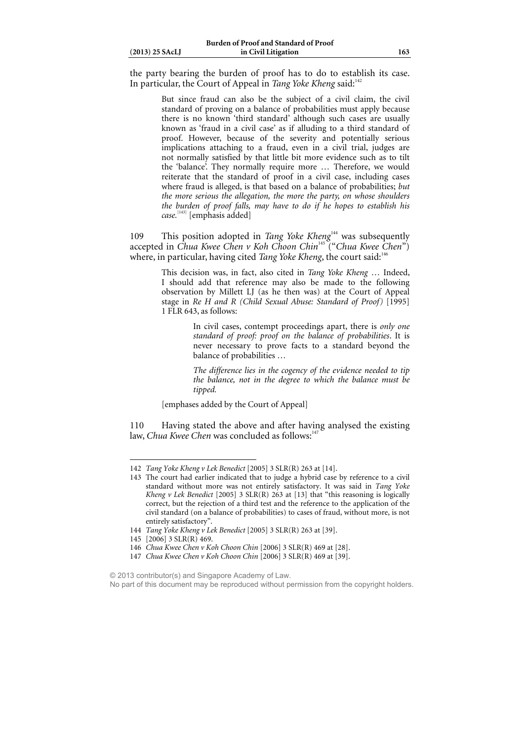the party bearing the burden of proof has to do to establish its case. In particular, the Court of Appeal in *Tang Yoke Kheng* said:[142]

> But since fraud can also be the subject of a civil claim, the civil standard of proving on a balance of probabilities must apply because there is no known 'third standard' although such cases are usually known as 'fraud in a civil case' as if alluding to a third standard of proof. However, because of the severity and potentially serious implications attaching to a fraud, even in a civil trial, judges are not normally satisfied by that little bit more evidence such as to tilt the 'balance'. They normally require more … Therefore, we would reiterate that the standard of proof in a civil case, including cases where fraud is alleged, is that based on a balance of probabilities; *but the more serious the allegation, the more the party, on whose shoulders the burden of proof falls, may have to do if he hopes to establish his case.*[143] [emphasis added]

109 This position adopted in *Tang Yoke Kheng*[144] was subsequently accepted in *Chua Kwee Chen v Koh Choon Chin*[145] ("*Chua Kwee Chen*") where, in particular, having cited *Tang Yoke Kheng*, the court said:[146]

> This decision was, in fact, also cited in *Tang Yoke Kheng* … Indeed, I should add that reference may also be made to the following observation by Millett LJ (as he then was) at the Court of Appeal stage in *Re H and R (Child Sexual Abuse: Standard of Proof)* [1995] 1 FLR 643, as follows:
>
> > In civil cases, contempt proceedings apart, there is *only one standard of proof: proof on the balance of probabilities*. It is never necessary to prove facts to a standard beyond the balance of probabilities …
> >
> > *The difference lies in the cogency of the evidence needed to tip the balance, not in the degree to which the balance must be tipped.*
>
> [emphases added by the Court of Appeal]

110 Having stated the above and after having analysed the existing law, *Chua Kwee Chen* was concluded as follows:[147]

---

142 *Tang Yoke Kheng v Lek Benedict* [2005] 3 SLR(R) 263 at [14].

143 The court had earlier indicated that to judge a hybrid case by reference to a civil standard without more was not entirely satisfactory. It was said in *Tang Yoke Kheng v Lek Benedict* [2005] 3 SLR(R) 263 at [13] that "this reasoning is logically correct, but the rejection of a third test and the reference to the application of the civil standard (on a balance of probabilities) to cases of fraud, without more, is not entirely satisfactory".

144 *Tang Yoke Kheng v Lek Benedict* [2005] 3 SLR(R) 263 at [39].

145 [2006] 3 SLR(R) 469.

146 *Chua Kwee Chen v Koh Choon Chin* [2006] 3 SLR(R) 469 at [28].

147 *Chua Kwee Chen v Koh Choon Chin* [2006] 3 SLR(R) 469 at [39].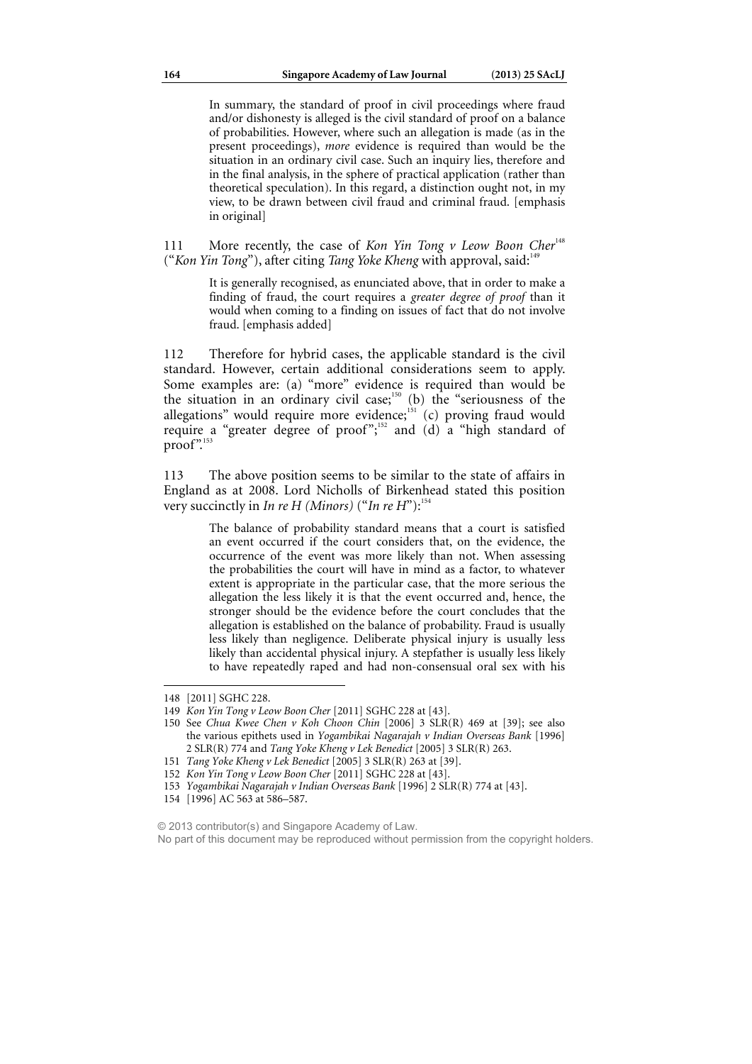> In summary, the standard of proof in civil proceedings where fraud and/or dishonesty is alleged is the civil standard of proof on a balance of probabilities. However, where such an allegation is made (as in the present proceedings), *more* evidence is required than would be the situation in an ordinary civil case. Such an inquiry lies, therefore and in the final analysis, in the sphere of practical application (rather than theoretical speculation). In this regard, a distinction ought not, in my view, to be drawn between civil fraud and criminal fraud. [emphasis in original]

111 More recently, the case of *Kon Yin Tong v Leow Boon Cher*[148] ("*Kon Yin Tong*"), after citing *Tang Yoke Kheng* with approval, said:[149]

> It is generally recognised, as enunciated above, that in order to make a finding of fraud, the court requires a *greater degree of proof* than it would when coming to a finding on issues of fact that do not involve fraud. [emphasis added]

112 Therefore for hybrid cases, the applicable standard is the civil standard. However, certain additional considerations seem to apply. Some examples are: (a) "more" evidence is required than would be the situation in an ordinary civil case;[150] (b) the "seriousness of the allegations" would require more evidence;[151] (c) proving fraud would require a "greater degree of proof";[152] and (d) a "high standard of proof".[153]

113 The above position seems to be similar to the state of affairs in England as at 2008. Lord Nicholls of Birkenhead stated this position very succinctly in *In re H (Minors)* ("*In re H*"):[154]

> The balance of probability standard means that a court is satisfied an event occurred if the court considers that, on the evidence, the occurrence of the event was more likely than not. When assessing the probabilities the court will have in mind as a factor, to whatever extent is appropriate in the particular case, that the more serious the allegation the less likely it is that the event occurred and, hence, the stronger should be the evidence before the court concludes that the allegation is established on the balance of probability. Fraud is usually less likely than negligence. Deliberate physical injury is usually less likely than accidental physical injury. A stepfather is usually less likely to have repeatedly raped and had non-consensual oral sex with his

---

148 [2011] SGHC 228.

149 *Kon Yin Tong v Leow Boon Cher* [2011] SGHC 228 at [43].

150 See *Chua Kwee Chen v Koh Choon Chin* [2006] 3 SLR(R) 469 at [39]; see also the various epithets used in *Yogambikai Nagarajah v Indian Overseas Bank* [1996] 2 SLR(R) 774 and *Tang Yoke Kheng v Lek Benedict* [2005] 3 SLR(R) 263.

151 *Tang Yoke Kheng v Lek Benedict* [2005] 3 SLR(R) 263 at [39].

152 *Kon Yin Tong v Leow Boon Cher* [2011] SGHC 228 at [43].

153 *Yogambikai Nagarajah v Indian Overseas Bank* [1996] 2 SLR(R) 774 at [43].

154 [1996] AC 563 at 586–587.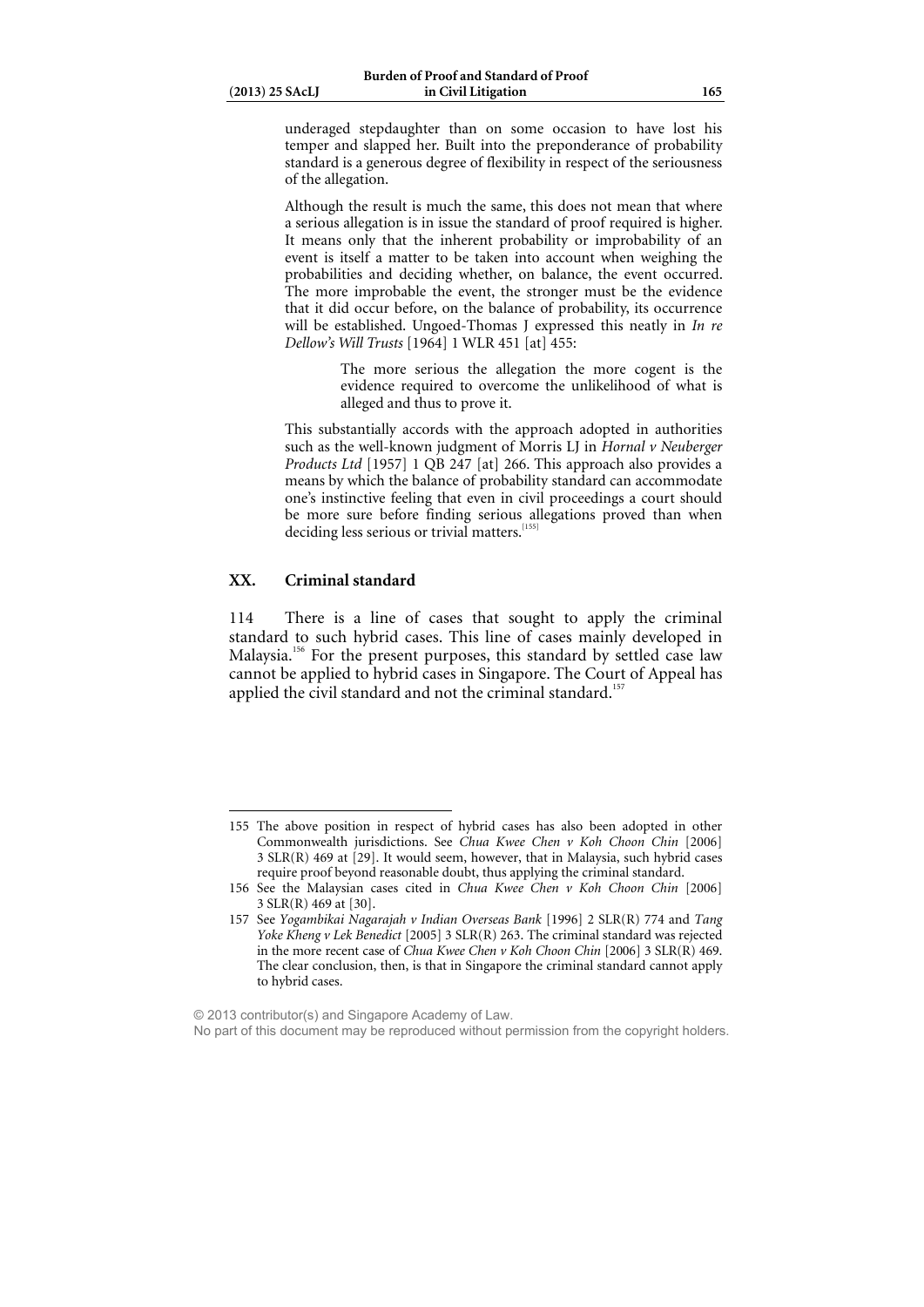> underaged stepdaughter than on some occasion to have lost his temper and slapped her. Built into the preponderance of probability standard is a generous degree of flexibility in respect of the seriousness of the allegation.
>
> Although the result is much the same, this does not mean that where a serious allegation is in issue the standard of proof required is higher. It means only that the inherent probability or improbability of an event is itself a matter to be taken into account when weighing the probabilities and deciding whether, on balance, the event occurred. The more improbable the event, the stronger must be the evidence that it did occur before, on the balance of probability, its occurrence will be established. Ungoed-Thomas J expressed this neatly in *In re Dellow's Will Trusts* [1964] 1 WLR 451 [at] 455:
>
>> The more serious the allegation the more cogent is the evidence required to overcome the unlikelihood of what is alleged and thus to prove it.
>
> This substantially accords with the approach adopted in authorities such as the well-known judgment of Morris LJ in *Hornal v Neuberger Products Ltd* [1957] 1 QB 247 [at] 266. This approach also provides a means by which the balance of probability standard can accommodate one's instinctive feeling that even in civil proceedings a court should be more sure before finding serious allegations proved than when deciding less serious or trivial matters.[155]

## XX. Criminal standard

114 There is a line of cases that sought to apply the criminal standard to such hybrid cases. This line of cases mainly developed in Malaysia.[156] For the present purposes, this standard by settled case law cannot be applied to hybrid cases in Singapore. The Court of Appeal has applied the civil standard and not the criminal standard.[157]

---

155 The above position in respect of hybrid cases has also been adopted in other Commonwealth jurisdictions. See *Chua Kwee Chen v Koh Choon Chin* [2006] 3 SLR(R) 469 at [29]. It would seem, however, that in Malaysia, such hybrid cases require proof beyond reasonable doubt, thus applying the criminal standard.

156 See the Malaysian cases cited in *Chua Kwee Chen v Koh Choon Chin* [2006] 3 SLR(R) 469 at [30].

157 See *Yogambikai Nagarajah v Indian Overseas Bank* [1996] 2 SLR(R) 774 and *Tang Yoke Kheng v Lek Benedict* [2005] 3 SLR(R) 263. The criminal standard was rejected in the more recent case of *Chua Kwee Chen v Koh Choon Chin* [2006] 3 SLR(R) 469. The clear conclusion, then, is that in Singapore the criminal standard cannot apply to hybrid cases.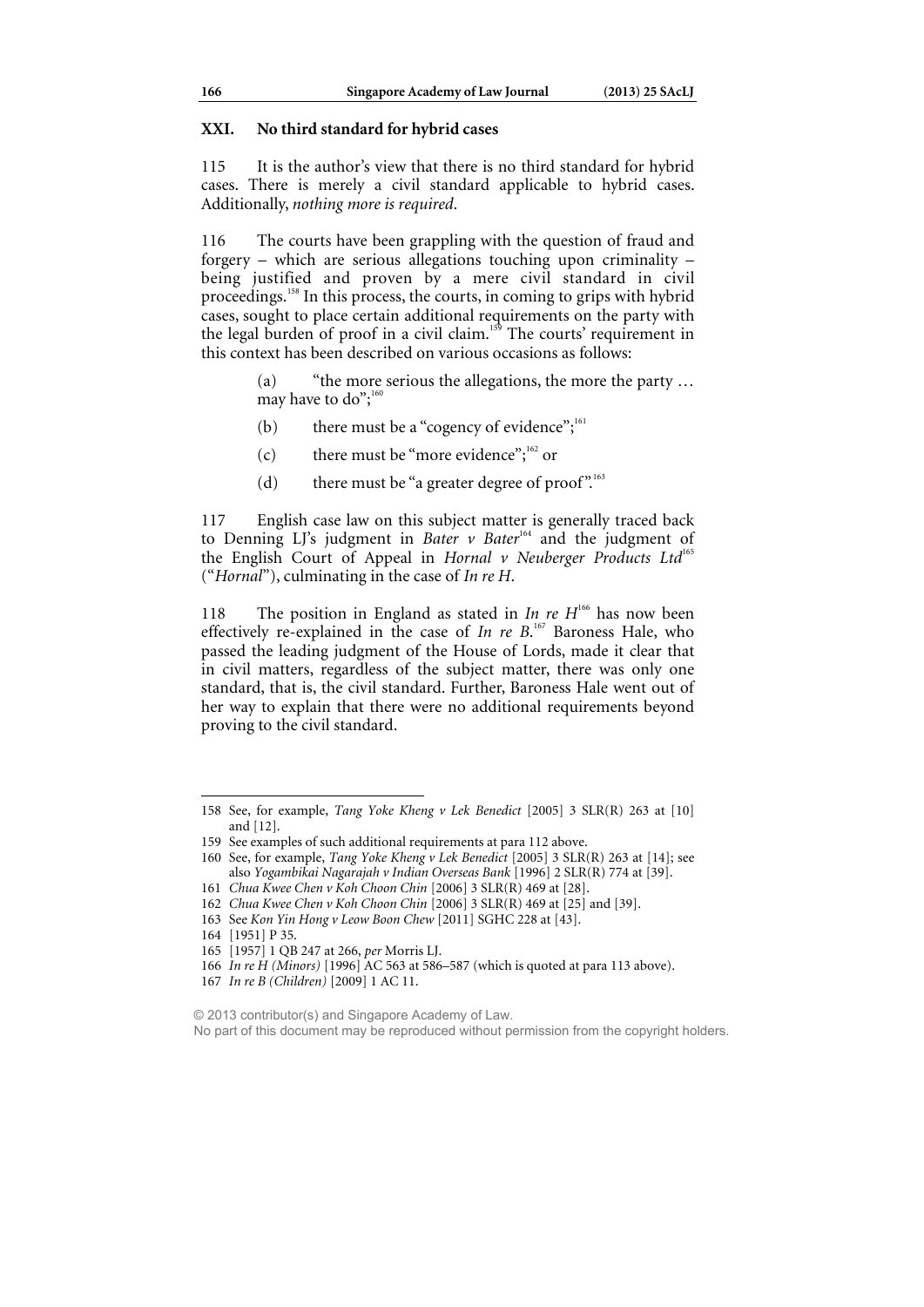## XXI. No third standard for hybrid cases

115 It is the author's view that there is no third standard for hybrid cases. There is merely a civil standard applicable to hybrid cases. Additionally, *nothing more is required*.

116 The courts have been grappling with the question of fraud and forgery – which are serious allegations touching upon criminality – being justified and proven by a mere civil standard in civil proceedings.[158] In this process, the courts, in coming to grips with hybrid cases, sought to place certain additional requirements on the party with the legal burden of proof in a civil claim.[159] The courts' requirement in this context has been described on various occasions as follows:

(a) "the more serious the allegations, the more the party … may have to do";[160]

(b) there must be a "cogency of evidence";[161]

(c) there must be "more evidence";[162] or

(d) there must be "a greater degree of proof".[163]

117 English case law on this subject matter is generally traced back to Denning LJ's judgment in *Bater v Bater*[164] and the judgment of the English Court of Appeal in *Hornal v Neuberger Products Ltd*[165] ("*Hornal*"), culminating in the case of *In re H*.

118 The position in England as stated in *In re H*[166] has now been effectively re-explained in the case of *In re B*.[167] Baroness Hale, who passed the leading judgment of the House of Lords, made it clear that in civil matters, regardless of the subject matter, there was only one standard, that is, the civil standard. Further, Baroness Hale went out of her way to explain that there were no additional requirements beyond proving to the civil standard.

---

158 See, for example, *Tang Yoke Kheng v Lek Benedict* [2005] 3 SLR(R) 263 at [10] and [12].

159 See examples of such additional requirements at para 112 above.

160 See, for example, *Tang Yoke Kheng v Lek Benedict* [2005] 3 SLR(R) 263 at [14]; see also *Yogambikai Nagarajah v Indian Overseas Bank* [1996] 2 SLR(R) 774 at [39].

161 *Chua Kwee Chen v Koh Choon Chin* [2006] 3 SLR(R) 469 at [28].

162 *Chua Kwee Chen v Koh Choon Chin* [2006] 3 SLR(R) 469 at [25] and [39].

163 See *Kon Yin Hong v Leow Boon Chew* [2011] SGHC 228 at [43].

164 [1951] P 35.

165 [1957] 1 QB 247 at 266, *per* Morris LJ.

166 *In re H (Minors)* [1996] AC 563 at 586–587 (which is quoted at para 113 above).

167 *In re B (Children)* [2009] 1 AC 11.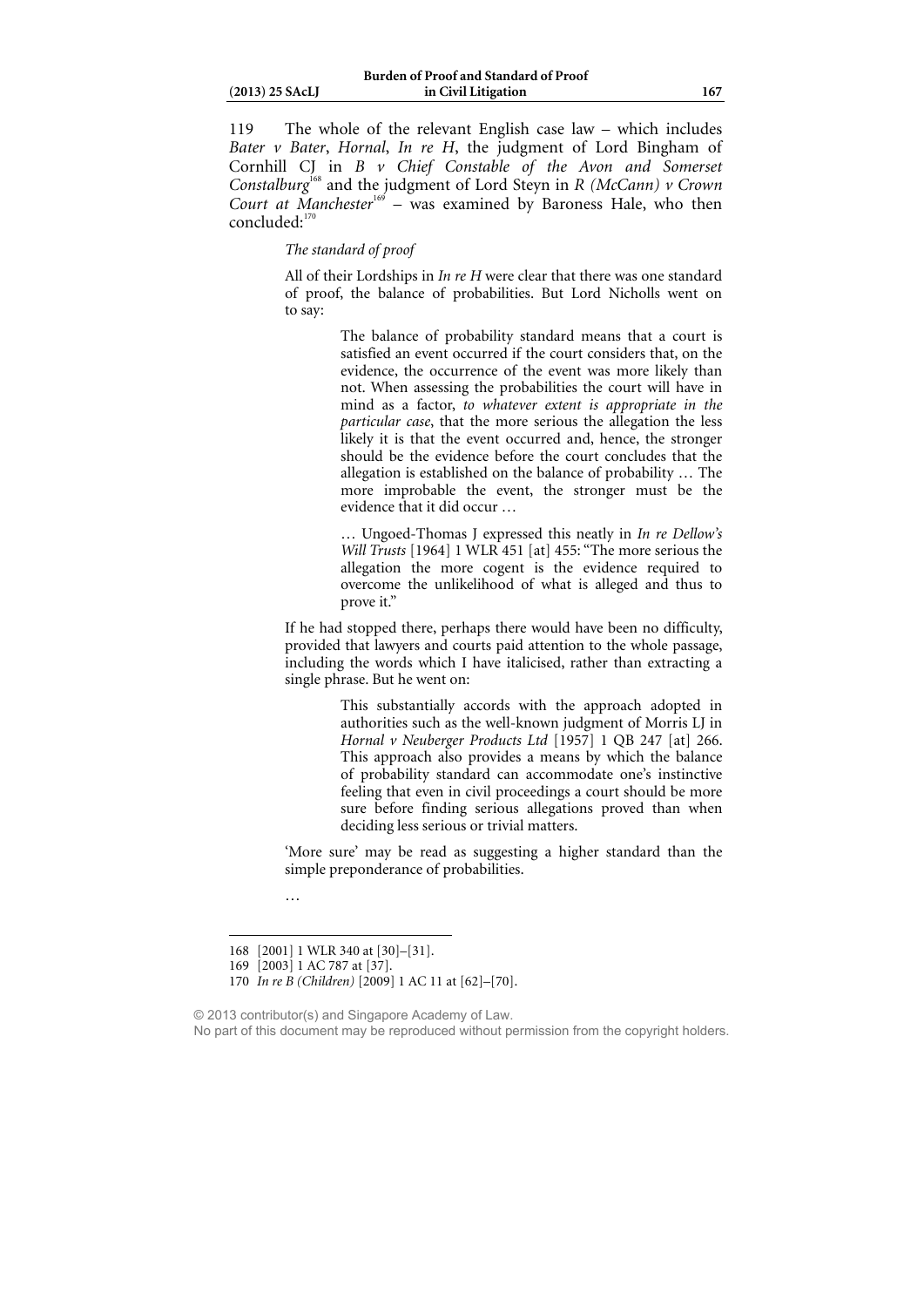119 The whole of the relevant English case law – which includes *Bater v Bater*, *Hornal*, *In re H*, the judgment of Lord Bingham of Cornhill CJ in *B v Chief Constable of the Avon and Somerset Constalburg*[168] and the judgment of Lord Steyn in *R (McCann) v Crown Court at Manchester*[169] – was examined by Baroness Hale, who then concluded:[170]

> *The standard of proof*
>
> All of their Lordships in *In re H* were clear that there was one standard of proof, the balance of probabilities. But Lord Nicholls went on to say:
>
>> The balance of probability standard means that a court is satisfied an event occurred if the court considers that, on the evidence, the occurrence of the event was more likely than not. When assessing the probabilities the court will have in mind as a factor, *to whatever extent is appropriate in the particular case*, that the more serious the allegation the less likely it is that the event occurred and, hence, the stronger should be the evidence before the court concludes that the allegation is established on the balance of probability … The more improbable the event, the stronger must be the evidence that it did occur …
>>
>> … Ungoed-Thomas J expressed this neatly in *In re Dellow's Will Trusts* [1964] 1 WLR 451 [at] 455: "The more serious the allegation the more cogent is the evidence required to overcome the unlikelihood of what is alleged and thus to prove it."
>
> If he had stopped there, perhaps there would have been no difficulty, provided that lawyers and courts paid attention to the whole passage, including the words which I have italicised, rather than extracting a single phrase. But he went on:
>
>> This substantially accords with the approach adopted in authorities such as the well-known judgment of Morris LJ in *Hornal v Neuberger Products Ltd* [1957] 1 QB 247 [at] 266. This approach also provides a means by which the balance of probability standard can accommodate one's instinctive feeling that even in civil proceedings a court should be more sure before finding serious allegations proved than when deciding less serious or trivial matters.
>
> 'More sure' may be read as suggesting a higher standard than the simple preponderance of probabilities.
>
> …

---

168 [2001] 1 WLR 340 at [30]–[31].

169 [2003] 1 AC 787 at [37].

170 *In re B (Children)* [2009] 1 AC 11 at [62]–[70].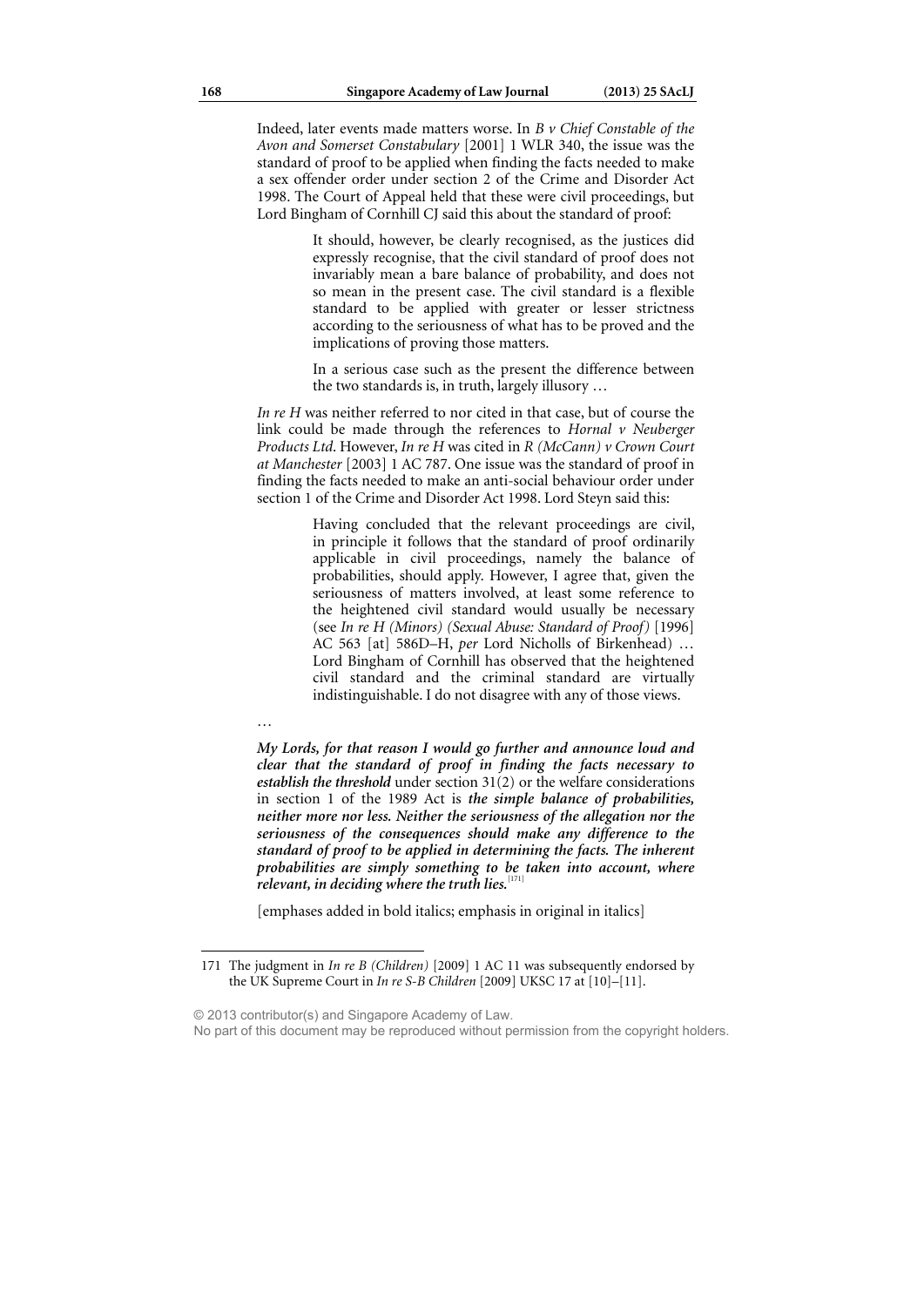Indeed, later events made matters worse. In *B v Chief Constable of the Avon and Somerset Constabulary* [2001] 1 WLR 340, the issue was the standard of proof to be applied when finding the facts needed to make a sex offender order under section 2 of the Crime and Disorder Act 1998. The Court of Appeal held that these were civil proceedings, but Lord Bingham of Cornhill CJ said this about the standard of proof:

> It should, however, be clearly recognised, as the justices did expressly recognise, that the civil standard of proof does not invariably mean a bare balance of probability, and does not so mean in the present case. The civil standard is a flexible standard to be applied with greater or lesser strictness according to the seriousness of what has to be proved and the implications of proving those matters.
>
> In a serious case such as the present the difference between the two standards is, in truth, largely illusory …

*In re H* was neither referred to nor cited in that case, but of course the link could be made through the references to *Hornal v Neuberger Products Ltd*. However, *In re H* was cited in *R (McCann) v Crown Court at Manchester* [2003] 1 AC 787. One issue was the standard of proof in finding the facts needed to make an anti-social behaviour order under section 1 of the Crime and Disorder Act 1998. Lord Steyn said this:

> Having concluded that the relevant proceedings are civil, in principle it follows that the standard of proof ordinarily applicable in civil proceedings, namely the balance of probabilities, should apply. However, I agree that, given the seriousness of matters involved, at least some reference to the heightened civil standard would usually be necessary (see *In re H (Minors) (Sexual Abuse: Standard of Proof)* [1996] AC 563 [at] 586D–H, *per* Lord Nicholls of Birkenhead) … Lord Bingham of Cornhill has observed that the heightened civil standard and the criminal standard are virtually indistinguishable. I do not disagree with any of those views.

…

***My Lords, for that reason I would go further and announce loud and clear that the standard of proof in finding the facts necessary to establish the threshold*** under section 31(2) or the welfare considerations in section 1 of the 1989 Act is ***the simple balance of probabilities, neither more nor less. Neither the seriousness of the allegation nor the seriousness of the consequences should make any difference to the standard of proof to be applied in determining the facts. The inherent probabilities are simply something to be taken into account, where relevant, in deciding where the truth lies.***[171]

[emphases added in bold italics; emphasis in original in italics]

---

171 The judgment in *In re B (Children)* [2009] 1 AC 11 was subsequently endorsed by the UK Supreme Court in *In re S-B Children* [2009] UKSC 17 at [10]–[11].

© 2013 contributor(s) and Singapore Academy of Law.
No part of this document may be reproduced without permission from the copyright holders.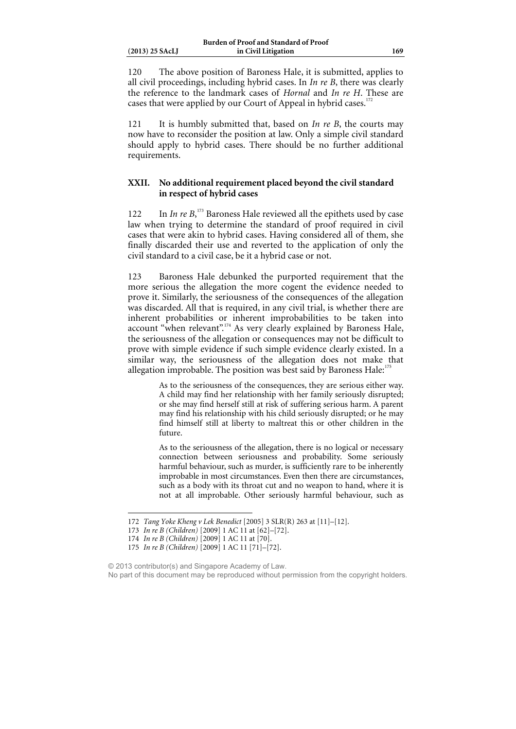120 The above position of Baroness Hale, it is submitted, applies to all civil proceedings, including hybrid cases. In *In re B*, there was clearly the reference to the landmark cases of *Hornal* and *In re H*. These are cases that were applied by our Court of Appeal in hybrid cases.[172]

121 It is humbly submitted that, based on *In re B*, the courts may now have to reconsider the position at law. Only a simple civil standard should apply to hybrid cases. There should be no further additional requirements.

## XXII. No additional requirement placed beyond the civil standard in respect of hybrid cases

122 In *In re B*,[173] Baroness Hale reviewed all the epithets used by case law when trying to determine the standard of proof required in civil cases that were akin to hybrid cases. Having considered all of them, she finally discarded their use and reverted to the application of only the civil standard to a civil case, be it a hybrid case or not.

123 Baroness Hale debunked the purported requirement that the more serious the allegation the more cogent the evidence needed to prove it. Similarly, the seriousness of the consequences of the allegation was discarded. All that is required, in any civil trial, is whether there are inherent probabilities or inherent improbabilities to be taken into account "when relevant".[174] As very clearly explained by Baroness Hale, the seriousness of the allegation or consequences may not be difficult to prove with simple evidence if such simple evidence clearly existed. In a similar way, the seriousness of the allegation does not make that allegation improbable. The position was best said by Baroness Hale:[175]

> As to the seriousness of the consequences, they are serious either way. A child may find her relationship with her family seriously disrupted; or she may find herself still at risk of suffering serious harm. A parent may find his relationship with his child seriously disrupted; or he may find himself still at liberty to maltreat this or other children in the future.
>
> As to the seriousness of the allegation, there is no logical or necessary connection between seriousness and probability. Some seriously harmful behaviour, such as murder, is sufficiently rare to be inherently improbable in most circumstances. Even then there are circumstances, such as a body with its throat cut and no weapon to hand, where it is not at all improbable. Other seriously harmful behaviour, such as

---

172 *Tang Yoke Kheng v Lek Benedict* [2005] 3 SLR(R) 263 at [11]–[12].

173 *In re B (Children)* [2009] 1 AC 11 at [62]–[72].

174 *In re B (Children)* [2009] 1 AC 11 at [70].

175 *In re B (Children)* [2009] 1 AC 11 [71]–[72].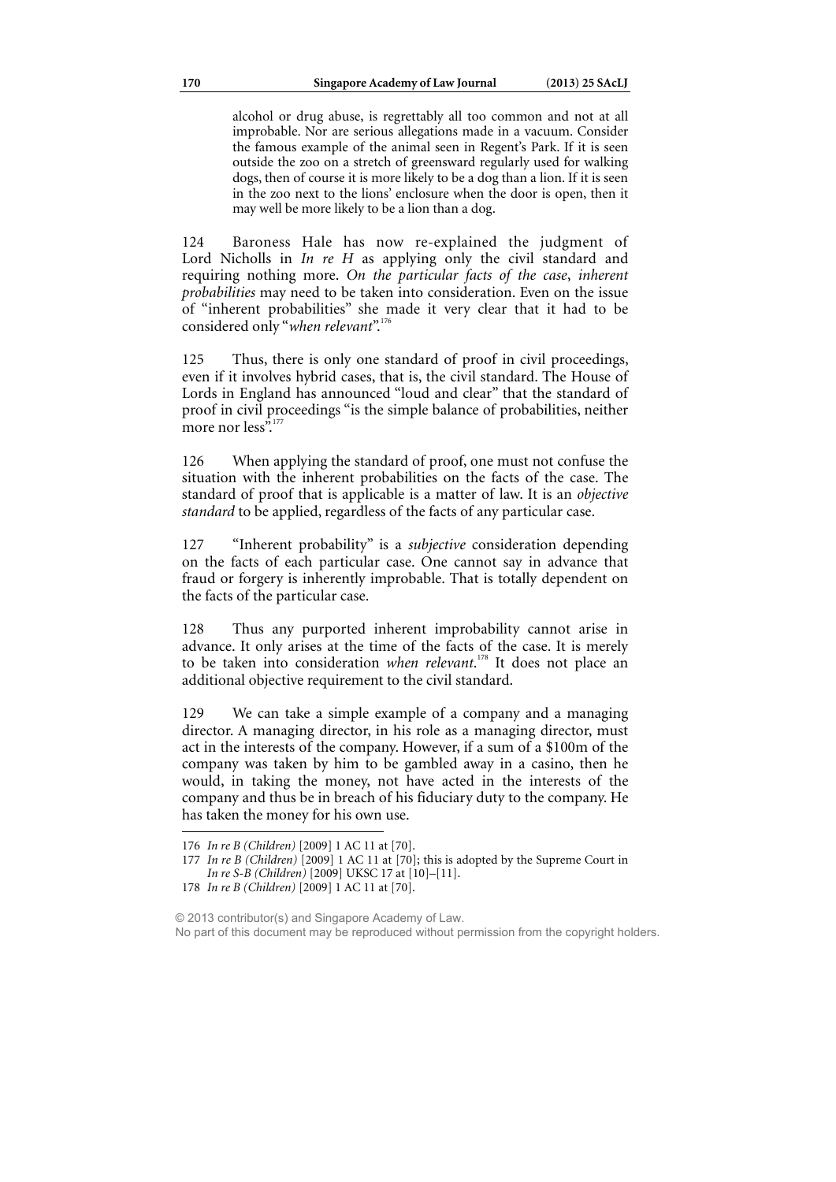> alcohol or drug abuse, is regrettably all too common and not at all improbable. Nor are serious allegations made in a vacuum. Consider the famous example of the animal seen in Regent's Park. If it is seen outside the zoo on a stretch of greensward regularly used for walking dogs, then of course it is more likely to be a dog than a lion. If it is seen in the zoo next to the lions' enclosure when the door is open, then it may well be more likely to be a lion than a dog.

124 Baroness Hale has now re-explained the judgment of Lord Nicholls in *In re H* as applying only the civil standard and requiring nothing more. *On the particular facts of the case*, *inherent probabilities* may need to be taken into consideration. Even on the issue of "inherent probabilities" she made it very clear that it had to be considered only "*when relevant*".[176]

125 Thus, there is only one standard of proof in civil proceedings, even if it involves hybrid cases, that is, the civil standard. The House of Lords in England has announced "loud and clear" that the standard of proof in civil proceedings "is the simple balance of probabilities, neither more nor less".[177]

126 When applying the standard of proof, one must not confuse the situation with the inherent probabilities on the facts of the case. The standard of proof that is applicable is a matter of law. It is an *objective standard* to be applied, regardless of the facts of any particular case.

127 "Inherent probability" is a *subjective* consideration depending on the facts of each particular case. One cannot say in advance that fraud or forgery is inherently improbable. That is totally dependent on the facts of the particular case.

128 Thus any purported inherent improbability cannot arise in advance. It only arises at the time of the facts of the case. It is merely to be taken into consideration *when relevant*.[178] It does not place an additional objective requirement to the civil standard.

129 We can take a simple example of a company and a managing director. A managing director, in his role as a managing director, must act in the interests of the company. However, if a sum of a $100m of the company was taken by him to be gambled away in a casino, then he would, in taking the money, not have acted in the interests of the company and thus be in breach of his fiduciary duty to the company. He has taken the money for his own use.

---

176 *In re B (Children)* [2009] 1 AC 11 at [70].

177 *In re B (Children)* [2009] 1 AC 11 at [70]; this is adopted by the Supreme Court in *In re S-B (Children)* [2009] UKSC 17 at [10]–[11].

178 *In re B (Children)* [2009] 1 AC 11 at [70].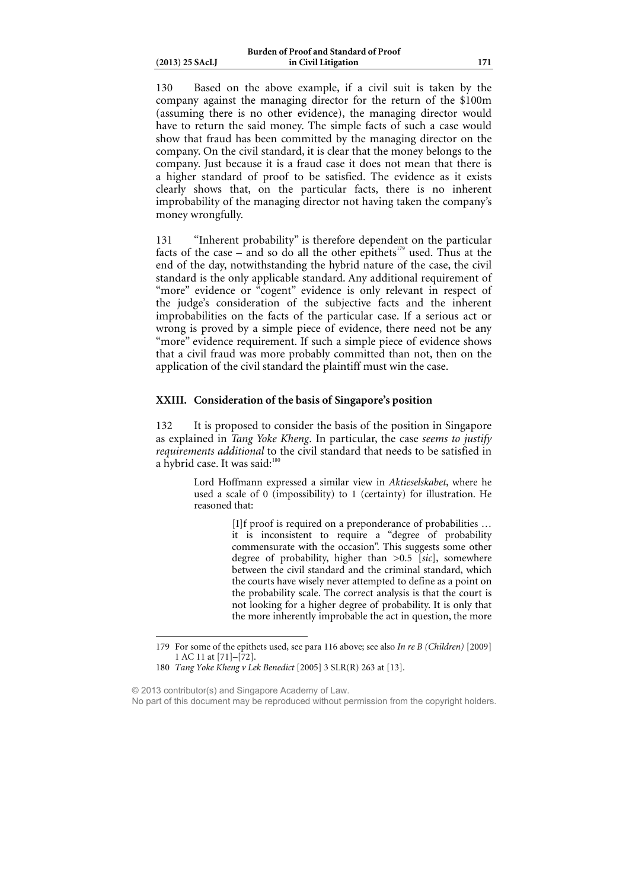130 Based on the above example, if a civil suit is taken by the company against the managing director for the return of the $100m (assuming there is no other evidence), the managing director would have to return the said money. The simple facts of such a case would show that fraud has been committed by the managing director on the company. On the civil standard, it is clear that the money belongs to the company. Just because it is a fraud case it does not mean that there is a higher standard of proof to be satisfied. The evidence as it exists clearly shows that, on the particular facts, there is no inherent improbability of the managing director not having taken the company's money wrongfully.

131 "Inherent probability" is therefore dependent on the particular facts of the case – and so do all the other epithets[179] used. Thus at the end of the day, notwithstanding the hybrid nature of the case, the civil standard is the only applicable standard. Any additional requirement of "more" evidence or "cogent" evidence is only relevant in respect of the judge's consideration of the subjective facts and the inherent improbabilities on the facts of the particular case. If a serious act or wrong is proved by a simple piece of evidence, there need not be any "more" evidence requirement. If such a simple piece of evidence shows that a civil fraud was more probably committed than not, then on the application of the civil standard the plaintiff must win the case.

## XXIII. Consideration of the basis of Singapore's position

132 It is proposed to consider the basis of the position in Singapore as explained in *Tang Yoke Kheng*. In particular, the case *seems to justify requirements additional* to the civil standard that needs to be satisfied in a hybrid case. It was said:[180]

> Lord Hoffmann expressed a similar view in *Aktieselskabet*, where he used a scale of 0 (impossibility) to 1 (certainty) for illustration. He reasoned that:
>
> > [I]f proof is required on a preponderance of probabilities … it is inconsistent to require a "degree of probability commensurate with the occasion". This suggests some other degree of probability, higher than >0.5 [*sic*], somewhere between the civil standard and the criminal standard, which the courts have wisely never attempted to define as a point on the probability scale. The correct analysis is that the court is not looking for a higher degree of probability. It is only that the more inherently improbable the act in question, the more

---

179 For some of the epithets used, see para 116 above; see also *In re B (Children)* [2009] 1 AC 11 at [71]–[72].

180 *Tang Yoke Kheng v Lek Benedict* [2005] 3 SLR(R) 263 at [13].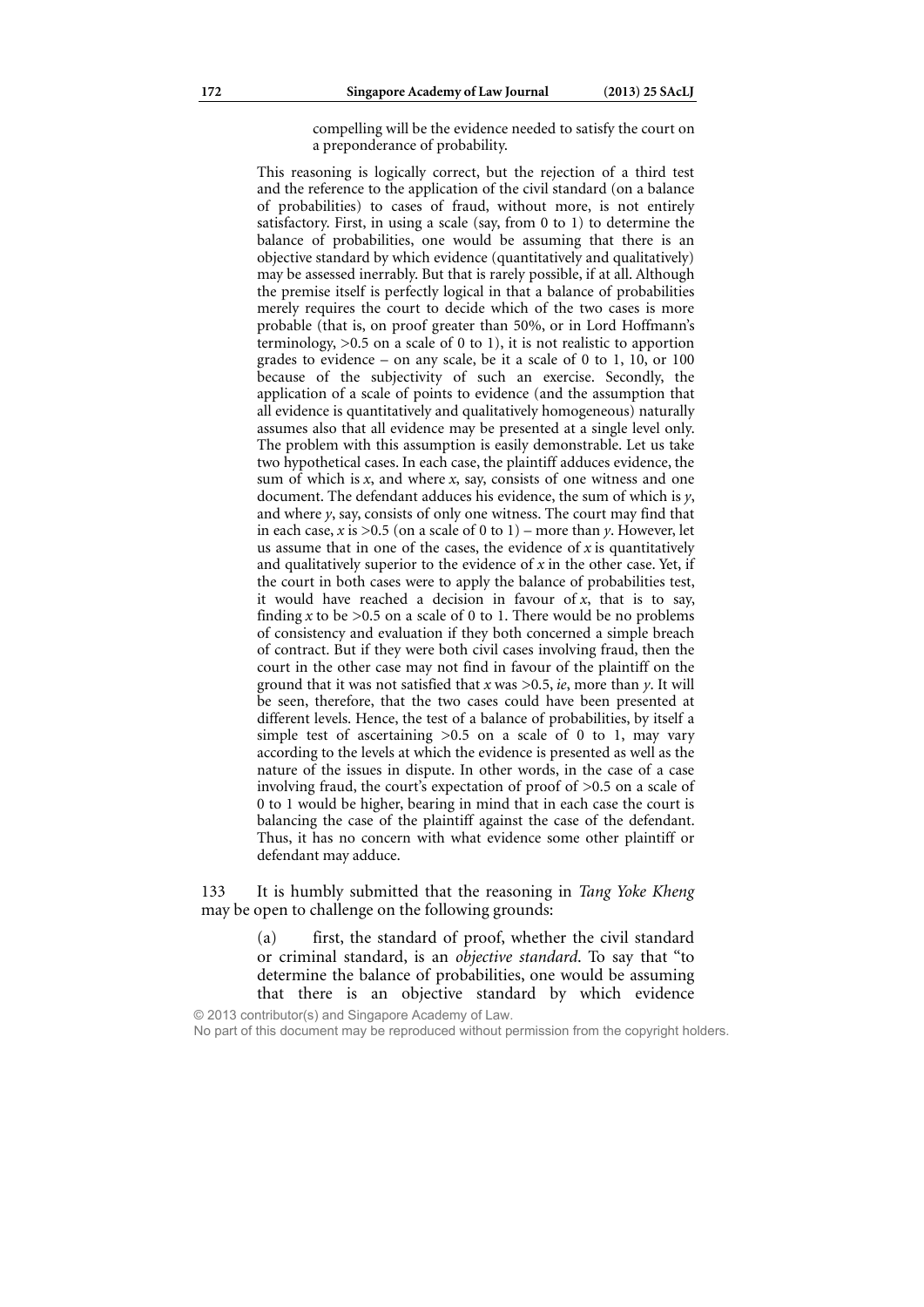> compelling will be the evidence needed to satisfy the court on a preponderance of probability.
>
> This reasoning is logically correct, but the rejection of a third test and the reference to the application of the civil standard (on a balance of probabilities) to cases of fraud, without more, is not entirely satisfactory. First, in using a scale (say, from 0 to 1) to determine the balance of probabilities, one would be assuming that there is an objective standard by which evidence (quantitatively and qualitatively) may be assessed inerrably. But that is rarely possible, if at all. Although the premise itself is perfectly logical in that a balance of probabilities merely requires the court to decide which of the two cases is more probable (that is, on proof greater than 50%, or in Lord Hoffmann's terminology, $>0.5$ on a scale of 0 to 1), it is not realistic to apportion grades to evidence – on any scale, be it a scale of 0 to 1, 10, or 100 because of the subjectivity of such an exercise. Secondly, the application of a scale of points to evidence (and the assumption that all evidence is quantitatively and qualitatively homogeneous) naturally assumes also that all evidence may be presented at a single level only. The problem with this assumption is easily demonstrable. Let us take two hypothetical cases. In each case, the plaintiff adduces evidence, the sum of which is $x$, and where $x$, say, consists of one witness and one document. The defendant adduces his evidence, the sum of which is $y$, and where $y$, say, consists of only one witness. The court may find that in each case, $x$ is $>0.5$ (on a scale of 0 to 1) – more than $y$. However, let us assume that in one of the cases, the evidence of $x$ is quantitatively and qualitatively superior to the evidence of $x$ in the other case. Yet, if the court in both cases were to apply the balance of probabilities test, it would have reached a decision in favour of $x$, that is to say, finding $x$ to be $>0.5$ on a scale of 0 to 1. There would be no problems of consistency and evaluation if they both concerned a simple breach of contract. But if they were both civil cases involving fraud, then the court in the other case may not find in favour of the plaintiff on the ground that it was not satisfied that $x$ was $>0.5$, *ie*, more than $y$. It will be seen, therefore, that the two cases could have been presented at different levels. Hence, the test of a balance of probabilities, by itself a simple test of ascertaining $>0.5$ on a scale of 0 to 1, may vary according to the levels at which the evidence is presented as well as the nature of the issues in dispute. In other words, in the case of a case involving fraud, the court's expectation of proof of $>0.5$ on a scale of 0 to 1 would be higher, bearing in mind that in each case the court is balancing the case of the plaintiff against the case of the defendant. Thus, it has no concern with what evidence some other plaintiff or defendant may adduce.

133 It is humbly submitted that the reasoning in *Tang Yoke Kheng* may be open to challenge on the following grounds:

> (a) first, the standard of proof, whether the civil standard or criminal standard, is an *objective standard*. To say that "to determine the balance of probabilities, one would be assuming that there is an objective standard by which evidence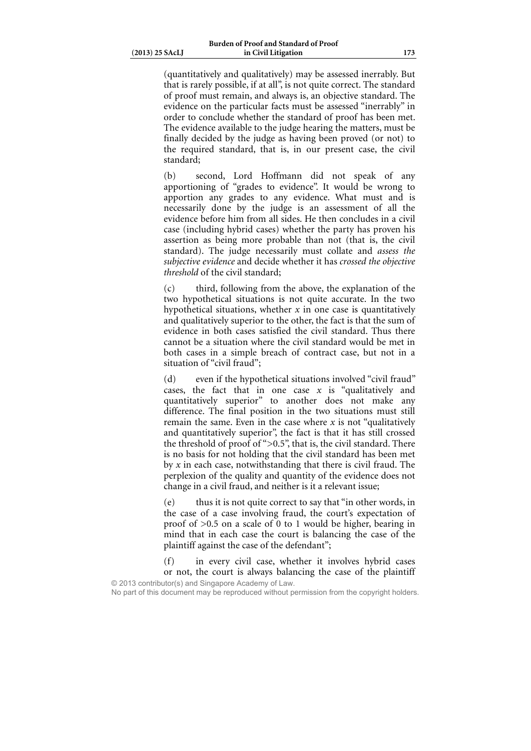(quantitatively and qualitatively) may be assessed inerrably. But that is rarely possible, if at all", is not quite correct. The standard of proof must remain, and always is, an objective standard. The evidence on the particular facts must be assessed "inerrably" in order to conclude whether the standard of proof has been met. The evidence available to the judge hearing the matters, must be finally decided by the judge as having been proved (or not) to the required standard, that is, in our present case, the civil standard;

(b) second, Lord Hoffmann did not speak of any apportioning of "grades to evidence". It would be wrong to apportion any grades to any evidence. What must and is necessarily done by the judge is an assessment of all the evidence before him from all sides. He then concludes in a civil case (including hybrid cases) whether the party has proven his assertion as being more probable than not (that is, the civil standard). The judge necessarily must collate and *assess the subjective evidence* and decide whether it has *crossed the objective threshold* of the civil standard;

(c) third, following from the above, the explanation of the two hypothetical situations is not quite accurate. In the two hypothetical situations, whether *x* in one case is quantitatively and qualitatively superior to the other, the fact is that the sum of evidence in both cases satisfied the civil standard. Thus there cannot be a situation where the civil standard would be met in both cases in a simple breach of contract case, but not in a situation of "civil fraud";

(d) even if the hypothetical situations involved "civil fraud" cases, the fact that in one case *x* is "qualitatively and quantitatively superior" to another does not make any difference. The final position in the two situations must still remain the same. Even in the case where *x* is not "qualitatively and quantitatively superior", the fact is that it has still crossed the threshold of proof of ">0.5", that is, the civil standard. There is no basis for not holding that the civil standard has been met by *x* in each case, notwithstanding that there is civil fraud. The perplexion of the quality and quantity of the evidence does not change in a civil fraud, and neither is it a relevant issue;

(e) thus it is not quite correct to say that "in other words, in the case of a case involving fraud, the court's expectation of proof of >0.5 on a scale of 0 to 1 would be higher, bearing in mind that in each case the court is balancing the case of the plaintiff against the case of the defendant";

(f) in every civil case, whether it involves hybrid cases or not, the court is always balancing the case of the plaintiff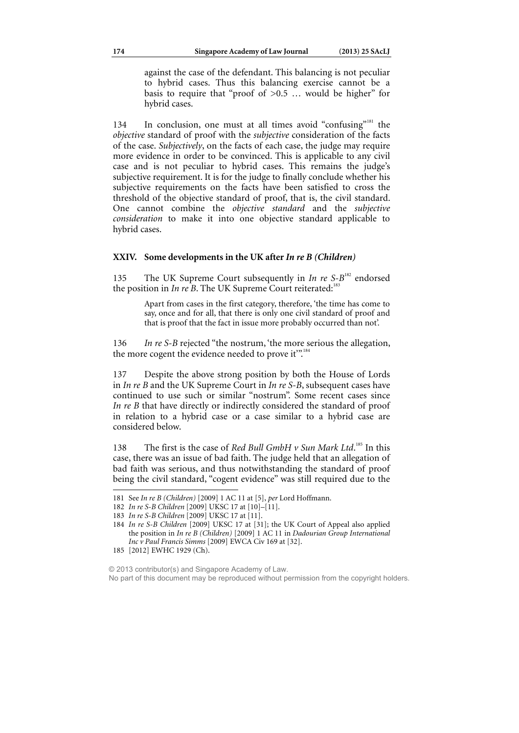against the case of the defendant. This balancing is not peculiar to hybrid cases. Thus this balancing exercise cannot be a basis to require that "proof of >0.5 … would be higher" for hybrid cases.

134 In conclusion, one must at all times avoid "confusing"[181] the *objective* standard of proof with the *subjective* consideration of the facts of the case. *Subjectively*, on the facts of each case, the judge may require more evidence in order to be convinced. This is applicable to any civil case and is not peculiar to hybrid cases. This remains the judge's subjective requirement. It is for the judge to finally conclude whether his subjective requirements on the facts have been satisfied to cross the threshold of the objective standard of proof, that is, the civil standard. One cannot combine the *objective standard* and the *subjective consideration* to make it into one objective standard applicable to hybrid cases.

## XXIV. Some developments in the UK after *In re B (Children)*

135 The UK Supreme Court subsequently in *In re S-B*[182] endorsed the position in *In re B*. The UK Supreme Court reiterated:[183]

> Apart from cases in the first category, therefore, 'the time has come to say, once and for all, that there is only one civil standard of proof and that is proof that the fact in issue more probably occurred than not'.

136 *In re S-B* rejected "the nostrum, 'the more serious the allegation, the more cogent the evidence needed to prove it'".[184]

137 Despite the above strong position by both the House of Lords in *In re B* and the UK Supreme Court in *In re S-B*, subsequent cases have continued to use such or similar "nostrum". Some recent cases since *In re B* that have directly or indirectly considered the standard of proof in relation to a hybrid case or a case similar to a hybrid case are considered below.

138 The first is the case of *Red Bull GmbH v Sun Mark Ltd*.[185] In this case, there was an issue of bad faith. The judge held that an allegation of bad faith was serious, and thus notwithstanding the standard of proof being the civil standard, "cogent evidence" was still required due to the

---

181 See *In re B (Children)* [2009] 1 AC 11 at [5], *per* Lord Hoffmann.

182 *In re S-B Children* [2009] UKSC 17 at [10]–[11].

183 *In re S-B Children* [2009] UKSC 17 at [11].

184 *In re S-B Children* [2009] UKSC 17 at [31]; the UK Court of Appeal also applied the position in *In re B (Children)* [2009] 1 AC 11 in *Dadourian Group International Inc v Paul Francis Simms* [2009] EWCA Civ 169 at [32].

185 [2012] EWHC 1929 (Ch).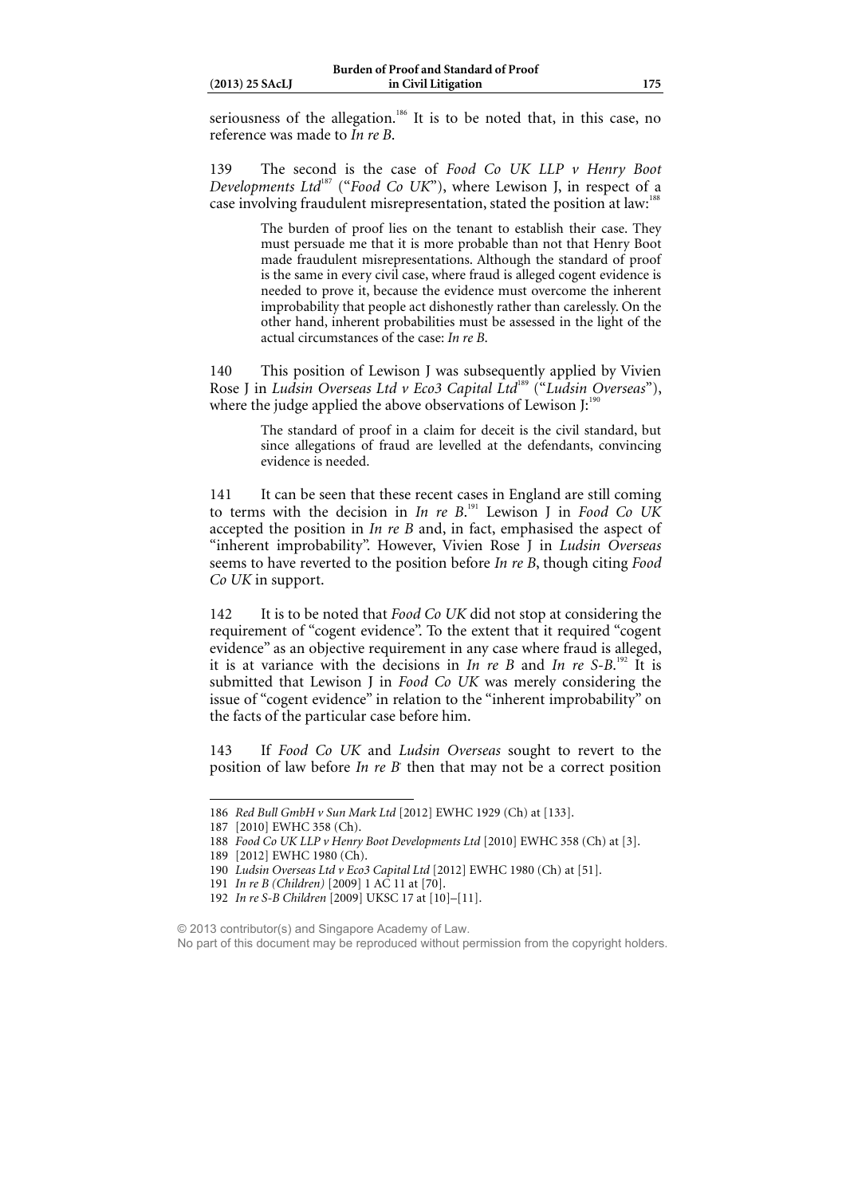seriousness of the allegation.[186] It is to be noted that, in this case, no reference was made to *In re B*.

139 The second is the case of *Food Co UK LLP v Henry Boot Developments Ltd*[187] ("*Food Co UK*"), where Lewison J, in respect of a case involving fraudulent misrepresentation, stated the position at law:[188]

> The burden of proof lies on the tenant to establish their case. They must persuade me that it is more probable than not that Henry Boot made fraudulent misrepresentations. Although the standard of proof is the same in every civil case, where fraud is alleged cogent evidence is needed to prove it, because the evidence must overcome the inherent improbability that people act dishonestly rather than carelessly. On the other hand, inherent probabilities must be assessed in the light of the actual circumstances of the case: *In re B*.

140 This position of Lewison J was subsequently applied by Vivien Rose J in *Ludsin Overseas Ltd v Eco3 Capital Ltd*[189] ("*Ludsin Overseas*"), where the judge applied the above observations of Lewison J:[190]

> The standard of proof in a claim for deceit is the civil standard, but since allegations of fraud are levelled at the defendants, convincing evidence is needed.

141 It can be seen that these recent cases in England are still coming to terms with the decision in *In re B*.[191] Lewison J in *Food Co UK* accepted the position in *In re B* and, in fact, emphasised the aspect of "inherent improbability". However, Vivien Rose J in *Ludsin Overseas* seems to have reverted to the position before *In re B*, though citing *Food Co UK* in support.

142 It is to be noted that *Food Co UK* did not stop at considering the requirement of "cogent evidence". To the extent that it required "cogent evidence" as an objective requirement in any case where fraud is alleged, it is at variance with the decisions in *In re B* and *In re S-B*.[192] It is submitted that Lewison J in *Food Co UK* was merely considering the issue of "cogent evidence" in relation to the "inherent improbability" on the facts of the particular case before him.

143 If *Food Co UK* and *Ludsin Overseas* sought to revert to the position of law before *In re B* then that may not be a correct position

---

186 *Red Bull GmbH v Sun Mark Ltd* [2012] EWHC 1929 (Ch) at [133].

187 [2010] EWHC 358 (Ch).

188 *Food Co UK LLP v Henry Boot Developments Ltd* [2010] EWHC 358 (Ch) at [3].

189 [2012] EWHC 1980 (Ch).

190 *Ludsin Overseas Ltd v Eco3 Capital Ltd* [2012] EWHC 1980 (Ch) at [51].

191 *In re B (Children)* [2009] 1 AC 11 at [70].

192 *In re S-B Children* [2009] UKSC 17 at [10]–[11].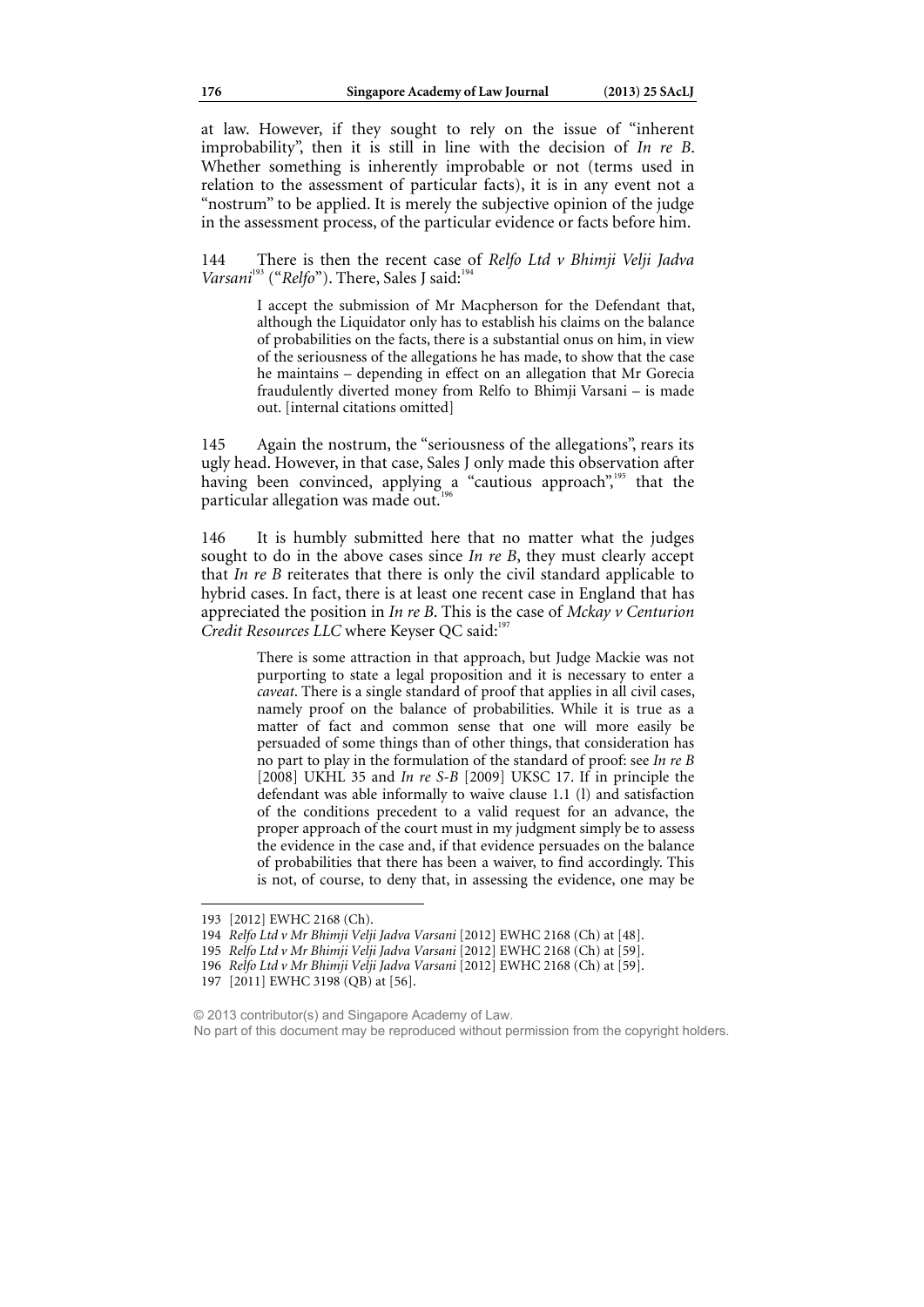at law. However, if they sought to rely on the issue of "inherent improbability", then it is still in line with the decision of *In re B*. Whether something is inherently improbable or not (terms used in relation to the assessment of particular facts), it is in any event not a "nostrum" to be applied. It is merely the subjective opinion of the judge in the assessment process, of the particular evidence or facts before him.

144 There is then the recent case of *Relfo Ltd v Bhimji Velji Jadva Varsani*[193] ("*Relfo*"). There, Sales J said:[194]

> I accept the submission of Mr Macpherson for the Defendant that, although the Liquidator only has to establish his claims on the balance of probabilities on the facts, there is a substantial onus on him, in view of the seriousness of the allegations he has made, to show that the case he maintains – depending in effect on an allegation that Mr Gorecia fraudulently diverted money from Relfo to Bhimji Varsani – is made out. [internal citations omitted]

145 Again the nostrum, the "seriousness of the allegations", rears its ugly head. However, in that case, Sales J only made this observation after having been convinced, applying a "cautious approach",[195] that the particular allegation was made out.[196]

146 It is humbly submitted here that no matter what the judges sought to do in the above cases since *In re B*, they must clearly accept that *In re B* reiterates that there is only the civil standard applicable to hybrid cases. In fact, there is at least one recent case in England that has appreciated the position in *In re B*. This is the case of *Mckay v Centurion Credit Resources LLC* where Keyser QC said:[197]

> There is some attraction in that approach, but Judge Mackie was not purporting to state a legal proposition and it is necessary to enter a *caveat*. There is a single standard of proof that applies in all civil cases, namely proof on the balance of probabilities. While it is true as a matter of fact and common sense that one will more easily be persuaded of some things than of other things, that consideration has no part to play in the formulation of the standard of proof: see *In re B* [2008] UKHL 35 and *In re S-B* [2009] UKSC 17. If in principle the defendant was able informally to waive clause 1.1 (l) and satisfaction of the conditions precedent to a valid request for an advance, the proper approach of the court must in my judgment simply be to assess the evidence in the case and, if that evidence persuades on the balance of probabilities that there has been a waiver, to find accordingly. This is not, of course, to deny that, in assessing the evidence, one may be

---

193 [2012] EWHC 2168 (Ch).

194 *Relfo Ltd v Mr Bhimji Velji Jadva Varsani* [2012] EWHC 2168 (Ch) at [48].

195 *Relfo Ltd v Mr Bhimji Velji Jadva Varsani* [2012] EWHC 2168 (Ch) at [59].

196 *Relfo Ltd v Mr Bhimji Velji Jadva Varsani* [2012] EWHC 2168 (Ch) at [59].

197 [2011] EWHC 3198 (QB) at [56].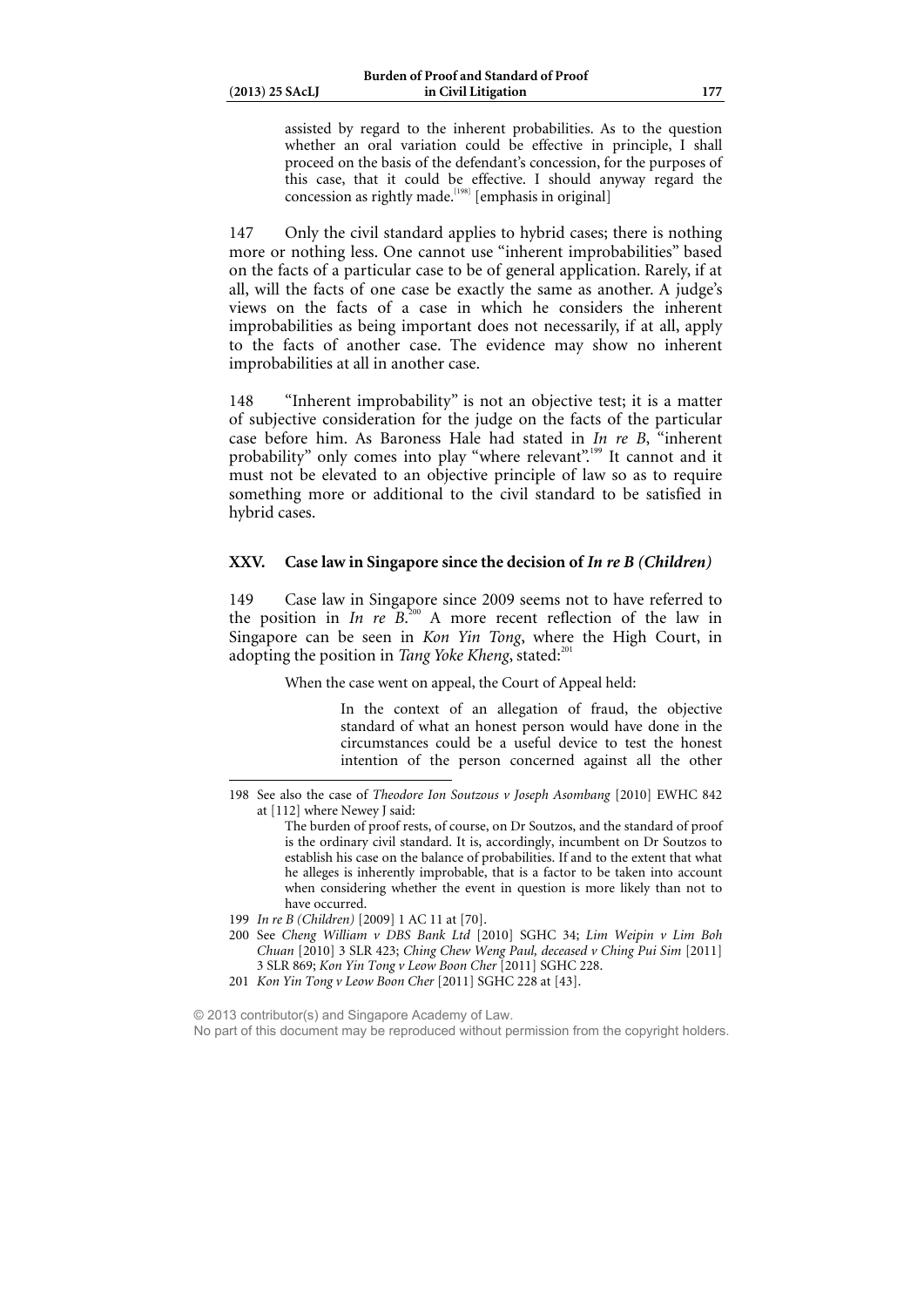assisted by regard to the inherent probabilities. As to the question whether an oral variation could be effective in principle, I shall proceed on the basis of the defendant's concession, for the purposes of this case, that it could be effective. I should anyway regard the concession as rightly made.[198] [emphasis in original]

147 Only the civil standard applies to hybrid cases; there is nothing more or nothing less. One cannot use "inherent improbabilities" based on the facts of a particular case to be of general application. Rarely, if at all, will the facts of one case be exactly the same as another. A judge's views on the facts of a case in which he considers the inherent improbabilities as being important does not necessarily, if at all, apply to the facts of another case. The evidence may show no inherent improbabilities at all in another case.

148 "Inherent improbability" is not an objective test; it is a matter of subjective consideration for the judge on the facts of the particular case before him. As Baroness Hale had stated in *In re B*, "inherent probability" only comes into play "where relevant".[199] It cannot and it must not be elevated to an objective principle of law so as to require something more or additional to the civil standard to be satisfied in hybrid cases.

## XXV. Case law in Singapore since the decision of *In re B (Children)*

149 Case law in Singapore since 2009 seems not to have referred to the position in *In re B*.[200] A more recent reflection of the law in Singapore can be seen in *Kon Yin Tong*, where the High Court, in adopting the position in *Tang Yoke Kheng*, stated:[201]

> When the case went on appeal, the Court of Appeal held:
>
> > In the context of an allegation of fraud, the objective standard of what an honest person would have done in the circumstances could be a useful device to test the honest intention of the person concerned against all the other

---

198 See also the case of *Theodore Ion Soutzous v Joseph Asombang* [2010] EWHC 842 at [112] where Newey J said:

> The burden of proof rests, of course, on Dr Soutzos, and the standard of proof is the ordinary civil standard. It is, accordingly, incumbent on Dr Soutzos to establish his case on the balance of probabilities. If and to the extent that what he alleges is inherently improbable, that is a factor to be taken into account when considering whether the event in question is more likely than not to have occurred.

199 *In re B (Children)* [2009] 1 AC 11 at [70].

200 See *Cheng William v DBS Bank Ltd* [2010] SGHC 34; *Lim Weipin v Lim Boh Chuan* [2010] 3 SLR 423; *Ching Chew Weng Paul, deceased v Ching Pui Sim* [2011] 3 SLR 869; *Kon Yin Tong v Leow Boon Cher* [2011] SGHC 228.

201 *Kon Yin Tong v Leow Boon Cher* [2011] SGHC 228 at [43].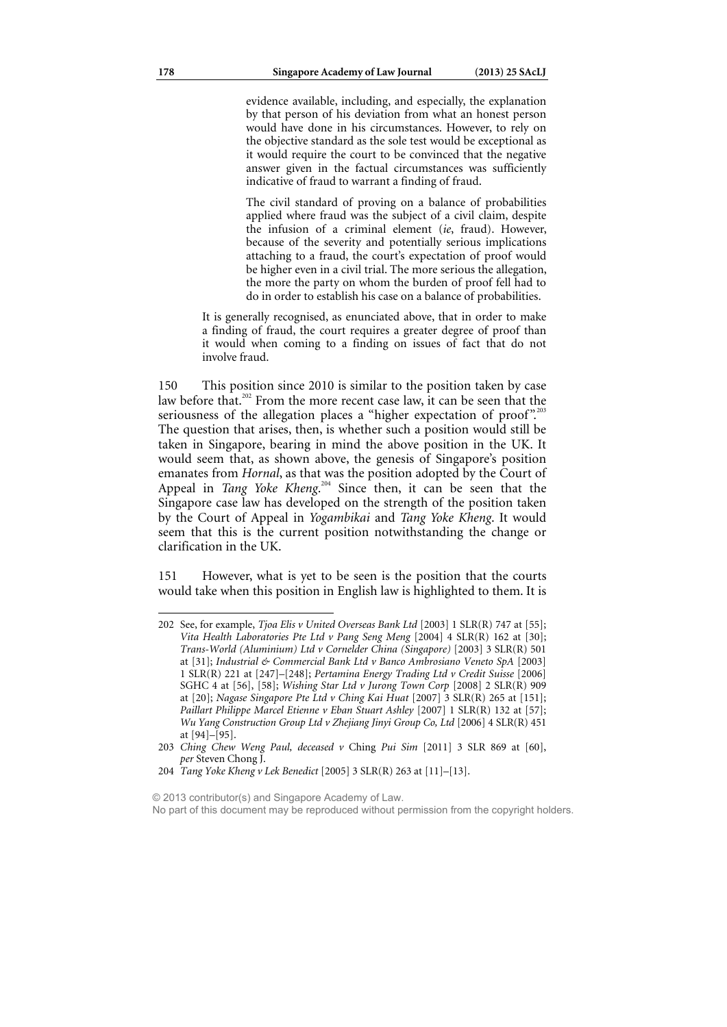> evidence available, including, and especially, the explanation by that person of his deviation from what an honest person would have done in his circumstances. However, to rely on the objective standard as the sole test would be exceptional as it would require the court to be convinced that the negative answer given in the factual circumstances was sufficiently indicative of fraud to warrant a finding of fraud.
>
> The civil standard of proving on a balance of probabilities applied where fraud was the subject of a civil claim, despite the infusion of a criminal element (*ie*, fraud). However, because of the severity and potentially serious implications attaching to a fraud, the court's expectation of proof would be higher even in a civil trial. The more serious the allegation, the more the party on whom the burden of proof fell had to do in order to establish his case on a balance of probabilities.
>
> It is generally recognised, as enunciated above, that in order to make a finding of fraud, the court requires a greater degree of proof than it would when coming to a finding on issues of fact that do not involve fraud.

150 This position since 2010 is similar to the position taken by case law before that.[202] From the more recent case law, it can be seen that the seriousness of the allegation places a "higher expectation of proof".[203] The question that arises, then, is whether such a position would still be taken in Singapore, bearing in mind the above position in the UK. It would seem that, as shown above, the genesis of Singapore's position emanates from *Hornal*, as that was the position adopted by the Court of Appeal in *Tang Yoke Kheng*.[204] Since then, it can be seen that the Singapore case law has developed on the strength of the position taken by the Court of Appeal in *Yogambikai* and *Tang Yoke Kheng*. It would seem that this is the current position notwithstanding the change or clarification in the UK.

151 However, what is yet to be seen is the position that the courts would take when this position in English law is highlighted to them. It is

---

202 See, for example, *Tjoa Elis v United Overseas Bank Ltd* [2003] 1 SLR(R) 747 at [55]; *Vita Health Laboratories Pte Ltd v Pang Seng Meng* [2004] 4 SLR(R) 162 at [30]; *Trans-World (Aluminium) Ltd v Cornelder China (Singapore)* [2003] 3 SLR(R) 501 at [31]; *Industrial & Commercial Bank Ltd v Banco Ambrosiano Veneto SpA* [2003] 1 SLR(R) 221 at [247]–[248]; *Pertamina Energy Trading Ltd v Credit Suisse* [2006] SGHC 4 at [56], [58]; *Wishing Star Ltd v Jurong Town Corp* [2008] 2 SLR(R) 909 at [20]; *Nagase Singapore Pte Ltd v Ching Kai Huat* [2007] 3 SLR(R) 265 at [151]; *Paillart Philippe Marcel Etienne v Eban Stuart Ashley* [2007] 1 SLR(R) 132 at [57]; *Wu Yang Construction Group Ltd v Zhejiang Jinyi Group Co, Ltd* [2006] 4 SLR(R) 451 at [94]–[95].

203 *Ching Chew Weng Paul, deceased v* Ching *Pui Sim* [2011] 3 SLR 869 at [60], *per* Steven Chong J.

204 *Tang Yoke Kheng v Lek Benedict* [2005] 3 SLR(R) 263 at [11]–[13].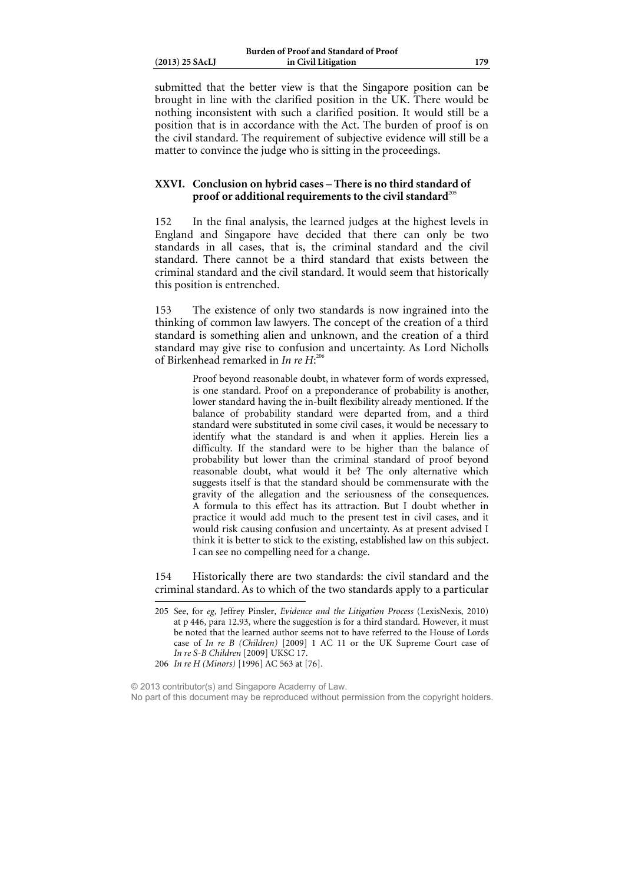submitted that the better view is that the Singapore position can be brought in line with the clarified position in the UK. There would be nothing inconsistent with such a clarified position. It would still be a position that is in accordance with the Act. The burden of proof is on the civil standard. The requirement of subjective evidence will still be a matter to convince the judge who is sitting in the proceedings.

## XXVI. Conclusion on hybrid cases – There is no third standard of proof or additional requirements to the civil standard[205]

152 In the final analysis, the learned judges at the highest levels in England and Singapore have decided that there can only be two standards in all cases, that is, the criminal standard and the civil standard. There cannot be a third standard that exists between the criminal standard and the civil standard. It would seem that historically this position is entrenched.

153 The existence of only two standards is now ingrained into the thinking of common law lawyers. The concept of the creation of a third standard is something alien and unknown, and the creation of a third standard may give rise to confusion and uncertainty. As Lord Nicholls of Birkenhead remarked in *In re H*:[206]

> Proof beyond reasonable doubt, in whatever form of words expressed, is one standard. Proof on a preponderance of probability is another, lower standard having the in-built flexibility already mentioned. If the balance of probability standard were departed from, and a third standard were substituted in some civil cases, it would be necessary to identify what the standard is and when it applies. Herein lies a difficulty. If the standard were to be higher than the balance of probability but lower than the criminal standard of proof beyond reasonable doubt, what would it be? The only alternative which suggests itself is that the standard should be commensurate with the gravity of the allegation and the seriousness of the consequences. A formula to this effect has its attraction. But I doubt whether in practice it would add much to the present test in civil cases, and it would risk causing confusion and uncertainty. As at present advised I think it is better to stick to the existing, established law on this subject. I can see no compelling need for a change.

154 Historically there are two standards: the civil standard and the criminal standard. As to which of the two standards apply to a particular

---

205 See, for *eg*, Jeffrey Pinsler, *Evidence and the Litigation Process* (LexisNexis, 2010) at p 446, para 12.93, where the suggestion is for a third standard. However, it must be noted that the learned author seems not to have referred to the House of Lords case of *In re B (Children)* [2009] 1 AC 11 or the UK Supreme Court case of *In re S-B Children* [2009] UKSC 17.

206 *In re H (Minors)* [1996] AC 563 at [76].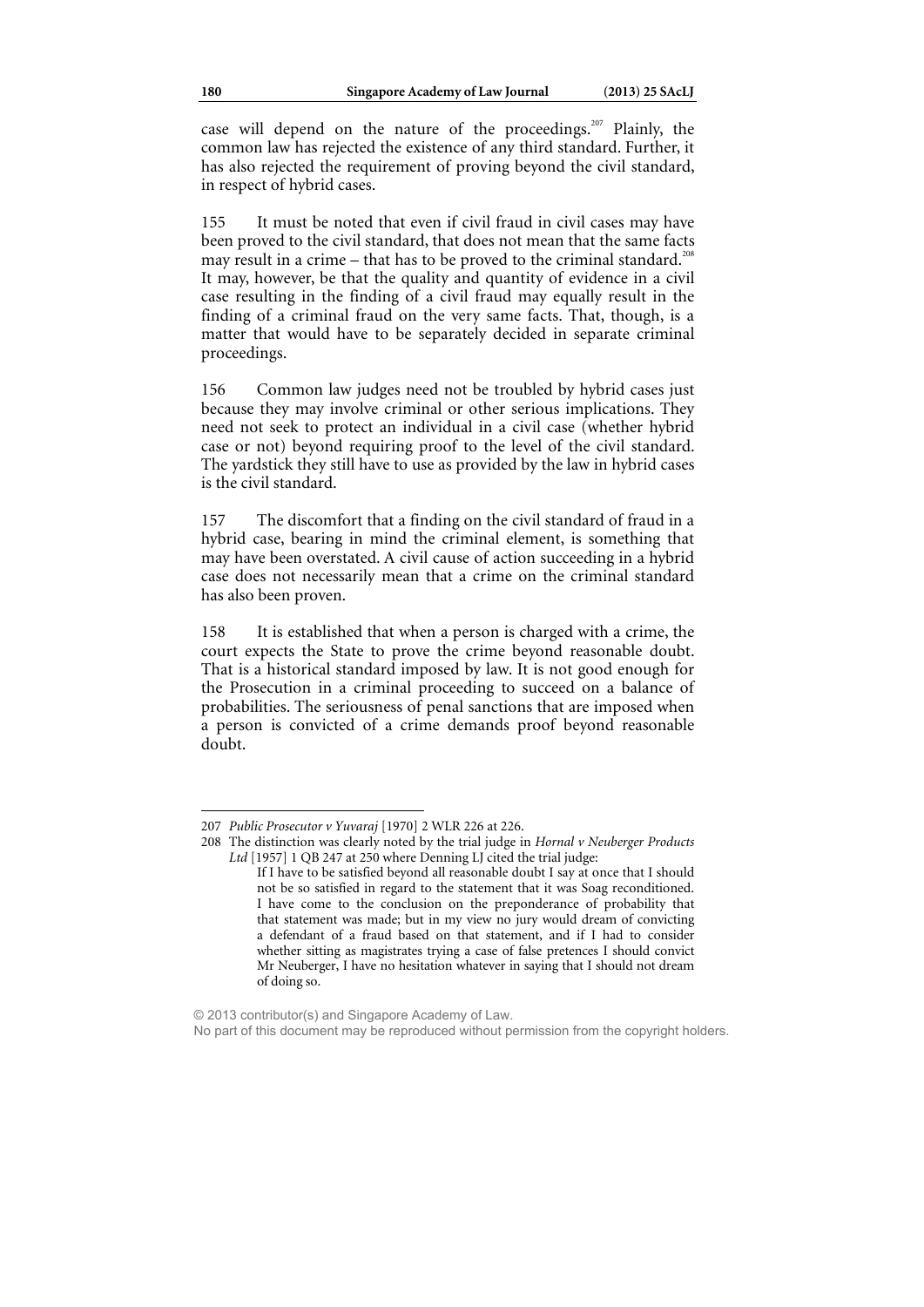case will depend on the nature of the proceedings.[207] Plainly, the common law has rejected the existence of any third standard. Further, it has also rejected the requirement of proving beyond the civil standard, in respect of hybrid cases.

155 It must be noted that even if civil fraud in civil cases may have been proved to the civil standard, that does not mean that the same facts may result in a crime – that has to be proved to the criminal standard.[208] It may, however, be that the quality and quantity of evidence in a civil case resulting in the finding of a civil fraud may equally result in the finding of a criminal fraud on the very same facts. That, though, is a matter that would have to be separately decided in separate criminal proceedings.

156 Common law judges need not be troubled by hybrid cases just because they may involve criminal or other serious implications. They need not seek to protect an individual in a civil case (whether hybrid case or not) beyond requiring proof to the level of the civil standard. The yardstick they still have to use as provided by the law in hybrid cases is the civil standard.

157 The discomfort that a finding on the civil standard of fraud in a hybrid case, bearing in mind the criminal element, is something that may have been overstated. A civil cause of action succeeding in a hybrid case does not necessarily mean that a crime on the criminal standard has also been proven.

158 It is established that when a person is charged with a crime, the court expects the State to prove the crime beyond reasonable doubt. That is a historical standard imposed by law. It is not good enough for the Prosecution in a criminal proceeding to succeed on a balance of probabilities. The seriousness of penal sanctions that are imposed when a person is convicted of a crime demands proof beyond reasonable doubt.

---

207 *Public Prosecutor v Yuvaraj* [1970] 2 WLR 226 at 226.

208 The distinction was clearly noted by the trial judge in *Hornal v Neuberger Products Ltd* [1957] 1 QB 247 at 250 where Denning LJ cited the trial judge:

> If I have to be satisfied beyond all reasonable doubt I say at once that I should not be so satisfied in regard to the statement that it was Soag reconditioned. I have come to the conclusion on the preponderance of probability that that statement was made; but in my view no jury would dream of convicting a defendant of a fraud based on that statement, and if I had to consider whether sitting as magistrates trying a case of false pretences I should convict Mr Neuberger, I have no hesitation whatever in saying that I should not dream of doing so.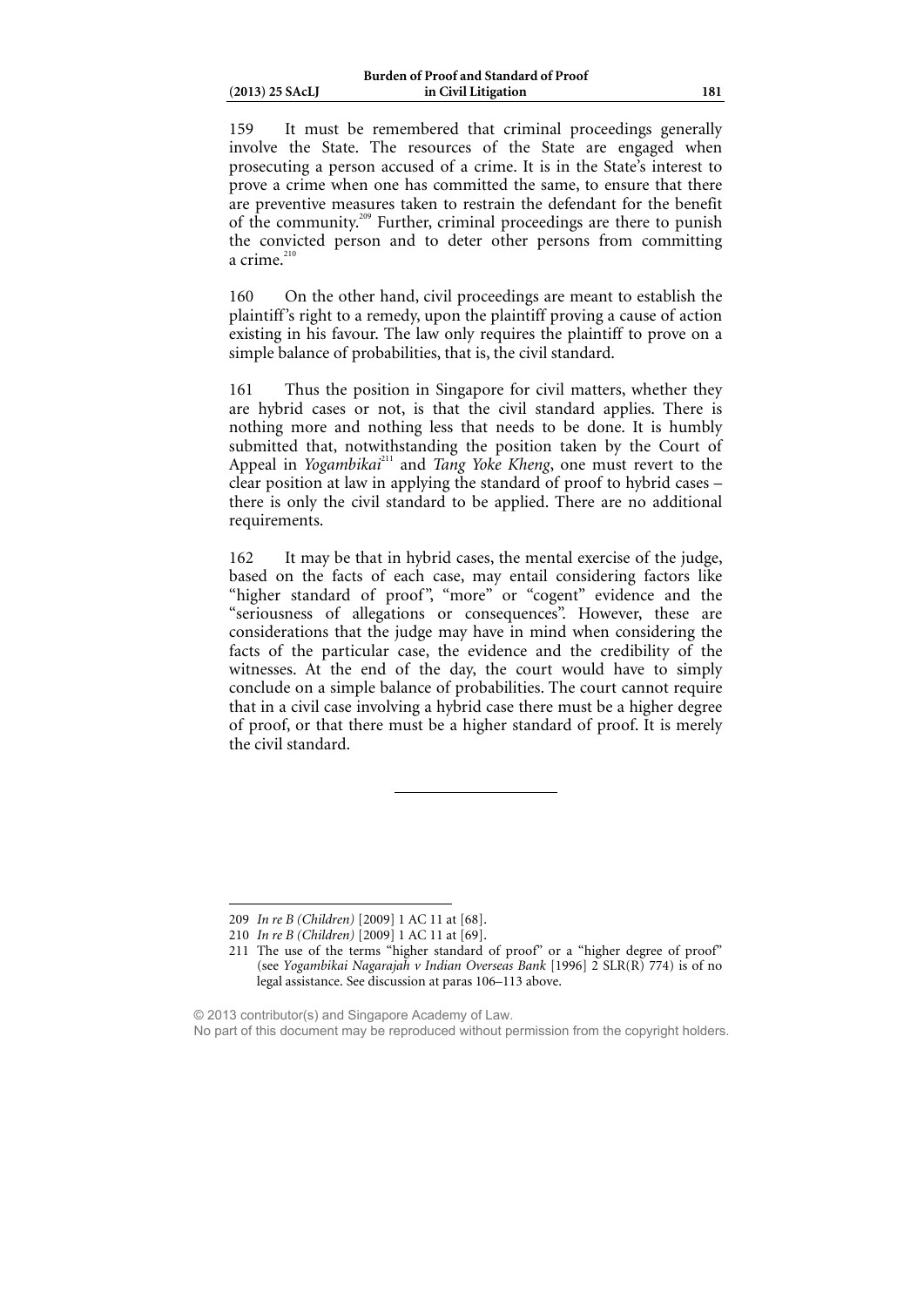159 It must be remembered that criminal proceedings generally involve the State. The resources of the State are engaged when prosecuting a person accused of a crime. It is in the State's interest to prove a crime when one has committed the same, to ensure that there are preventive measures taken to restrain the defendant for the benefit of the community.[209] Further, criminal proceedings are there to punish the convicted person and to deter other persons from committing a crime.[210]

160 On the other hand, civil proceedings are meant to establish the plaintiff's right to a remedy, upon the plaintiff proving a cause of action existing in his favour. The law only requires the plaintiff to prove on a simple balance of probabilities, that is, the civil standard.

161 Thus the position in Singapore for civil matters, whether they are hybrid cases or not, is that the civil standard applies. There is nothing more and nothing less that needs to be done. It is humbly submitted that, notwithstanding the position taken by the Court of Appeal in *Yogambikai*[211] and *Tang Yoke Kheng*, one must revert to the clear position at law in applying the standard of proof to hybrid cases – there is only the civil standard to be applied. There are no additional requirements.

162 It may be that in hybrid cases, the mental exercise of the judge, based on the facts of each case, may entail considering factors like "higher standard of proof", "more" or "cogent" evidence and the "seriousness of allegations or consequences". However, these are considerations that the judge may have in mind when considering the facts of the particular case, the evidence and the credibility of the witnesses. At the end of the day, the court would have to simply conclude on a simple balance of probabilities. The court cannot require that in a civil case involving a hybrid case there must be a higher degree of proof, or that there must be a higher standard of proof. It is merely the civil standard.

---

209 *In re B (Children)* [2009] 1 AC 11 at [68].

210 *In re B (Children)* [2009] 1 AC 11 at [69].

211 The use of the terms "higher standard of proof" or a "higher degree of proof" (see *Yogambikai Nagarajah v Indian Overseas Bank* [1996] 2 SLR(R) 774) is of no legal assistance. See discussion at paras 106–113 above.